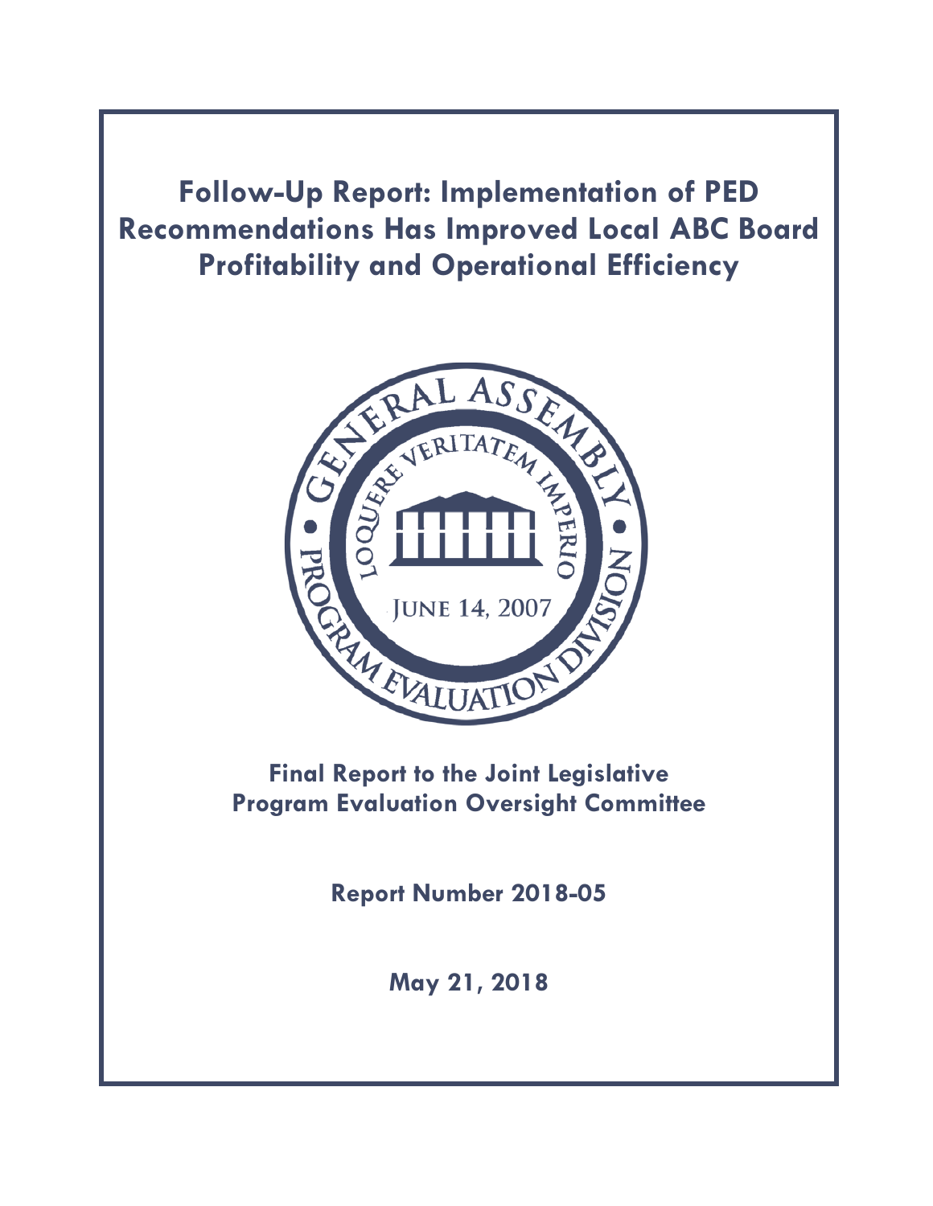# Follow-Up Report: Implementation of PED Recommendations Has Improved Local ABC Board Profitability and Operational Efficiency

**Final Report to the Joint Legislative Program Evaluation Oversight Committee**

**Report Number 2018-05**

**May 21, 2018**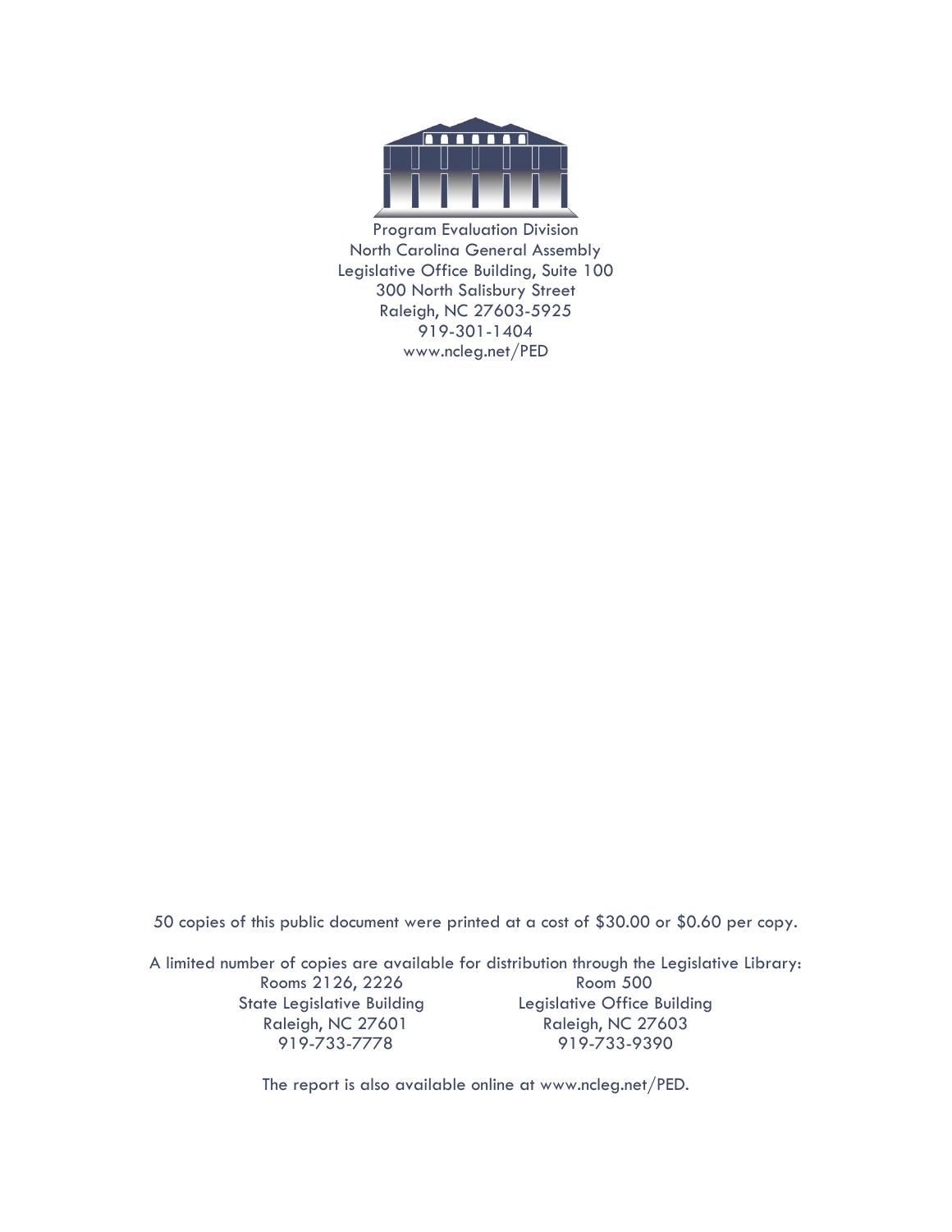Program Evaluation Division
North Carolina General Assembly
Legislative Office Building, Suite 100
300 North Salisbury Street
Raleigh, NC 27603-5925
919-301-1404
www.ncleg.net/PED

50 copies of this public document were printed at a cost of $30.00 or $0.60 per copy.

A limited number of copies are available for distribution through the Legislative Library:

| | |
|---|---|
| Rooms 2126, 2226 | Room 500 |
| State Legislative Building | Legislative Office Building |
| Raleigh, NC 27601 | Raleigh, NC 27603 |
| 919-733-7778 | 919-733-9390 |

The report is also available online at www.ncleg.net/PED.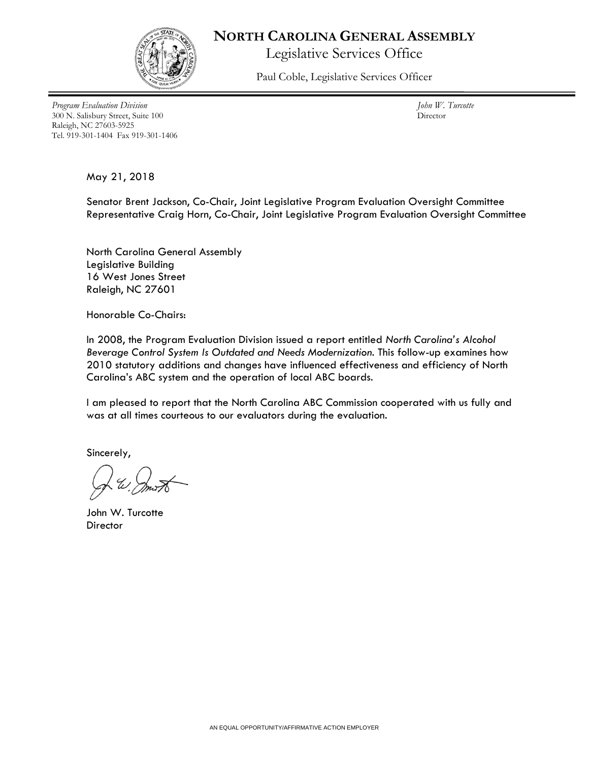# NORTH CAROLINA GENERAL ASSEMBLY

Legislative Services Office

Paul Coble, Legislative Services Officer

*Program Evaluation Division*
300 N. Salisbury Street, Suite 100
Raleigh, NC 27603-5925
Tel. 919-301-1404 Fax 919-301-1406

*John W. Turcotte*
Director

May 21, 2018

Senator Brent Jackson, Co-Chair, Joint Legislative Program Evaluation Oversight Committee
Representative Craig Horn, Co-Chair, Joint Legislative Program Evaluation Oversight Committee

North Carolina General Assembly
Legislative Building
16 West Jones Street
Raleigh, NC 27601

Honorable Co-Chairs:

In 2008, the Program Evaluation Division issued a report entitled *North Carolina's Alcohol Beverage Control System Is Outdated and Needs Modernization*. This follow-up examines how 2010 statutory additions and changes have influenced effectiveness and efficiency of North Carolina's ABC system and the operation of local ABC boards.

I am pleased to report that the North Carolina ABC Commission cooperated with us fully and was at all times courteous to our evaluators during the evaluation.

Sincerely,

John W. Turcotte
Director

AN EQUAL OPPORTUNITY/AFFIRMATIVE ACTION EMPLOYER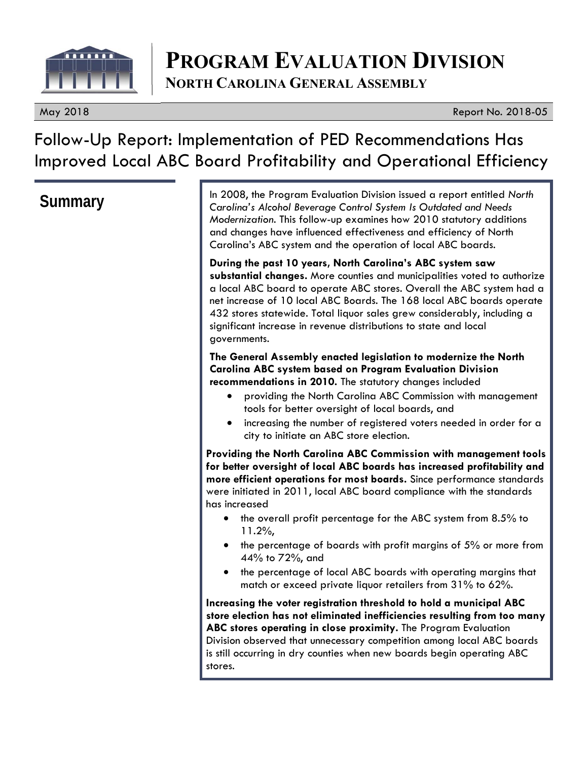# PROGRAM EVALUATION DIVISION

## NORTH CAROLINA GENERAL ASSEMBLY

May 2018 Report No. 2018-05

# Follow-Up Report: Implementation of PED Recommendations Has Improved Local ABC Board Profitability and Operational Efficiency

## Summary

In 2008, the Program Evaluation Division issued a report entitled *North Carolina's Alcohol Beverage Control System Is Outdated and Needs Modernization*. This follow-up examines how 2010 statutory additions and changes have influenced effectiveness and efficiency of North Carolina's ABC system and the operation of local ABC boards.

**During the past 10 years, North Carolina's ABC system saw substantial changes.** More counties and municipalities voted to authorize a local ABC board to operate ABC stores. Overall the ABC system had a net increase of 10 local ABC Boards. The 168 local ABC boards operate 432 stores statewide. Total liquor sales grew considerably, including a significant increase in revenue distributions to state and local governments.

**The General Assembly enacted legislation to modernize the North Carolina ABC system based on Program Evaluation Division recommendations in 2010.** The statutory changes included

- providing the North Carolina ABC Commission with management tools for better oversight of local boards, and
- increasing the number of registered voters needed in order for a city to initiate an ABC store election.

**Providing the North Carolina ABC Commission with management tools for better oversight of local ABC boards has increased profitability and more efficient operations for most boards.** Since performance standards were initiated in 2011, local ABC board compliance with the standards has increased

- the overall profit percentage for the ABC system from 8.5% to 11.2%,
- the percentage of boards with profit margins of 5% or more from 44% to 72%, and
- the percentage of local ABC boards with operating margins that match or exceed private liquor retailers from 31% to 62%.

**Increasing the voter registration threshold to hold a municipal ABC store election has not eliminated inefficiencies resulting from too many ABC stores operating in close proximity.** The Program Evaluation Division observed that unnecessary competition among local ABC boards is still occurring in dry counties when new boards begin operating ABC stores.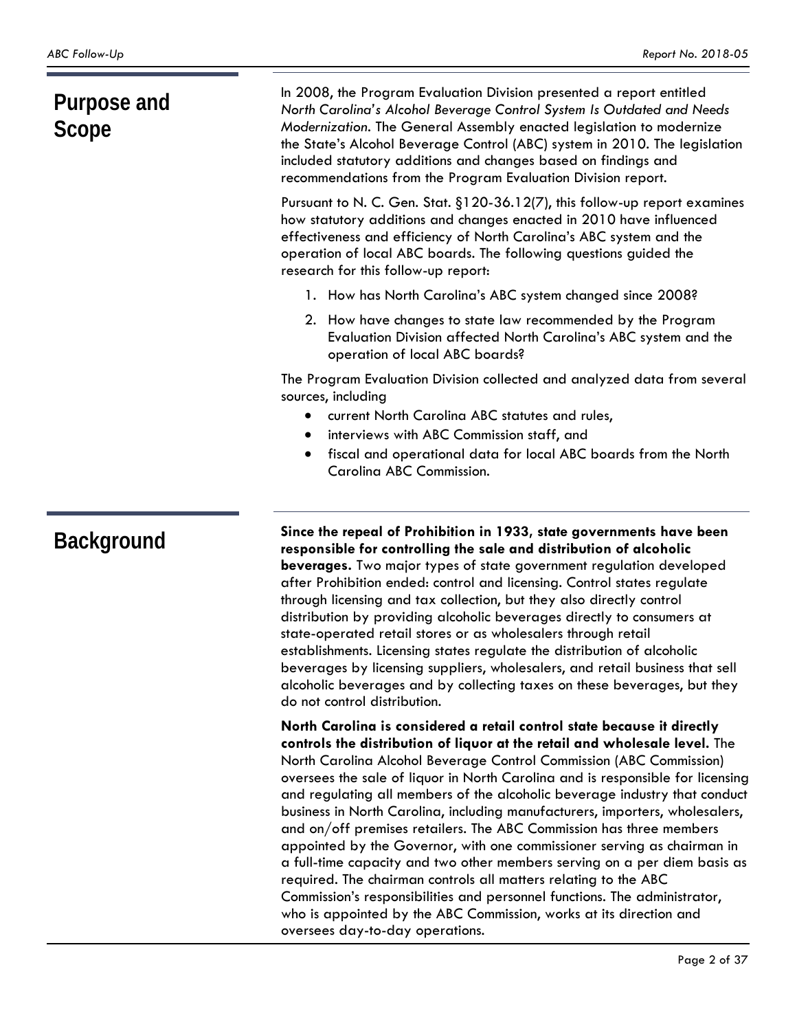## Purpose and Scope

In 2008, the Program Evaluation Division presented a report entitled *North Carolina's Alcohol Beverage Control System Is Outdated and Needs Modernization*. The General Assembly enacted legislation to modernize the State's Alcohol Beverage Control (ABC) system in 2010. The legislation included statutory additions and changes based on findings and recommendations from the Program Evaluation Division report.

Pursuant to N. C. Gen. Stat. §120-36.12(7), this follow-up report examines how statutory additions and changes enacted in 2010 have influenced effectiveness and efficiency of North Carolina's ABC system and the operation of local ABC boards. The following questions guided the research for this follow-up report:

1. How has North Carolina's ABC system changed since 2008?
2. How have changes to state law recommended by the Program Evaluation Division affected North Carolina's ABC system and the operation of local ABC boards?

The Program Evaluation Division collected and analyzed data from several sources, including

- current North Carolina ABC statutes and rules,
- interviews with ABC Commission staff, and
- fiscal and operational data for local ABC boards from the North Carolina ABC Commission.

## Background

**Since the repeal of Prohibition in 1933, state governments have been responsible for controlling the sale and distribution of alcoholic beverages.** Two major types of state government regulation developed after Prohibition ended: control and licensing. Control states regulate through licensing and tax collection, but they also directly control distribution by providing alcoholic beverages directly to consumers at state-operated retail stores or as wholesalers through retail establishments. Licensing states regulate the distribution of alcoholic beverages by licensing suppliers, wholesalers, and retail business that sell alcoholic beverages and by collecting taxes on these beverages, but they do not control distribution.

**North Carolina is considered a retail control state because it directly controls the distribution of liquor at the retail and wholesale level.** The North Carolina Alcohol Beverage Control Commission (ABC Commission) oversees the sale of liquor in North Carolina and is responsible for licensing and regulating all members of the alcoholic beverage industry that conduct business in North Carolina, including manufacturers, importers, wholesalers, and on/off premises retailers. The ABC Commission has three members appointed by the Governor, with one commissioner serving as chairman in a full-time capacity and two other members serving on a per diem basis as required. The chairman controls all matters relating to the ABC Commission's responsibilities and personnel functions. The administrator, who is appointed by the ABC Commission, works at its direction and oversees day-to-day operations.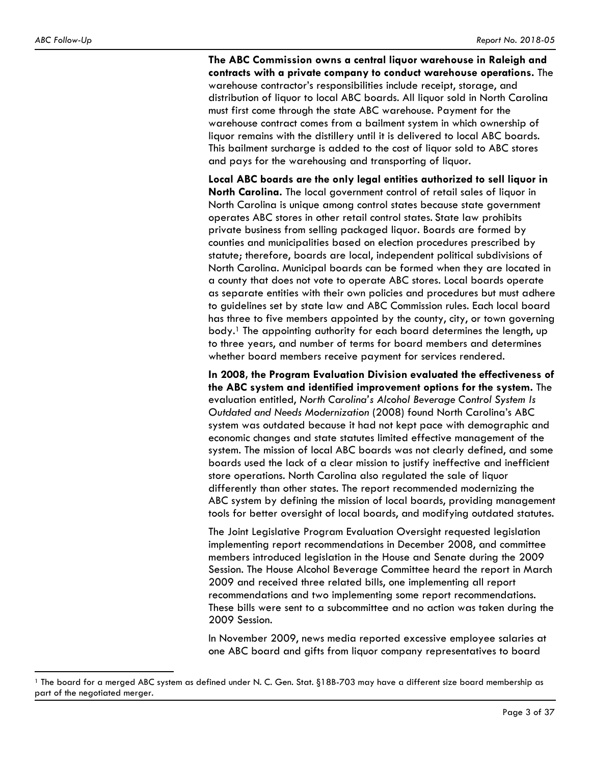**The ABC Commission owns a central liquor warehouse in Raleigh and contracts with a private company to conduct warehouse operations.** The warehouse contractor's responsibilities include receipt, storage, and distribution of liquor to local ABC boards. All liquor sold in North Carolina must first come through the state ABC warehouse. Payment for the warehouse contract comes from a bailment system in which ownership of liquor remains with the distillery until it is delivered to local ABC boards. This bailment surcharge is added to the cost of liquor sold to ABC stores and pays for the warehousing and transporting of liquor.

**Local ABC boards are the only legal entities authorized to sell liquor in North Carolina.** The local government control of retail sales of liquor in North Carolina is unique among control states because state government operates ABC stores in other retail control states. State law prohibits private business from selling packaged liquor. Boards are formed by counties and municipalities based on election procedures prescribed by statute; therefore, boards are local, independent political subdivisions of North Carolina. Municipal boards can be formed when they are located in a county that does not vote to operate ABC stores. Local boards operate as separate entities with their own policies and procedures but must adhere to guidelines set by state law and ABC Commission rules. Each local board has three to five members appointed by the county, city, or town governing body.[1] The appointing authority for each board determines the length, up to three years, and number of terms for board members and determines whether board members receive payment for services rendered.

**In 2008, the Program Evaluation Division evaluated the effectiveness of the ABC system and identified improvement options for the system.** The evaluation entitled, *North Carolina's Alcohol Beverage Control System Is Outdated and Needs Modernization* (2008) found North Carolina's ABC system was outdated because it had not kept pace with demographic and economic changes and state statutes limited effective management of the system. The mission of local ABC boards was not clearly defined, and some boards used the lack of a clear mission to justify ineffective and inefficient store operations. North Carolina also regulated the sale of liquor differently than other states. The report recommended modernizing the ABC system by defining the mission of local boards, providing management tools for better oversight of local boards, and modifying outdated statutes.

The Joint Legislative Program Evaluation Oversight requested legislation implementing report recommendations in December 2008, and committee members introduced legislation in the House and Senate during the 2009 Session. The House Alcohol Beverage Committee heard the report in March 2009 and received three related bills, one implementing all report recommendations and two implementing some report recommendations. These bills were sent to a subcommittee and no action was taken during the 2009 Session.

In November 2009, news media reported excessive employee salaries at one ABC board and gifts from liquor company representatives to board

[1] The board for a merged ABC system as defined under N. C. Gen. Stat. §18B-703 may have a different size board membership as part of the negotiated merger.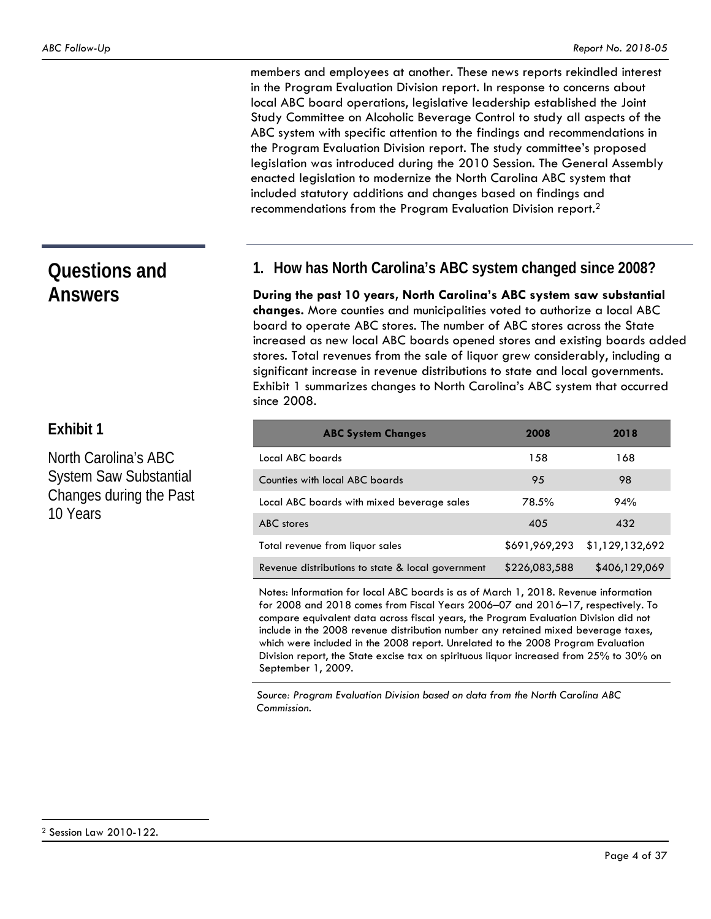members and employees at another. These news reports rekindled interest in the Program Evaluation Division report. In response to concerns about local ABC board operations, legislative leadership established the Joint Study Committee on Alcoholic Beverage Control to study all aspects of the ABC system with specific attention to the findings and recommendations in the Program Evaluation Division report. The study committee's proposed legislation was introduced during the 2010 Session. The General Assembly enacted legislation to modernize the North Carolina ABC system that included statutory additions and changes based on findings and recommendations from the Program Evaluation Division report.[2]

## Questions and Answers

### 1. How has North Carolina's ABC system changed since 2008?

**During the past 10 years, North Carolina's ABC system saw substantial changes.** More counties and municipalities voted to authorize a local ABC board to operate ABC stores. The number of ABC stores across the State increased as new local ABC boards opened stores and existing boards added stores. Total revenues from the sale of liquor grew considerably, including a significant increase in revenue distributions to state and local governments. Exhibit 1 summarizes changes to North Carolina's ABC system that occurred since 2008.

**Exhibit 1**

North Carolina's ABC System Saw Substantial Changes during the Past 10 Years

| ABC System Changes | 2008 | 2018 |
|---|---|---|
| Local ABC boards | 158 | 168 |
| Counties with local ABC boards | 95 | 98 |
| Local ABC boards with mixed beverage sales | 78.5% | 94% |
| ABC stores | 405 | 432 |
| Total revenue from liquor sales | $691,969,293 | $1,129,132,692 |
| Revenue distributions to state & local government | $226,083,588 | $406,129,069 |

Notes: Information for local ABC boards is as of March 1, 2018. Revenue information for 2008 and 2018 comes from Fiscal Years 2006–07 and 2016–17, respectively. To compare equivalent data across fiscal years, the Program Evaluation Division did not include in the 2008 revenue distribution number any retained mixed beverage taxes, which were included in the 2008 report. Unrelated to the 2008 Program Evaluation Division report, the State excise tax on spirituous liquor increased from 25% to 30% on September 1, 2009.

*Source: Program Evaluation Division based on data from the North Carolina ABC Commission.*

[2] Session Law 2010-122.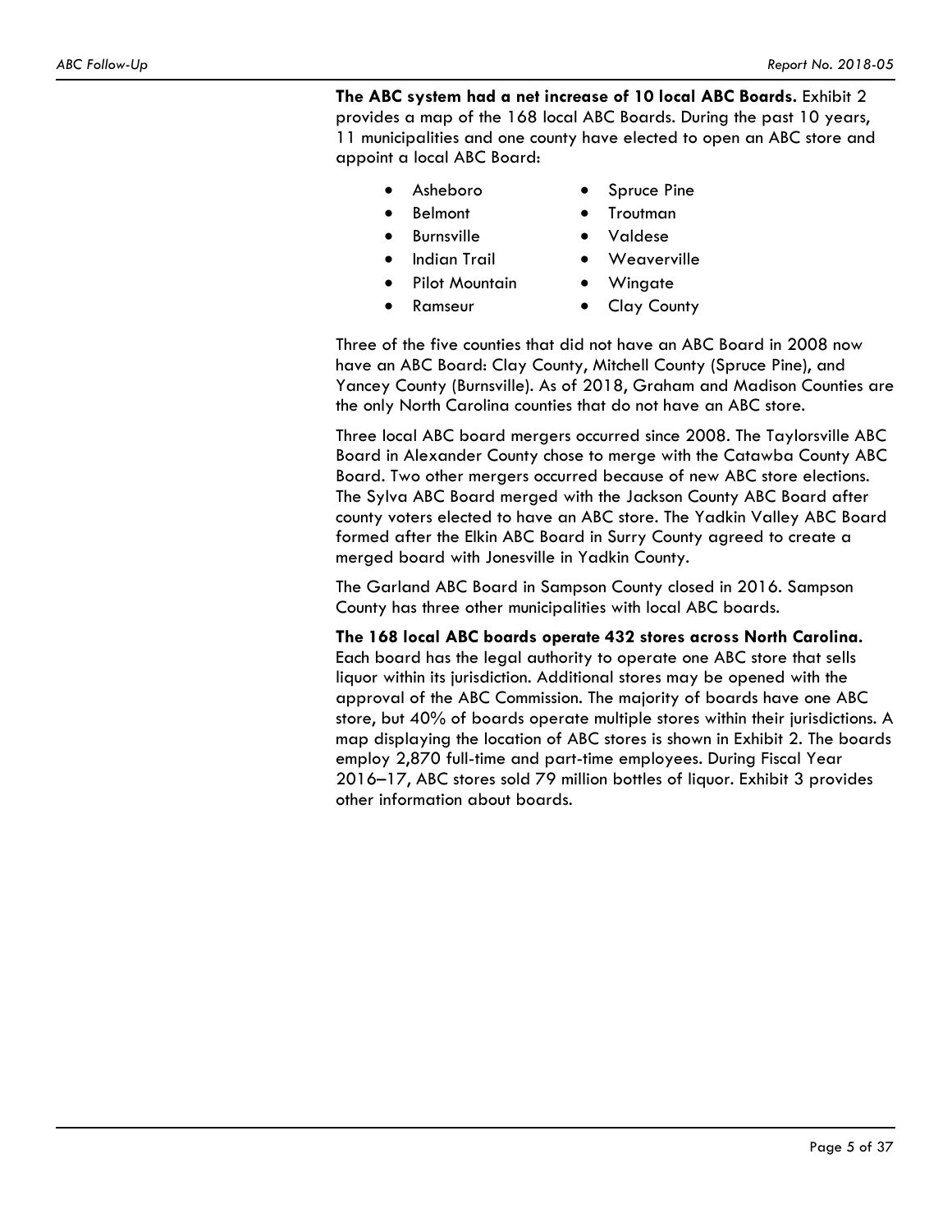**The ABC system had a net increase of 10 local ABC Boards.** Exhibit 2 provides a map of the 168 local ABC Boards. During the past 10 years, 11 municipalities and one county have elected to open an ABC store and appoint a local ABC Board:

- Asheboro
- Belmont
- Burnsville
- Indian Trail
- Pilot Mountain
- Ramseur
- Spruce Pine
- Troutman
- Valdese
- Weaverville
- Wingate
- Clay County

Three of the five counties that did not have an ABC Board in 2008 now have an ABC Board: Clay County, Mitchell County (Spruce Pine), and Yancey County (Burnsville). As of 2018, Graham and Madison Counties are the only North Carolina counties that do not have an ABC store.

Three local ABC board mergers occurred since 2008. The Taylorsville ABC Board in Alexander County chose to merge with the Catawba County ABC Board. Two other mergers occurred because of new ABC store elections. The Sylva ABC Board merged with the Jackson County ABC Board after county voters elected to have an ABC store. The Yadkin Valley ABC Board formed after the Elkin ABC Board in Surry County agreed to create a merged board with Jonesville in Yadkin County.

The Garland ABC Board in Sampson County closed in 2016. Sampson County has three other municipalities with local ABC boards.

**The 168 local ABC boards operate 432 stores across North Carolina.** Each board has the legal authority to operate one ABC store that sells liquor within its jurisdiction. Additional stores may be opened with the approval of the ABC Commission. The majority of boards have one ABC store, but 40% of boards operate multiple stores within their jurisdictions. A map displaying the location of ABC stores is shown in Exhibit 2. The boards employ 2,870 full-time and part-time employees. During Fiscal Year 2016–17, ABC stores sold 79 million bottles of liquor. Exhibit 3 provides other information about boards.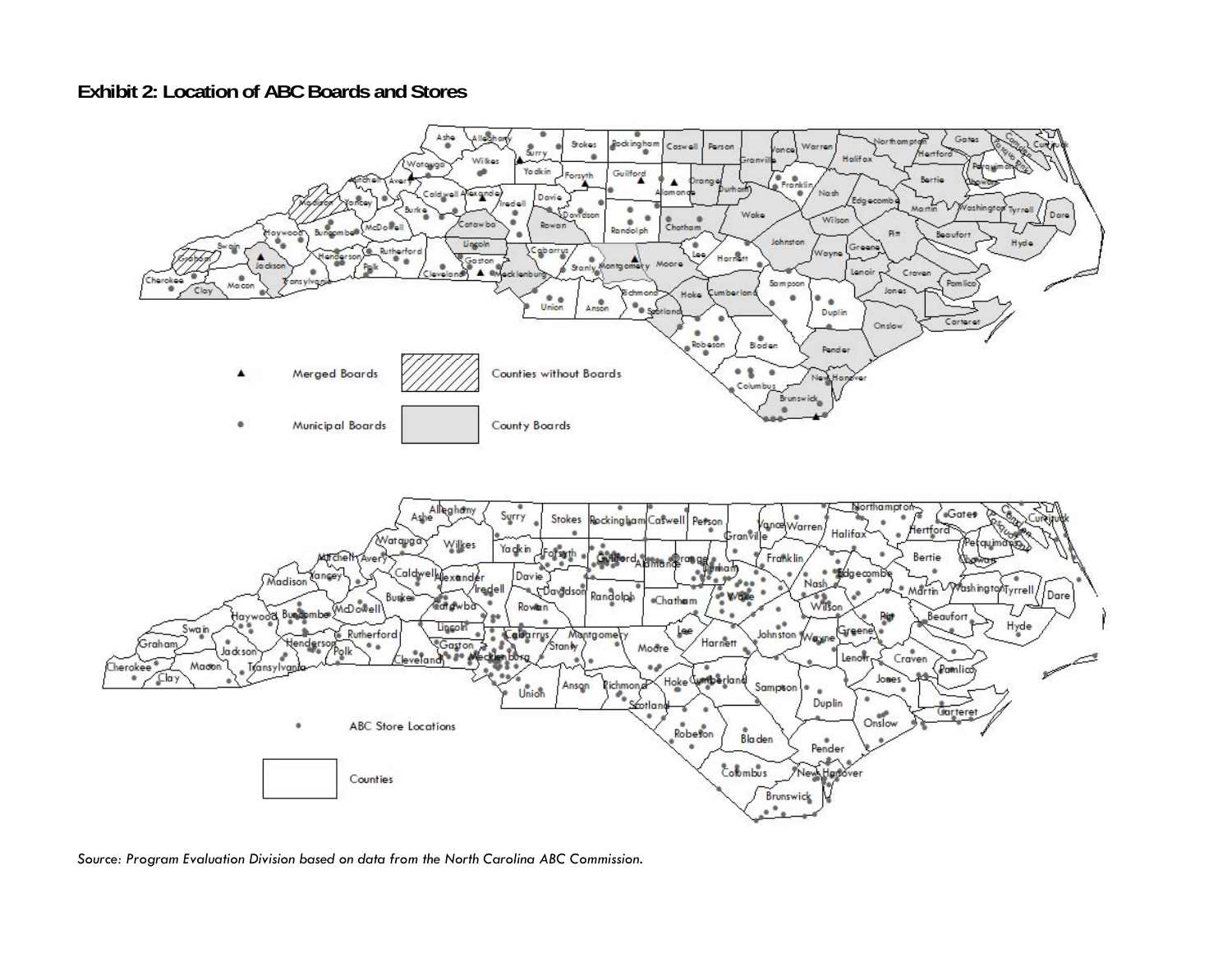**Exhibit 2: Location of ABC Boards and Stores**

*Source: Program Evaluation Division based on data from the North Carolina ABC Commission.*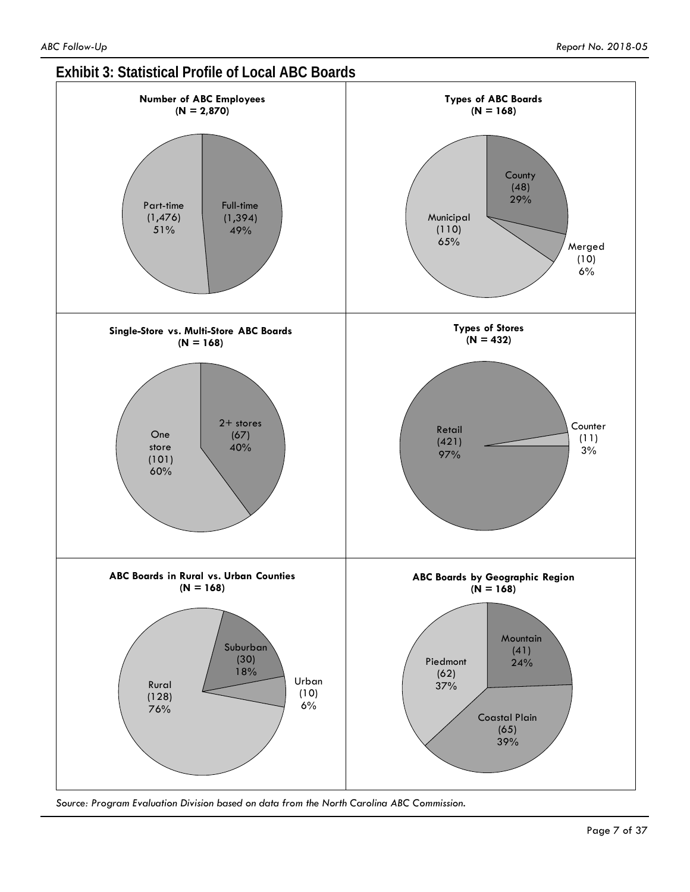## Exhibit 3: Statistical Profile of Local ABC Boards

**Number of ABC Employees (N = 2,870)**

| Category | Count | Percent |
|---|---|---|
| Full-time | 1,394 | 49% |
| Part-time | 1,476 | 51% |

**Types of ABC Boards (N = 168)**

| Category | Count | Percent |
|---|---|---|
| County | 48 | 29% |
| Merged | 10 | 6% |
| Municipal | 110 | 65% |

**Single-Store vs. Multi-Store ABC Boards (N = 168)**

| Category | Count | Percent |
|---|---|---|
| 2+ stores | 67 | 40% |
| One store | 101 | 60% |

**Types of Stores (N = 432)**

| Category | Count | Percent |
|---|---|---|
| Retail | 421 | 97% |
| Counter | 11 | 3% |

**ABC Boards in Rural vs. Urban Counties (N = 168)**

| Category | Count | Percent |
|---|---|---|
| Suburban | 30 | 18% |
| Urban | 10 | 6% |
| Rural | 128 | 76% |

**ABC Boards by Geographic Region (N = 168)**

| Category | Count | Percent |
|---|---|---|
| Mountain | 41 | 24% |
| Coastal Plain | 65 | 39% |
| Piedmont | 62 | 37% |

*Source: Program Evaluation Division based on data from the North Carolina ABC Commission.*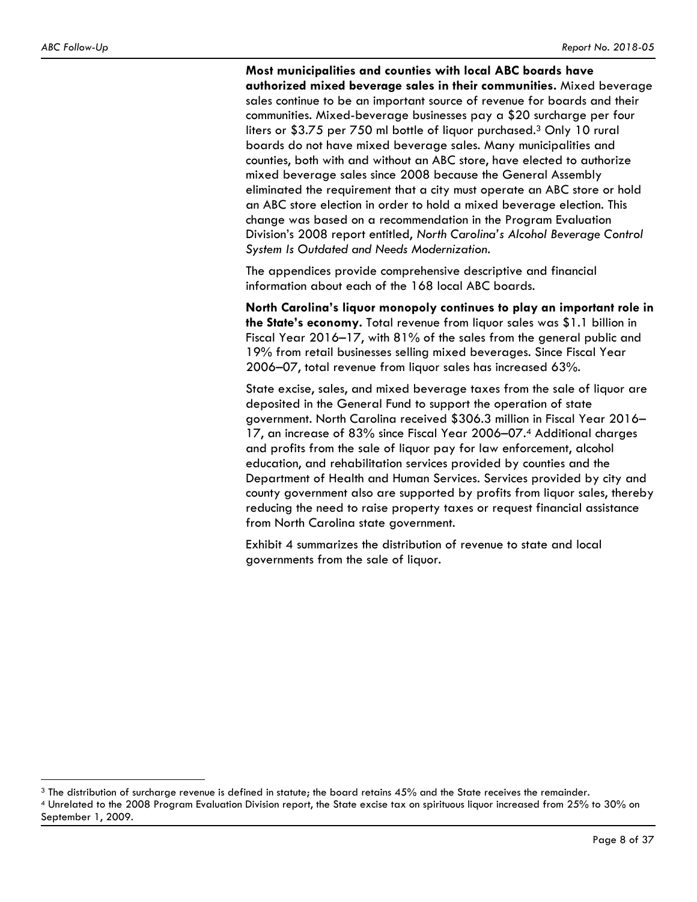**Most municipalities and counties with local ABC boards have authorized mixed beverage sales in their communities.** Mixed beverage sales continue to be an important source of revenue for boards and their communities. Mixed-beverage businesses pay a $20 surcharge per four liters or $3.75 per 750 ml bottle of liquor purchased.[3] Only 10 rural boards do not have mixed beverage sales. Many municipalities and counties, both with and without an ABC store, have elected to authorize mixed beverage sales since 2008 because the General Assembly eliminated the requirement that a city must operate an ABC store or hold an ABC store election in order to hold a mixed beverage election. This change was based on a recommendation in the Program Evaluation Division's 2008 report entitled, *North Carolina's Alcohol Beverage Control System Is Outdated and Needs Modernization*.

The appendices provide comprehensive descriptive and financial information about each of the 168 local ABC boards.

**North Carolina's liquor monopoly continues to play an important role in the State's economy.** Total revenue from liquor sales was $1.1 billion in Fiscal Year 2016–17, with 81% of the sales from the general public and 19% from retail businesses selling mixed beverages. Since Fiscal Year 2006–07, total revenue from liquor sales has increased 63%.

State excise, sales, and mixed beverage taxes from the sale of liquor are deposited in the General Fund to support the operation of state government. North Carolina received $306.3 million in Fiscal Year 2016–17, an increase of 83% since Fiscal Year 2006–07.[4] Additional charges and profits from the sale of liquor pay for law enforcement, alcohol education, and rehabilitation services provided by counties and the Department of Health and Human Services. Services provided by city and county government also are supported by profits from liquor sales, thereby reducing the need to raise property taxes or request financial assistance from North Carolina state government.

Exhibit 4 summarizes the distribution of revenue to state and local governments from the sale of liquor.

---

[3] The distribution of surcharge revenue is defined in statute; the board retains 45% and the State receives the remainder.

[4] Unrelated to the 2008 Program Evaluation Division report, the State excise tax on spirituous liquor increased from 25% to 30% on September 1, 2009.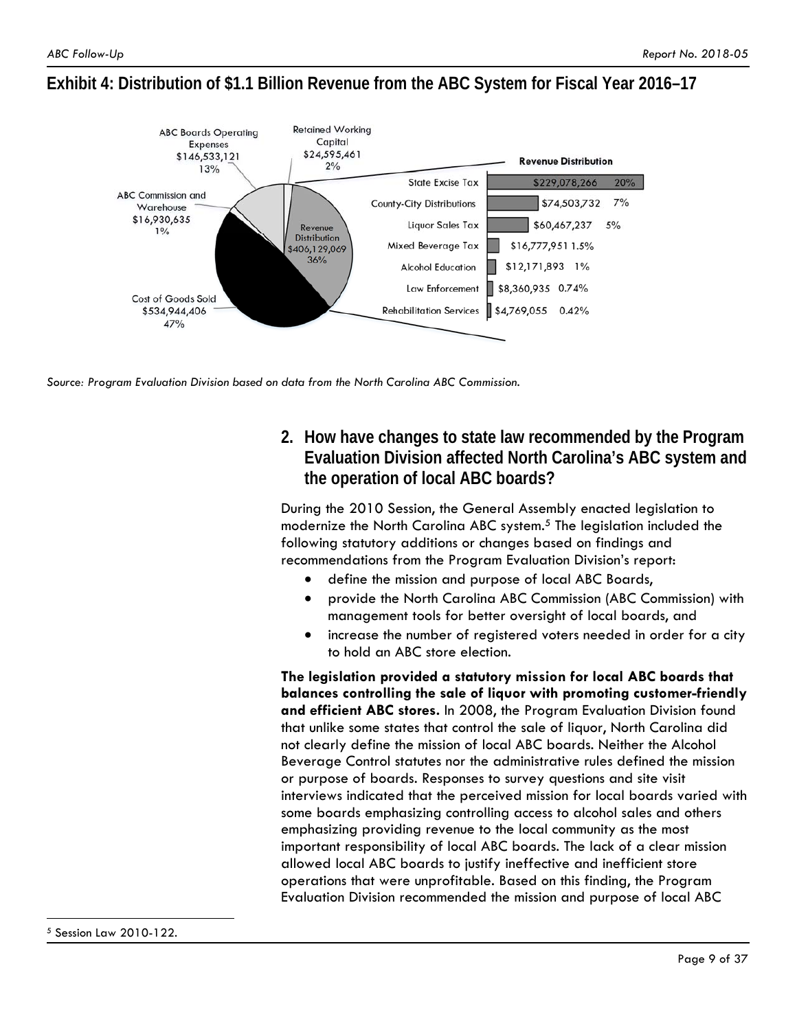## Exhibit 4: Distribution of $1.1 Billion Revenue from the ABC System for Fiscal Year 2016–17

| Category | Amount | Percent |
|---|---|---|
| Cost of Goods Sold | $534,944,406 | 47% |
| Revenue Distribution | $406,129,069 | 36% |
| ABC Boards Operating Expenses | $146,533,121 | 13% |
| Retained Working Capital | $24,595,461 | 2% |
| ABC Commission and Warehouse | $16,930,635 | 1% |

**Revenue Distribution**

| Category | Amount | Percent |
|---|---|---|
| State Excise Tax | $229,078,266 | 20% |
| County-City Distributions | $74,503,732 | 7% |
| Liquor Sales Tax | $60,467,237 | 5% |
| Mixed Beverage Tax | $16,777,951 | 1.5% |
| Alcohol Education | $12,171,893 | 1% |
| Law Enforcement | $8,360,935 | 0.74% |
| Rehabilitation Services | $4,769,055 | 0.42% |

*Source: Program Evaluation Division based on data from the North Carolina ABC Commission.*

### 2. How have changes to state law recommended by the Program Evaluation Division affected North Carolina's ABC system and the operation of local ABC boards?

During the 2010 Session, the General Assembly enacted legislation to modernize the North Carolina ABC system.[5] The legislation included the following statutory additions or changes based on findings and recommendations from the Program Evaluation Division's report:

- define the mission and purpose of local ABC Boards,
- provide the North Carolina ABC Commission (ABC Commission) with management tools for better oversight of local boards, and
- increase the number of registered voters needed in order for a city to hold an ABC store election.

**The legislation provided a statutory mission for local ABC boards that balances controlling the sale of liquor with promoting customer-friendly and efficient ABC stores.** In 2008, the Program Evaluation Division found that unlike some states that control the sale of liquor, North Carolina did not clearly define the mission of local ABC boards. Neither the Alcohol Beverage Control statutes nor the administrative rules defined the mission or purpose of boards. Responses to survey questions and site visit interviews indicated that the perceived mission for local boards varied with some boards emphasizing controlling access to alcohol sales and others emphasizing providing revenue to the local community as the most important responsibility of local ABC boards. The lack of a clear mission allowed local ABC boards to justify ineffective and inefficient store operations that were unprofitable. Based on this finding, the Program Evaluation Division recommended the mission and purpose of local ABC

[5] Session Law 2010-122.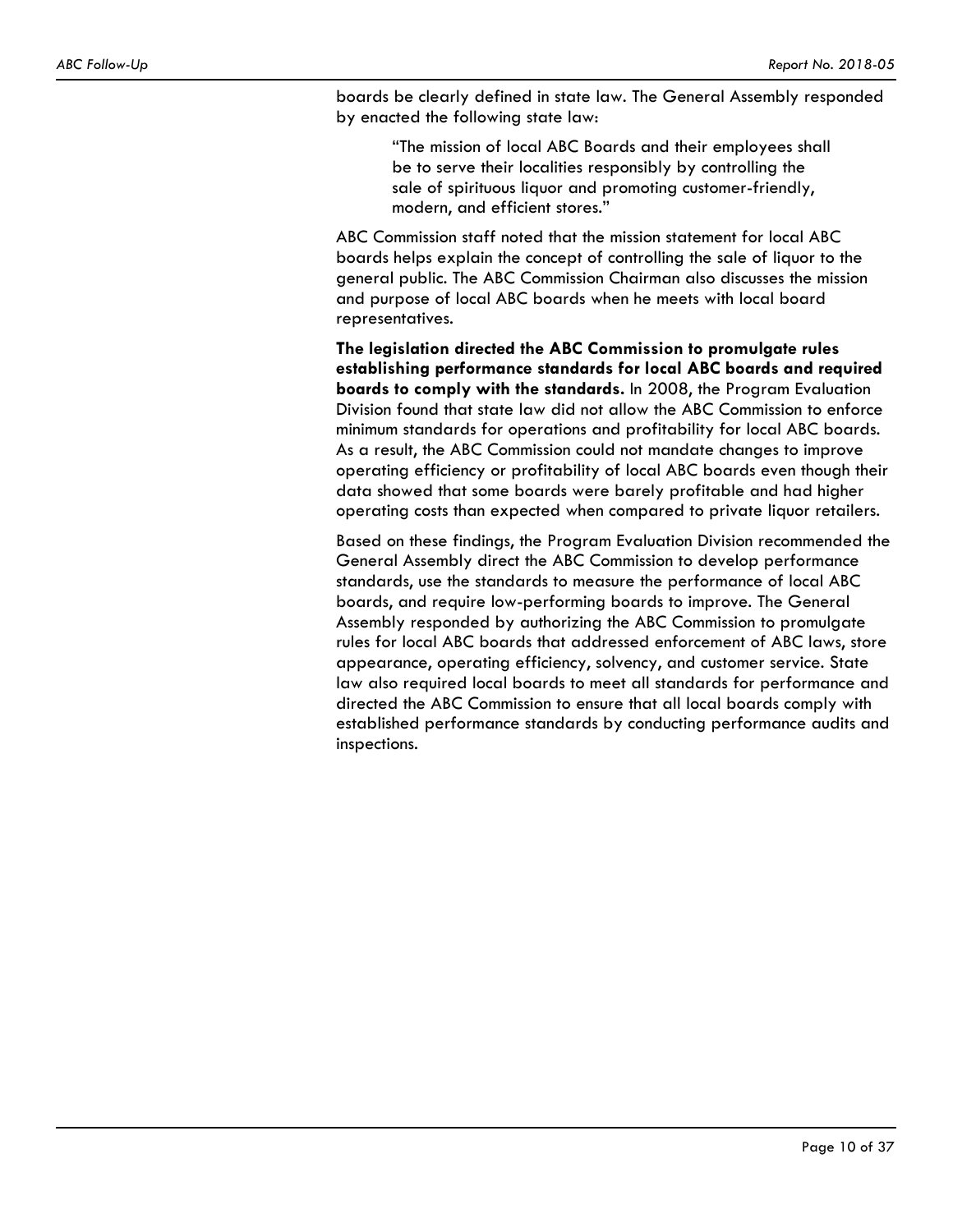boards be clearly defined in state law. The General Assembly responded by enacted the following state law:

> "The mission of local ABC Boards and their employees shall be to serve their localities responsibly by controlling the sale of spirituous liquor and promoting customer-friendly, modern, and efficient stores."

ABC Commission staff noted that the mission statement for local ABC boards helps explain the concept of controlling the sale of liquor to the general public. The ABC Commission Chairman also discusses the mission and purpose of local ABC boards when he meets with local board representatives.

**The legislation directed the ABC Commission to promulgate rules establishing performance standards for local ABC boards and required boards to comply with the standards.** In 2008, the Program Evaluation Division found that state law did not allow the ABC Commission to enforce minimum standards for operations and profitability for local ABC boards. As a result, the ABC Commission could not mandate changes to improve operating efficiency or profitability of local ABC boards even though their data showed that some boards were barely profitable and had higher operating costs than expected when compared to private liquor retailers.

Based on these findings, the Program Evaluation Division recommended the General Assembly direct the ABC Commission to develop performance standards, use the standards to measure the performance of local ABC boards, and require low-performing boards to improve. The General Assembly responded by authorizing the ABC Commission to promulgate rules for local ABC boards that addressed enforcement of ABC laws, store appearance, operating efficiency, solvency, and customer service. State law also required local boards to meet all standards for performance and directed the ABC Commission to ensure that all local boards comply with established performance standards by conducting performance audits and inspections.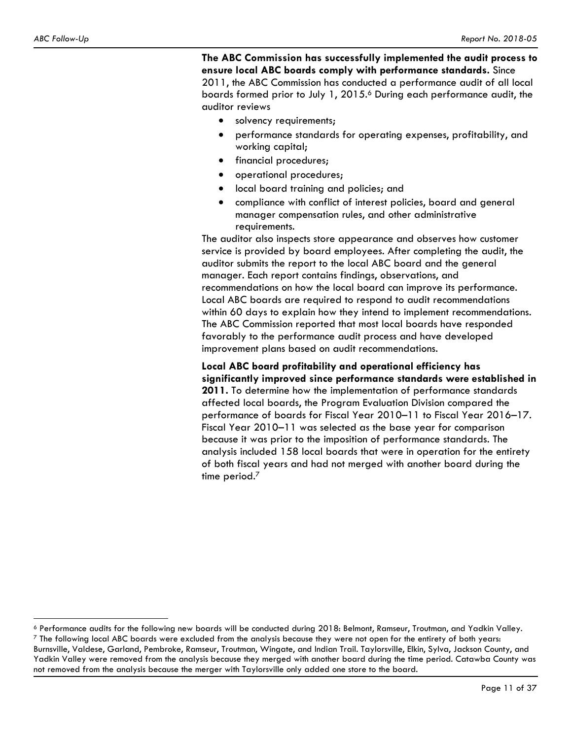**The ABC Commission has successfully implemented the audit process to ensure local ABC boards comply with performance standards.** Since 2011, the ABC Commission has conducted a performance audit of all local boards formed prior to July 1, 2015.[6] During each performance audit, the auditor reviews

- solvency requirements;
- performance standards for operating expenses, profitability, and working capital;
- financial procedures;
- operational procedures;
- local board training and policies; and
- compliance with conflict of interest policies, board and general manager compensation rules, and other administrative requirements.

The auditor also inspects store appearance and observes how customer service is provided by board employees. After completing the audit, the auditor submits the report to the local ABC board and the general manager. Each report contains findings, observations, and recommendations on how the local board can improve its performance. Local ABC boards are required to respond to audit recommendations within 60 days to explain how they intend to implement recommendations. The ABC Commission reported that most local boards have responded favorably to the performance audit process and have developed improvement plans based on audit recommendations.

**Local ABC board profitability and operational efficiency has significantly improved since performance standards were established in 2011.** To determine how the implementation of performance standards affected local boards, the Program Evaluation Division compared the performance of boards for Fiscal Year 2010–11 to Fiscal Year 2016–17. Fiscal Year 2010–11 was selected as the base year for comparison because it was prior to the imposition of performance standards. The analysis included 158 local boards that were in operation for the entirety of both fiscal years and had not merged with another board during the time period.[7]

---

[6] Performance audits for the following new boards will be conducted during 2018: Belmont, Ramseur, Troutman, and Yadkin Valley.

[7] The following local ABC boards were excluded from the analysis because they were not open for the entirety of both years: Burnsville, Valdese, Garland, Pembroke, Ramseur, Troutman, Wingate, and Indian Trail. Taylorsville, Elkin, Sylva, Jackson County, and Yadkin Valley were removed from the analysis because they merged with another board during the time period. Catawba County was not removed from the analysis because the merger with Taylorsville only added one store to the board.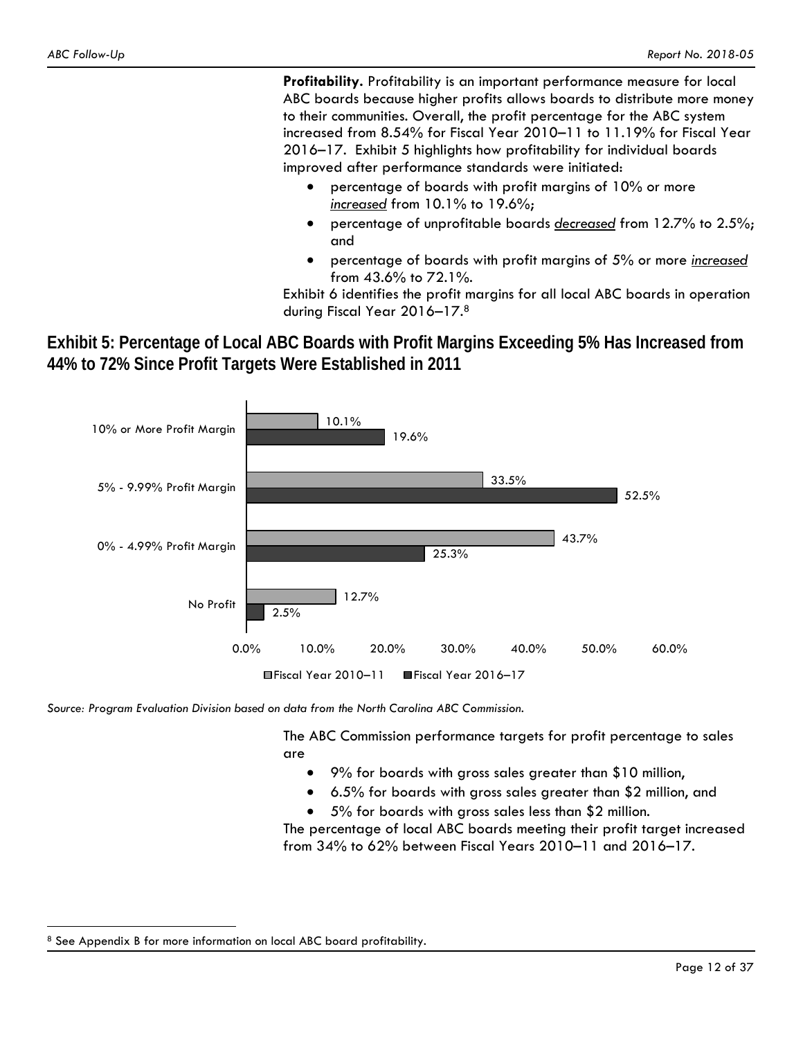**Profitability.** Profitability is an important performance measure for local ABC boards because higher profits allows boards to distribute more money to their communities. Overall, the profit percentage for the ABC system increased from 8.54% for Fiscal Year 2010–11 to 11.19% for Fiscal Year 2016–17. Exhibit 5 highlights how profitability for individual boards improved after performance standards were initiated:

- percentage of boards with profit margins of 10% or more *increased* from 10.1% to 19.6%;
- percentage of unprofitable boards *decreased* from 12.7% to 2.5%; and
- percentage of boards with profit margins of 5% or more *increased* from 43.6% to 72.1%.

Exhibit 6 identifies the profit margins for all local ABC boards in operation during Fiscal Year 2016–17.[8]

## Exhibit 5: Percentage of Local ABC Boards with Profit Margins Exceeding 5% Has Increased from 44% to 72% Since Profit Targets Were Established in 2011

| Profit Margin | Fiscal Year 2010–11 | Fiscal Year 2016–17 |
|---|---|---|
| 10% or More Profit Margin | 10.1% | 19.6% |
| 5% - 9.99% Profit Margin | 33.5% | 52.5% |
| 0% - 4.99% Profit Margin | 43.7% | 25.3% |
| No Profit | 12.7% | 2.5% |

*Source: Program Evaluation Division based on data from the North Carolina ABC Commission.*

The ABC Commission performance targets for profit percentage to sales are

- 9% for boards with gross sales greater than $10 million,
- 6.5% for boards with gross sales greater than $2 million, and
- 5% for boards with gross sales less than $2 million.

The percentage of local ABC boards meeting their profit target increased from 34% to 62% between Fiscal Years 2010–11 and 2016–17.

[8] See Appendix B for more information on local ABC board profitability.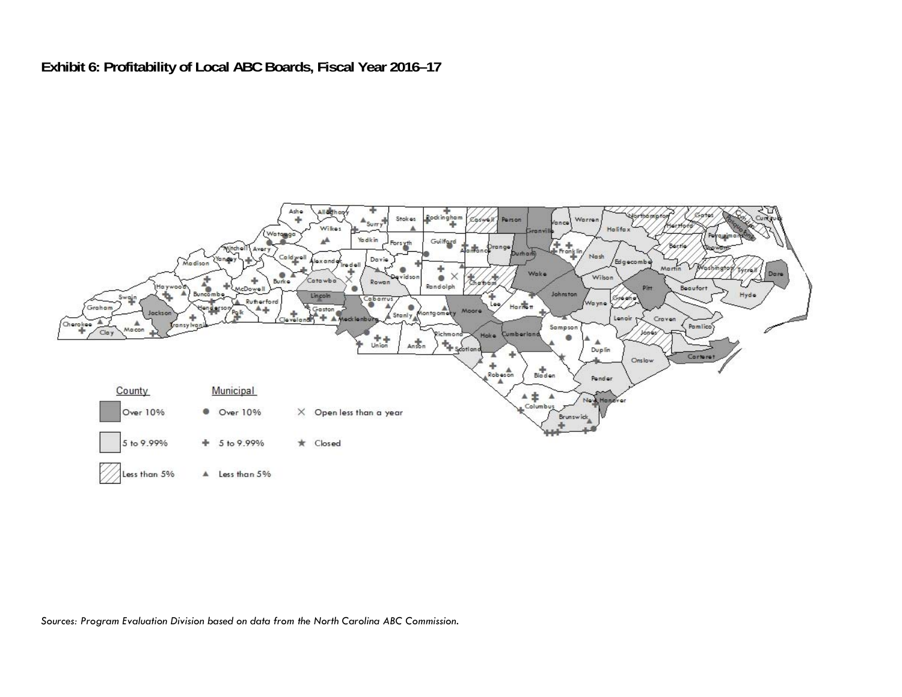**Exhibit 6: Profitability of Local ABC Boards, Fiscal Year 2016–17**

| County | Municipal | |
|---|---|---|
| Over 10% | ● Over 10% | × Open less than a year |
| 5 to 9.99% | ✚ 5 to 9.99% | ★ Closed |
| Less than 5% | ▲ Less than 5% | |

*Sources: Program Evaluation Division based on data from the North Carolina ABC Commission.*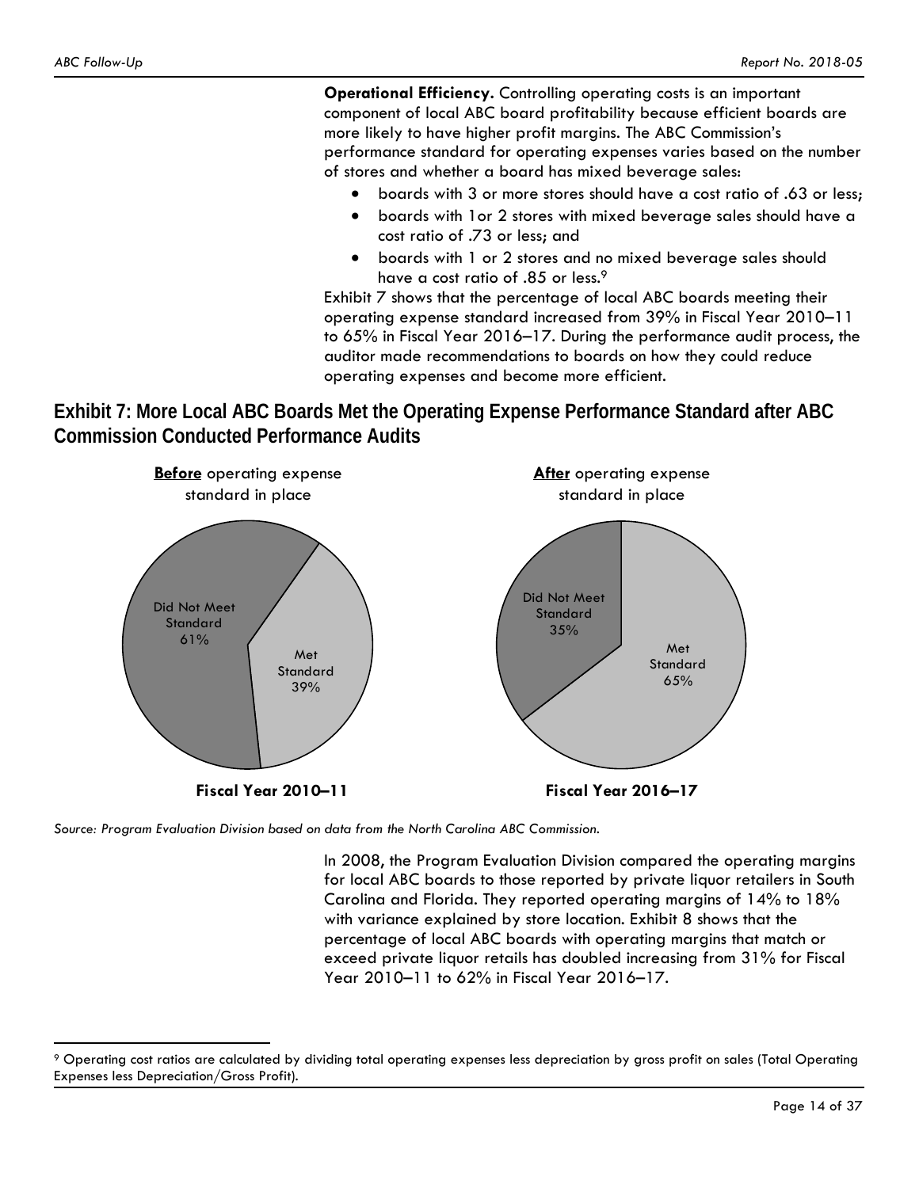**Operational Efficiency.** Controlling operating costs is an important component of local ABC board profitability because efficient boards are more likely to have higher profit margins. The ABC Commission's performance standard for operating expenses varies based on the number of stores and whether a board has mixed beverage sales:

- boards with 3 or more stores should have a cost ratio of .63 or less;
- boards with 1or 2 stores with mixed beverage sales should have a cost ratio of .73 or less; and
- boards with 1 or 2 stores and no mixed beverage sales should have a cost ratio of .85 or less.[9]

Exhibit 7 shows that the percentage of local ABC boards meeting their operating expense standard increased from 39% in Fiscal Year 2010–11 to 65% in Fiscal Year 2016–17. During the performance audit process, the auditor made recommendations to boards on how they could reduce operating expenses and become more efficient.

## Exhibit 7: More Local ABC Boards Met the Operating Expense Performance Standard after ABC Commission Conducted Performance Audits

**Before** operating expense standard in place

- Did Not Meet Standard 61%
- Met Standard 39%

**Fiscal Year 2010–11**

**After** operating expense standard in place

- Did Not Meet Standard 35%
- Met Standard 65%

**Fiscal Year 2016–17**

*Source: Program Evaluation Division based on data from the North Carolina ABC Commission.*

In 2008, the Program Evaluation Division compared the operating margins for local ABC boards to those reported by private liquor retailers in South Carolina and Florida. They reported operating margins of 14% to 18% with variance explained by store location. Exhibit 8 shows that the percentage of local ABC boards with operating margins that match or exceed private liquor retails has doubled increasing from 31% for Fiscal Year 2010–11 to 62% in Fiscal Year 2016–17.

---

[9] Operating cost ratios are calculated by dividing total operating expenses less depreciation by gross profit on sales (Total Operating Expenses less Depreciation/Gross Profit).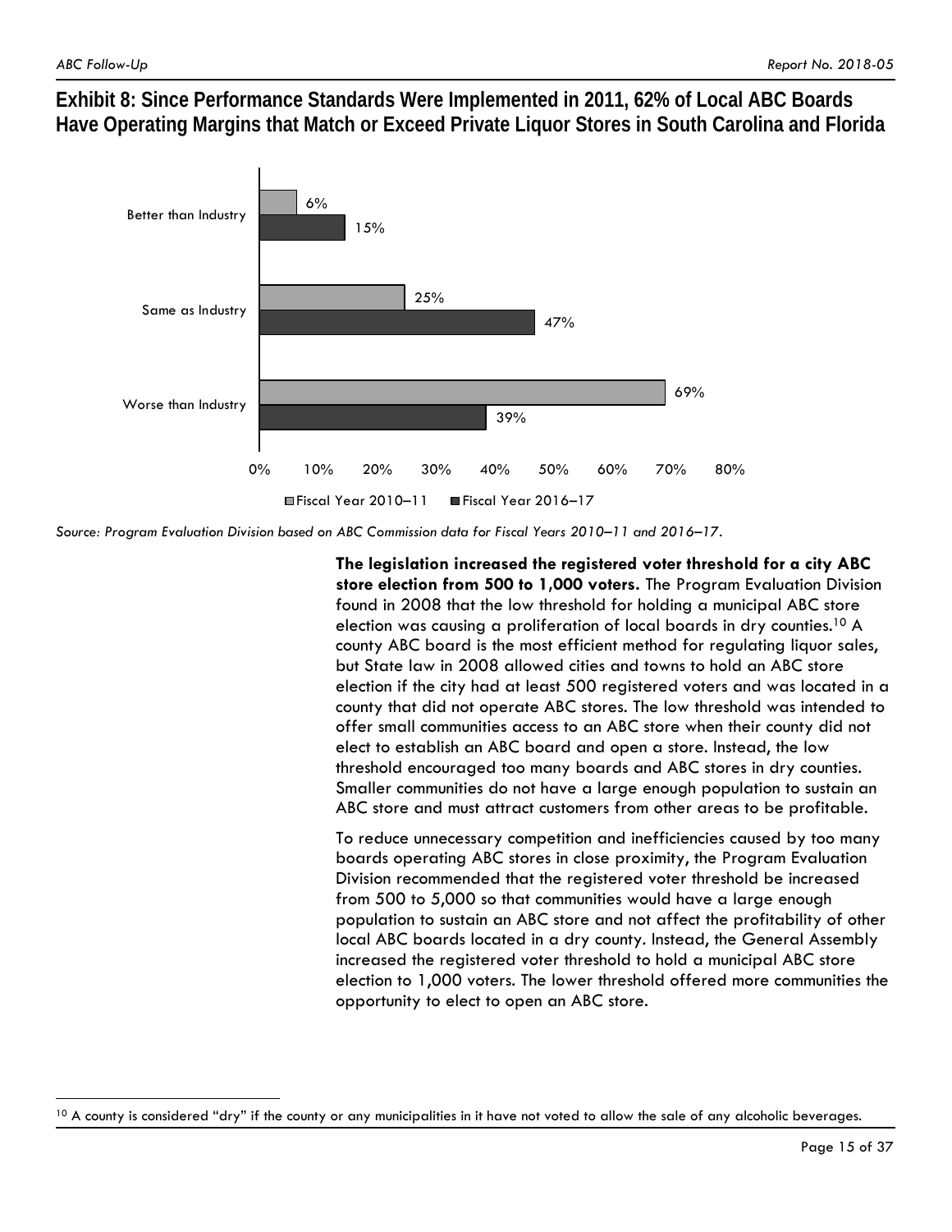**Exhibit 8: Since Performance Standards Were Implemented in 2011, 62% of Local ABC Boards Have Operating Margins that Match or Exceed Private Liquor Stores in South Carolina and Florida**

| | Fiscal Year 2010–11 | Fiscal Year 2016–17 |
| --- | --- | --- |
| Better than Industry | 6% | 15% |
| Same as Industry | 25% | 47% |
| Worse than Industry | 69% | 39% |

*Source: Program Evaluation Division based on ABC Commission data for Fiscal Years 2010–11 and 2016–17.*

**The legislation increased the registered voter threshold for a city ABC store election from 500 to 1,000 voters.** The Program Evaluation Division found in 2008 that the low threshold for holding a municipal ABC store election was causing a proliferation of local boards in dry counties.[10] A county ABC board is the most efficient method for regulating liquor sales, but State law in 2008 allowed cities and towns to hold an ABC store election if the city had at least 500 registered voters and was located in a county that did not operate ABC stores. The low threshold was intended to offer small communities access to an ABC store when their county did not elect to establish an ABC board and open a store. Instead, the low threshold encouraged too many boards and ABC stores in dry counties. Smaller communities do not have a large enough population to sustain an ABC store and must attract customers from other areas to be profitable.

To reduce unnecessary competition and inefficiencies caused by too many boards operating ABC stores in close proximity, the Program Evaluation Division recommended that the registered voter threshold be increased from 500 to 5,000 so that communities would have a large enough population to sustain an ABC store and not affect the profitability of other local ABC boards located in a dry county. Instead, the General Assembly increased the registered voter threshold to hold a municipal ABC store election to 1,000 voters. The lower threshold offered more communities the opportunity to elect to open an ABC store.

[10] A county is considered "dry" if the county or any municipalities in it have not voted to allow the sale of any alcoholic beverages.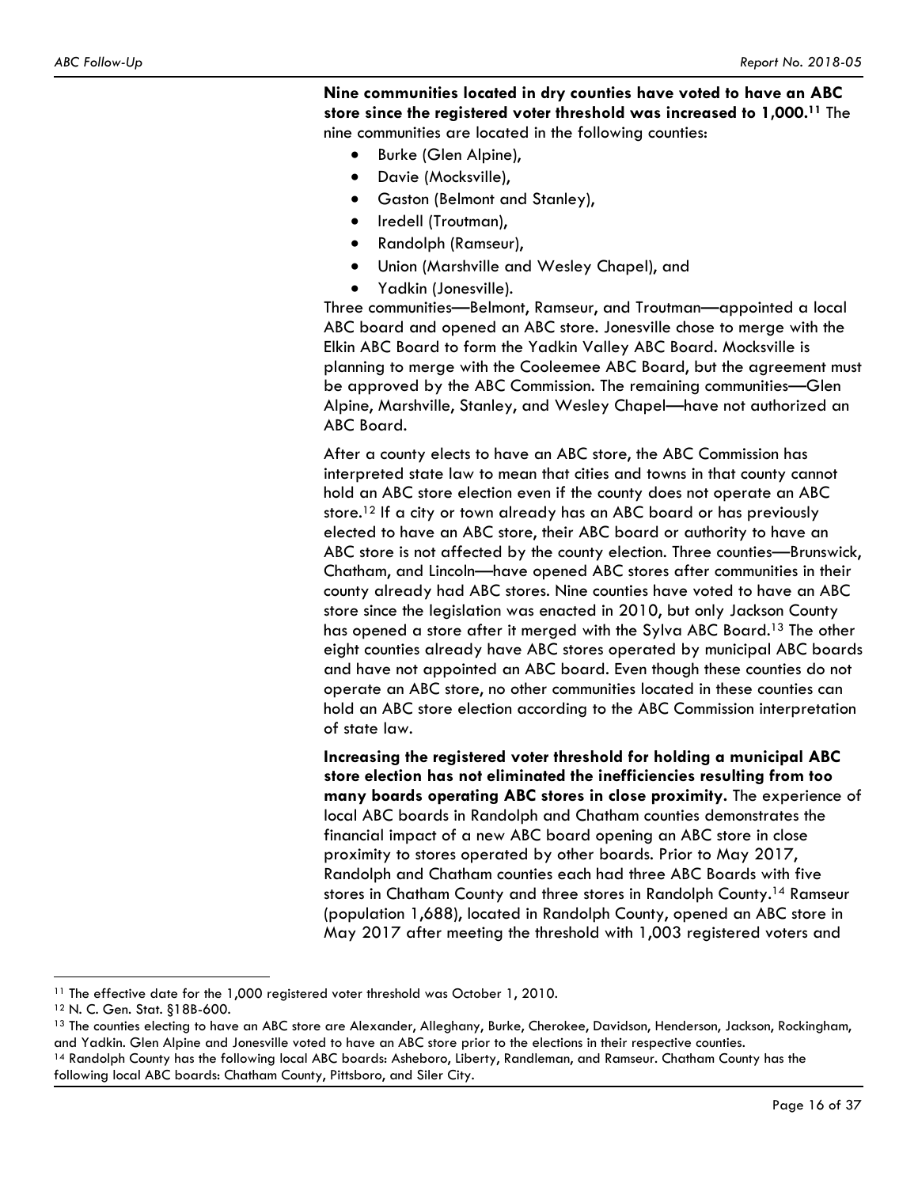**Nine communities located in dry counties have voted to have an ABC store since the registered voter threshold was increased to 1,000.**[11] The nine communities are located in the following counties:

- Burke (Glen Alpine),
- Davie (Mocksville),
- Gaston (Belmont and Stanley),
- Iredell (Troutman),
- Randolph (Ramseur),
- Union (Marshville and Wesley Chapel), and
- Yadkin (Jonesville).

Three communities—Belmont, Ramseur, and Troutman—appointed a local ABC board and opened an ABC store. Jonesville chose to merge with the Elkin ABC Board to form the Yadkin Valley ABC Board. Mocksville is planning to merge with the Cooleemee ABC Board, but the agreement must be approved by the ABC Commission. The remaining communities—Glen Alpine, Marshville, Stanley, and Wesley Chapel—have not authorized an ABC Board.

After a county elects to have an ABC store, the ABC Commission has interpreted state law to mean that cities and towns in that county cannot hold an ABC store election even if the county does not operate an ABC store.[12] If a city or town already has an ABC board or has previously elected to have an ABC store, their ABC board or authority to have an ABC store is not affected by the county election. Three counties—Brunswick, Chatham, and Lincoln—have opened ABC stores after communities in their county already had ABC stores. Nine counties have voted to have an ABC store since the legislation was enacted in 2010, but only Jackson County has opened a store after it merged with the Sylva ABC Board.[13] The other eight counties already have ABC stores operated by municipal ABC boards and have not appointed an ABC board. Even though these counties do not operate an ABC store, no other communities located in these counties can hold an ABC store election according to the ABC Commission interpretation of state law.

**Increasing the registered voter threshold for holding a municipal ABC store election has not eliminated the inefficiencies resulting from too many boards operating ABC stores in close proximity.** The experience of local ABC boards in Randolph and Chatham counties demonstrates the financial impact of a new ABC board opening an ABC store in close proximity to stores operated by other boards. Prior to May 2017, Randolph and Chatham counties each had three ABC Boards with five stores in Chatham County and three stores in Randolph County.[14] Ramseur (population 1,688), located in Randolph County, opened an ABC store in May 2017 after meeting the threshold with 1,003 registered voters and

---

[11] The effective date for the 1,000 registered voter threshold was October 1, 2010.

[12] N. C. Gen. Stat. §18B-600.

[13] The counties electing to have an ABC store are Alexander, Alleghany, Burke, Cherokee, Davidson, Henderson, Jackson, Rockingham, and Yadkin. Glen Alpine and Jonesville voted to have an ABC store prior to the elections in their respective counties.

[14] Randolph County has the following local ABC boards: Asheboro, Liberty, Randleman, and Ramseur. Chatham County has the following local ABC boards: Chatham County, Pittsboro, and Siler City.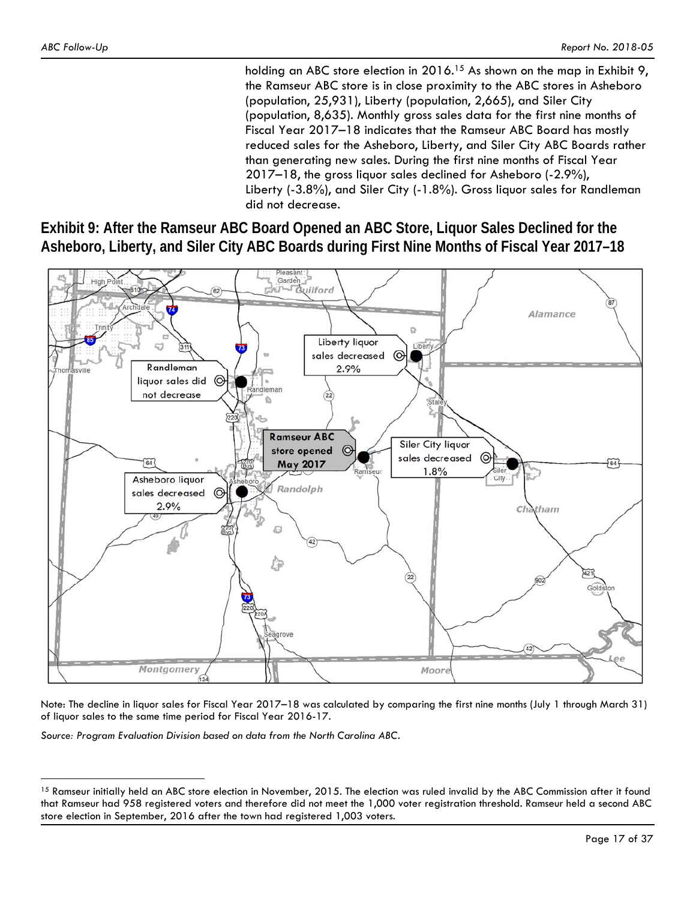holding an ABC store election in 2016.[15] As shown on the map in Exhibit 9, the Ramseur ABC store is in close proximity to the ABC stores in Asheboro (population, 25,931), Liberty (population, 2,665), and Siler City (population, 8,635). Monthly gross sales data for the first nine months of Fiscal Year 2017–18 indicates that the Ramseur ABC Board has mostly reduced sales for the Asheboro, Liberty, and Siler City ABC Boards rather than generating new sales. During the first nine months of Fiscal Year 2017–18, the gross liquor sales declined for Asheboro (-2.9%), Liberty (-3.8%), and Siler City (-1.8%). Gross liquor sales for Randleman did not decrease.

**Exhibit 9: After the Ramseur ABC Board Opened an ABC Store, Liquor Sales Declined for the Asheboro, Liberty, and Siler City ABC Boards during First Nine Months of Fiscal Year 2017–18**

Liberty liquor sales decreased 2.9%

Randleman liquor sales did not decrease

Ramseur ABC store opened May 2017

Siler City liquor sales decreased 1.8%

Asheboro liquor sales decreased 2.9%

Note: The decline in liquor sales for Fiscal Year 2017–18 was calculated by comparing the first nine months (July 1 through March 31) of liquor sales to the same time period for Fiscal Year 2016-17.

*Source: Program Evaluation Division based on data from the North Carolina ABC.*

[15] Ramseur initially held an ABC store election in November, 2015. The election was ruled invalid by the ABC Commission after it found that Ramseur had 958 registered voters and therefore did not meet the 1,000 voter registration threshold. Ramseur held a second ABC store election in September, 2016 after the town had registered 1,003 voters.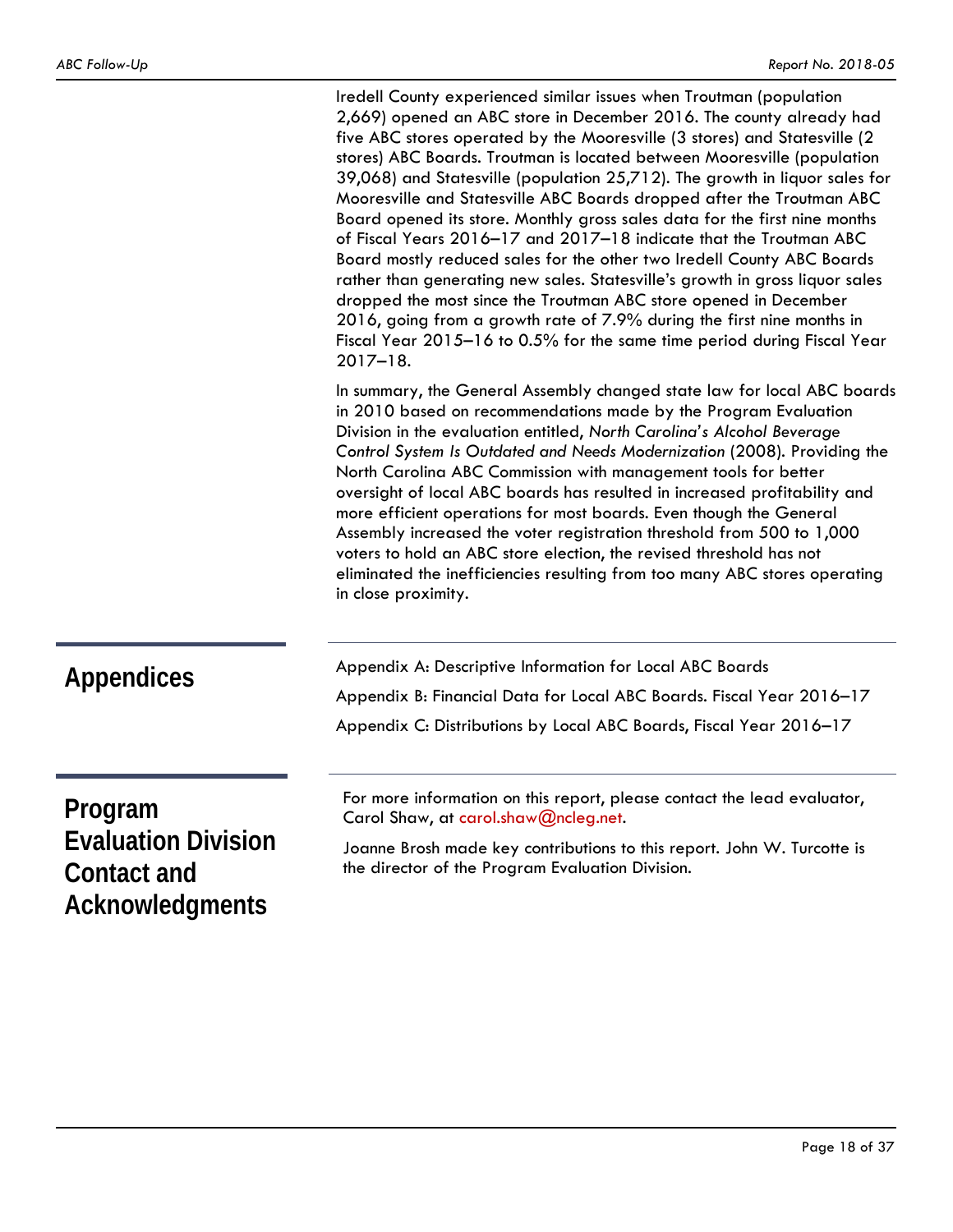Iredell County experienced similar issues when Troutman (population 2,669) opened an ABC store in December 2016. The county already had five ABC stores operated by the Mooresville (3 stores) and Statesville (2 stores) ABC Boards. Troutman is located between Mooresville (population 39,068) and Statesville (population 25,712). The growth in liquor sales for Mooresville and Statesville ABC Boards dropped after the Troutman ABC Board opened its store. Monthly gross sales data for the first nine months of Fiscal Years 2016–17 and 2017–18 indicate that the Troutman ABC Board mostly reduced sales for the other two Iredell County ABC Boards rather than generating new sales. Statesville's growth in gross liquor sales dropped the most since the Troutman ABC store opened in December 2016, going from a growth rate of 7.9% during the first nine months in Fiscal Year 2015–16 to 0.5% for the same time period during Fiscal Year 2017–18.

In summary, the General Assembly changed state law for local ABC boards in 2010 based on recommendations made by the Program Evaluation Division in the evaluation entitled, *North Carolina's Alcohol Beverage Control System Is Outdated and Needs Modernization* (2008). Providing the North Carolina ABC Commission with management tools for better oversight of local ABC boards has resulted in increased profitability and more efficient operations for most boards. Even though the General Assembly increased the voter registration threshold from 500 to 1,000 voters to hold an ABC store election, the revised threshold has not eliminated the inefficiencies resulting from too many ABC stores operating in close proximity.

## Appendices

Appendix A: Descriptive Information for Local ABC Boards

Appendix B: Financial Data for Local ABC Boards. Fiscal Year 2016–17

Appendix C: Distributions by Local ABC Boards, Fiscal Year 2016–17

## Program Evaluation Division Contact and Acknowledgments

For more information on this report, please contact the lead evaluator, Carol Shaw, at carol.shaw@ncleg.net.

Joanne Brosh made key contributions to this report. John W. Turcotte is the director of the Program Evaluation Division.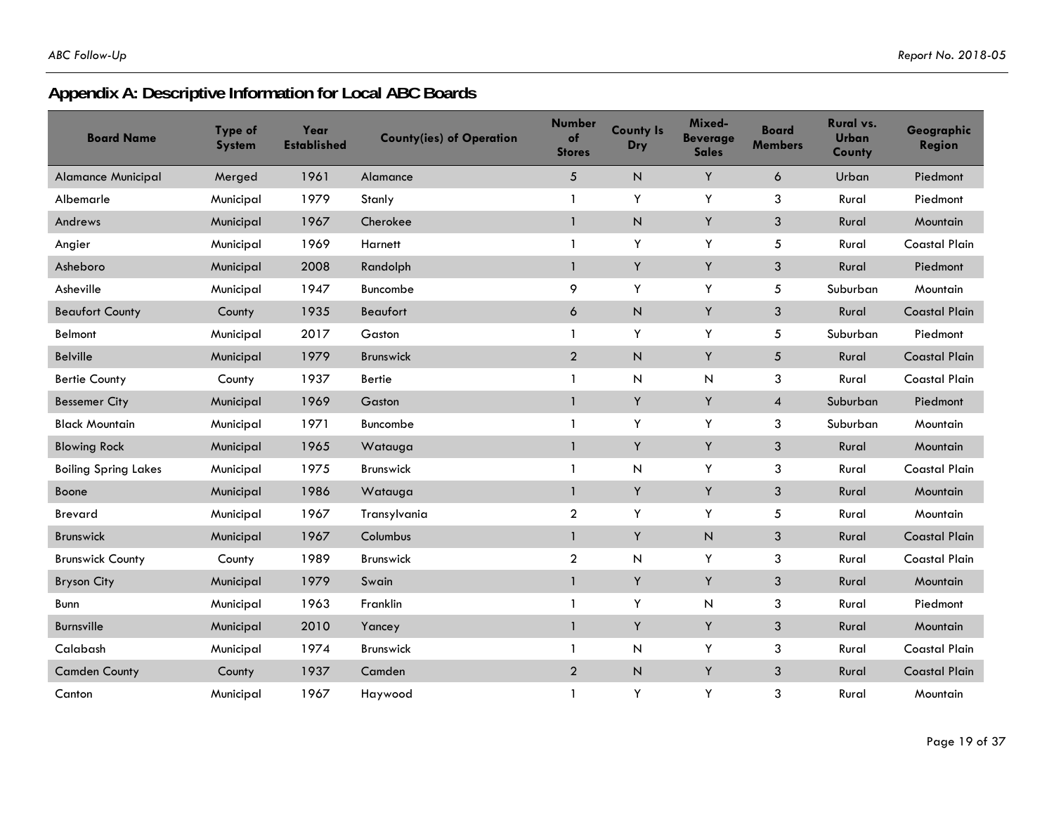## Appendix A: Descriptive Information for Local ABC Boards

| Board Name | Type of System | Year Established | County(ies) of Operation | Number of Stores | County Is Dry | Mixed-Beverage Sales | Board Members | Rural vs. Urban County | Geographic Region |
|---|---|---|---|---|---|---|---|---|---|
| Alamance Municipal | Merged | 1961 | Alamance | 5 | N | Y | 6 | Urban | Piedmont |
| Albemarle | Municipal | 1979 | Stanly | 1 | Y | Y | 3 | Rural | Piedmont |
| Andrews | Municipal | 1967 | Cherokee | 1 | N | Y | 3 | Rural | Mountain |
| Angier | Municipal | 1969 | Harnett | 1 | Y | Y | 5 | Rural | Coastal Plain |
| Asheboro | Municipal | 2008 | Randolph | 1 | Y | Y | 3 | Rural | Piedmont |
| Asheville | Municipal | 1947 | Buncombe | 9 | Y | Y | 5 | Suburban | Mountain |
| Beaufort County | County | 1935 | Beaufort | 6 | N | Y | 3 | Rural | Coastal Plain |
| Belmont | Municipal | 2017 | Gaston | 1 | Y | Y | 5 | Suburban | Piedmont |
| Belville | Municipal | 1979 | Brunswick | 2 | N | Y | 5 | Rural | Coastal Plain |
| Bertie County | County | 1937 | Bertie | 1 | N | N | 3 | Rural | Coastal Plain |
| Bessemer City | Municipal | 1969 | Gaston | 1 | Y | Y | 4 | Suburban | Piedmont |
| Black Mountain | Municipal | 1971 | Buncombe | 1 | Y | Y | 3 | Suburban | Mountain |
| Blowing Rock | Municipal | 1965 | Watauga | 1 | Y | Y | 3 | Rural | Mountain |
| Boiling Spring Lakes | Municipal | 1975 | Brunswick | 1 | N | Y | 3 | Rural | Coastal Plain |
| Boone | Municipal | 1986 | Watauga | 1 | Y | Y | 3 | Rural | Mountain |
| Brevard | Municipal | 1967 | Transylvania | 2 | Y | Y | 5 | Rural | Mountain |
| Brunswick | Municipal | 1967 | Columbus | 1 | Y | N | 3 | Rural | Coastal Plain |
| Brunswick County | County | 1989 | Brunswick | 2 | N | Y | 3 | Rural | Coastal Plain |
| Bryson City | Municipal | 1979 | Swain | 1 | Y | Y | 3 | Rural | Mountain |
| Bunn | Municipal | 1963 | Franklin | 1 | Y | N | 3 | Rural | Piedmont |
| Burnsville | Municipal | 2010 | Yancey | 1 | Y | Y | 3 | Rural | Mountain |
| Calabash | Municipal | 1974 | Brunswick | 1 | N | Y | 3 | Rural | Coastal Plain |
| Camden County | County | 1937 | Camden | 2 | N | Y | 3 | Rural | Coastal Plain |
| Canton | Municipal | 1967 | Haywood | 1 | Y | Y | 3 | Rural | Mountain |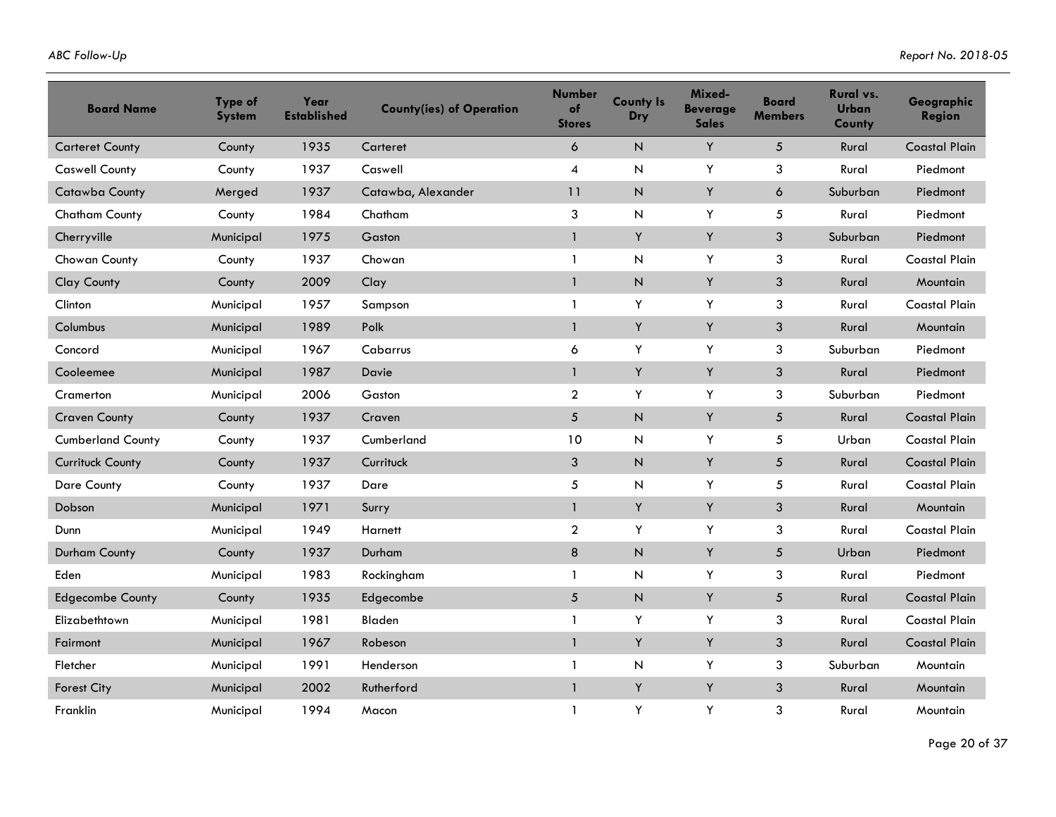| Board Name | Type of System | Year Established | County(ies) of Operation | Number of Stores | County Is Dry | Mixed-Beverage Sales | Board Members | Rural vs. Urban County | Geographic Region |
|---|---|---|---|---|---|---|---|---|---|
| Carteret County | County | 1935 | Carteret | 6 | N | Y | 5 | Rural | Coastal Plain |
| Caswell County | County | 1937 | Caswell | 4 | N | Y | 3 | Rural | Piedmont |
| Catawba County | Merged | 1937 | Catawba, Alexander | 11 | N | Y | 6 | Suburban | Piedmont |
| Chatham County | County | 1984 | Chatham | 3 | N | Y | 5 | Rural | Piedmont |
| Cherryville | Municipal | 1975 | Gaston | 1 | Y | Y | 3 | Suburban | Piedmont |
| Chowan County | County | 1937 | Chowan | 1 | N | Y | 3 | Rural | Coastal Plain |
| Clay County | County | 2009 | Clay | 1 | N | Y | 3 | Rural | Mountain |
| Clinton | Municipal | 1957 | Sampson | 1 | Y | Y | 3 | Rural | Coastal Plain |
| Columbus | Municipal | 1989 | Polk | 1 | Y | Y | 3 | Rural | Mountain |
| Concord | Municipal | 1967 | Cabarrus | 6 | Y | Y | 3 | Suburban | Piedmont |
| Cooleemee | Municipal | 1987 | Davie | 1 | Y | Y | 3 | Rural | Piedmont |
| Cramerton | Municipal | 2006 | Gaston | 2 | Y | Y | 3 | Suburban | Piedmont |
| Craven County | County | 1937 | Craven | 5 | N | Y | 5 | Rural | Coastal Plain |
| Cumberland County | County | 1937 | Cumberland | 10 | N | Y | 5 | Urban | Coastal Plain |
| Currituck County | County | 1937 | Currituck | 3 | N | Y | 5 | Rural | Coastal Plain |
| Dare County | County | 1937 | Dare | 5 | N | Y | 5 | Rural | Coastal Plain |
| Dobson | Municipal | 1971 | Surry | 1 | Y | Y | 3 | Rural | Mountain |
| Dunn | Municipal | 1949 | Harnett | 2 | Y | Y | 3 | Rural | Coastal Plain |
| Durham County | County | 1937 | Durham | 8 | N | Y | 5 | Urban | Piedmont |
| Eden | Municipal | 1983 | Rockingham | 1 | N | Y | 3 | Rural | Piedmont |
| Edgecombe County | County | 1935 | Edgecombe | 5 | N | Y | 5 | Rural | Coastal Plain |
| Elizabethtown | Municipal | 1981 | Bladen | 1 | Y | Y | 3 | Rural | Coastal Plain |
| Fairmont | Municipal | 1967 | Robeson | 1 | Y | Y | 3 | Rural | Coastal Plain |
| Fletcher | Municipal | 1991 | Henderson | 1 | N | Y | 3 | Suburban | Mountain |
| Forest City | Municipal | 2002 | Rutherford | 1 | Y | Y | 3 | Rural | Mountain |
| Franklin | Municipal | 1994 | Macon | 1 | Y | Y | 3 | Rural | Mountain |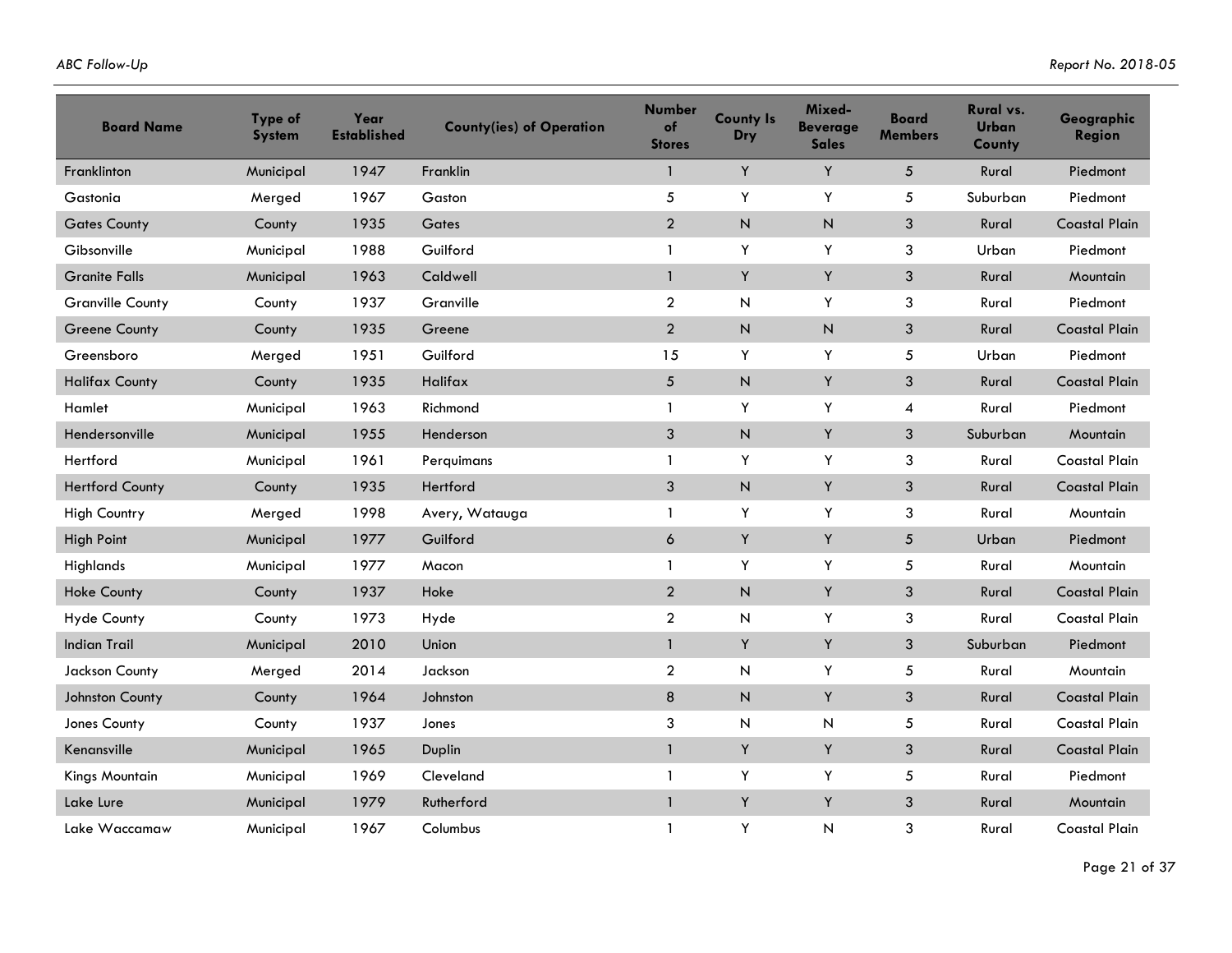| Board Name | Type of System | Year Established | County(ies) of Operation | Number of Stores | County Is Dry | Mixed-Beverage Sales | Board Members | Rural vs. Urban County | Geographic Region |
|---|---|---|---|---|---|---|---|---|---|
| Franklinton | Municipal | 1947 | Franklin | 1 | Y | Y | 5 | Rural | Piedmont |
| Gastonia | Merged | 1967 | Gaston | 5 | Y | Y | 5 | Suburban | Piedmont |
| Gates County | County | 1935 | Gates | 2 | N | N | 3 | Rural | Coastal Plain |
| Gibsonville | Municipal | 1988 | Guilford | 1 | Y | Y | 3 | Urban | Piedmont |
| Granite Falls | Municipal | 1963 | Caldwell | 1 | Y | Y | 3 | Rural | Mountain |
| Granville County | County | 1937 | Granville | 2 | N | Y | 3 | Rural | Piedmont |
| Greene County | County | 1935 | Greene | 2 | N | N | 3 | Rural | Coastal Plain |
| Greensboro | Merged | 1951 | Guilford | 15 | Y | Y | 5 | Urban | Piedmont |
| Halifax County | County | 1935 | Halifax | 5 | N | Y | 3 | Rural | Coastal Plain |
| Hamlet | Municipal | 1963 | Richmond | 1 | Y | Y | 4 | Rural | Piedmont |
| Hendersonville | Municipal | 1955 | Henderson | 3 | N | Y | 3 | Suburban | Mountain |
| Hertford | Municipal | 1961 | Perquimans | 1 | Y | Y | 3 | Rural | Coastal Plain |
| Hertford County | County | 1935 | Hertford | 3 | N | Y | 3 | Rural | Coastal Plain |
| High Country | Merged | 1998 | Avery, Watauga | 1 | Y | Y | 3 | Rural | Mountain |
| High Point | Municipal | 1977 | Guilford | 6 | Y | Y | 5 | Urban | Piedmont |
| Highlands | Municipal | 1977 | Macon | 1 | Y | Y | 5 | Rural | Mountain |
| Hoke County | County | 1937 | Hoke | 2 | N | Y | 3 | Rural | Coastal Plain |
| Hyde County | County | 1973 | Hyde | 2 | N | Y | 3 | Rural | Coastal Plain |
| Indian Trail | Municipal | 2010 | Union | 1 | Y | Y | 3 | Suburban | Piedmont |
| Jackson County | Merged | 2014 | Jackson | 2 | N | Y | 5 | Rural | Mountain |
| Johnston County | County | 1964 | Johnston | 8 | N | Y | 3 | Rural | Coastal Plain |
| Jones County | County | 1937 | Jones | 3 | N | N | 5 | Rural | Coastal Plain |
| Kenansville | Municipal | 1965 | Duplin | 1 | Y | Y | 3 | Rural | Coastal Plain |
| Kings Mountain | Municipal | 1969 | Cleveland | 1 | Y | Y | 5 | Rural | Piedmont |
| Lake Lure | Municipal | 1979 | Rutherford | 1 | Y | Y | 3 | Rural | Mountain |
| Lake Waccamaw | Municipal | 1967 | Columbus | 1 | Y | N | 3 | Rural | Coastal Plain |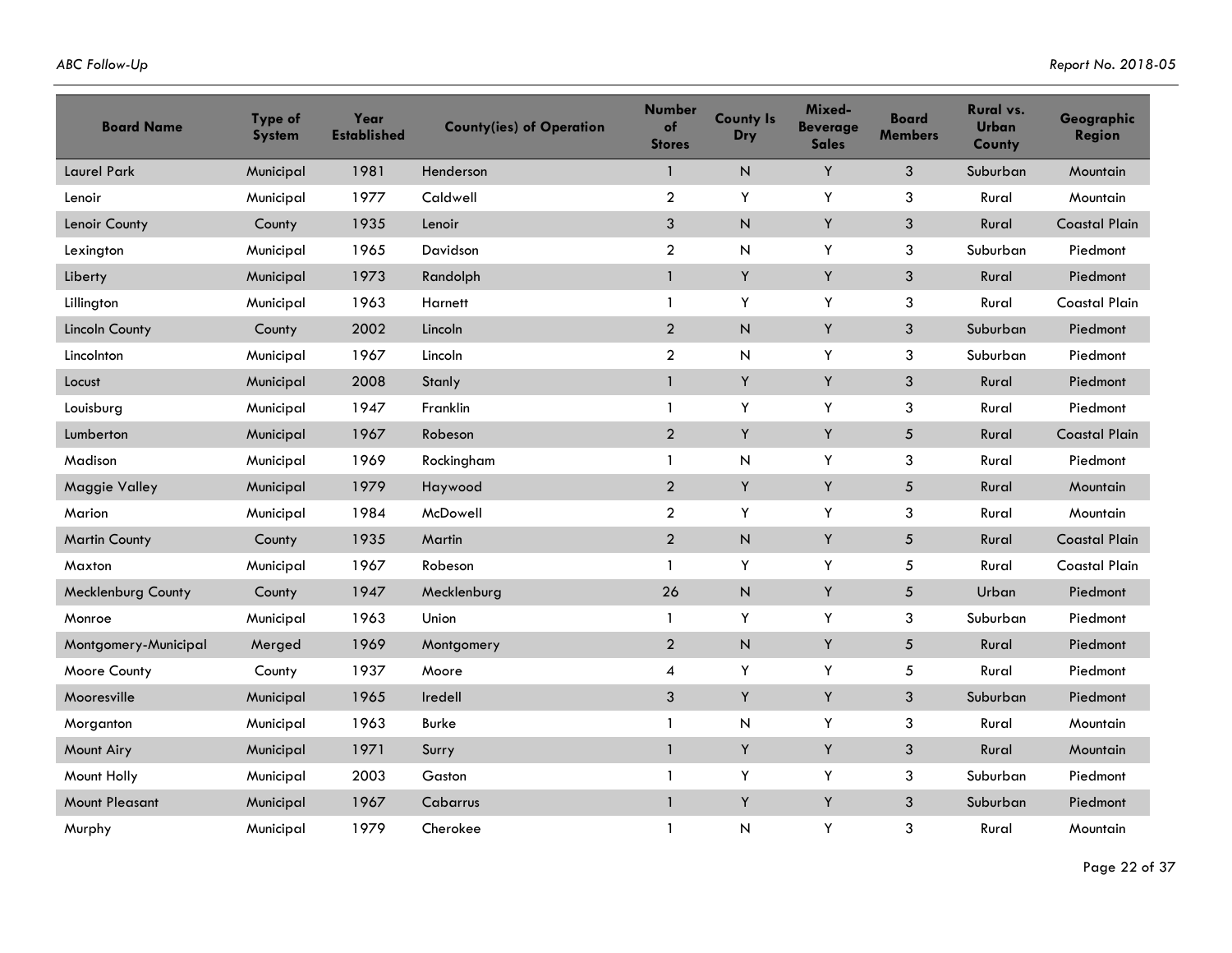| Board Name | Type of System | Year Established | County(ies) of Operation | Number of Stores | County Is Dry | Mixed-Beverage Sales | Board Members | Rural vs. Urban County | Geographic Region |
|---|---|---|---|---|---|---|---|---|---|
| Laurel Park | Municipal | 1981 | Henderson | 1 | N | Y | 3 | Suburban | Mountain |
| Lenoir | Municipal | 1977 | Caldwell | 2 | Y | Y | 3 | Rural | Mountain |
| Lenoir County | County | 1935 | Lenoir | 3 | N | Y | 3 | Rural | Coastal Plain |
| Lexington | Municipal | 1965 | Davidson | 2 | N | Y | 3 | Suburban | Piedmont |
| Liberty | Municipal | 1973 | Randolph | 1 | Y | Y | 3 | Rural | Piedmont |
| Lillington | Municipal | 1963 | Harnett | 1 | Y | Y | 3 | Rural | Coastal Plain |
| Lincoln County | County | 2002 | Lincoln | 2 | N | Y | 3 | Suburban | Piedmont |
| Lincolnton | Municipal | 1967 | Lincoln | 2 | N | Y | 3 | Suburban | Piedmont |
| Locust | Municipal | 2008 | Stanly | 1 | Y | Y | 3 | Rural | Piedmont |
| Louisburg | Municipal | 1947 | Franklin | 1 | Y | Y | 3 | Rural | Piedmont |
| Lumberton | Municipal | 1967 | Robeson | 2 | Y | Y | 5 | Rural | Coastal Plain |
| Madison | Municipal | 1969 | Rockingham | 1 | N | Y | 3 | Rural | Piedmont |
| Maggie Valley | Municipal | 1979 | Haywood | 2 | Y | Y | 5 | Rural | Mountain |
| Marion | Municipal | 1984 | McDowell | 2 | Y | Y | 3 | Rural | Mountain |
| Martin County | County | 1935 | Martin | 2 | N | Y | 5 | Rural | Coastal Plain |
| Maxton | Municipal | 1967 | Robeson | 1 | Y | Y | 5 | Rural | Coastal Plain |
| Mecklenburg County | County | 1947 | Mecklenburg | 26 | N | Y | 5 | Urban | Piedmont |
| Monroe | Municipal | 1963 | Union | 1 | Y | Y | 3 | Suburban | Piedmont |
| Montgomery-Municipal | Merged | 1969 | Montgomery | 2 | N | Y | 5 | Rural | Piedmont |
| Moore County | County | 1937 | Moore | 4 | Y | Y | 5 | Rural | Piedmont |
| Mooresville | Municipal | 1965 | Iredell | 3 | Y | Y | 3 | Suburban | Piedmont |
| Morganton | Municipal | 1963 | Burke | 1 | N | Y | 3 | Rural | Mountain |
| Mount Airy | Municipal | 1971 | Surry | 1 | Y | Y | 3 | Rural | Mountain |
| Mount Holly | Municipal | 2003 | Gaston | 1 | Y | Y | 3 | Suburban | Piedmont |
| Mount Pleasant | Municipal | 1967 | Cabarrus | 1 | Y | Y | 3 | Suburban | Piedmont |
| Murphy | Municipal | 1979 | Cherokee | 1 | N | Y | 3 | Rural | Mountain |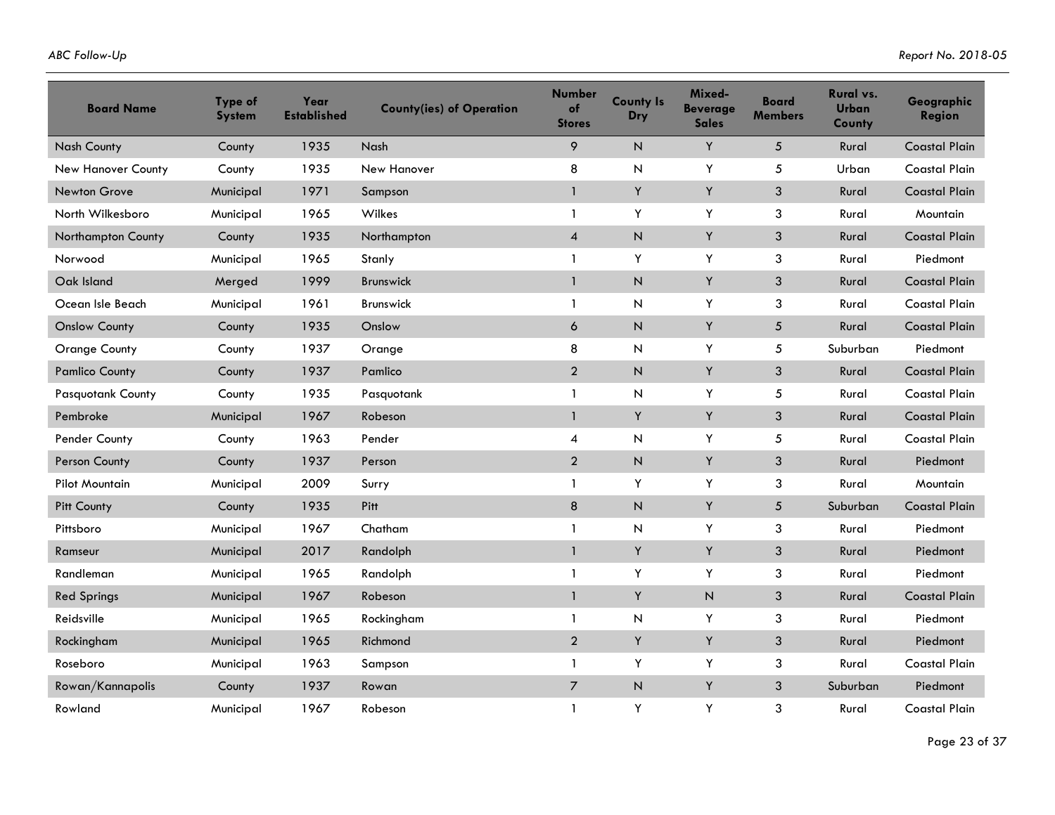| Board Name | Type of System | Year Established | County(ies) of Operation | Number of Stores | County Is Dry | Mixed-Beverage Sales | Board Members | Rural vs. Urban County | Geographic Region |
|---|---|---|---|---|---|---|---|---|---|
| Nash County | County | 1935 | Nash | 9 | N | Y | 5 | Rural | Coastal Plain |
| New Hanover County | County | 1935 | New Hanover | 8 | N | Y | 5 | Urban | Coastal Plain |
| Newton Grove | Municipal | 1971 | Sampson | 1 | Y | Y | 3 | Rural | Coastal Plain |
| North Wilkesboro | Municipal | 1965 | Wilkes | 1 | Y | Y | 3 | Rural | Mountain |
| Northampton County | County | 1935 | Northampton | 4 | N | Y | 3 | Rural | Coastal Plain |
| Norwood | Municipal | 1965 | Stanly | 1 | Y | Y | 3 | Rural | Piedmont |
| Oak Island | Merged | 1999 | Brunswick | 1 | N | Y | 3 | Rural | Coastal Plain |
| Ocean Isle Beach | Municipal | 1961 | Brunswick | 1 | N | Y | 3 | Rural | Coastal Plain |
| Onslow County | County | 1935 | Onslow | 6 | N | Y | 5 | Rural | Coastal Plain |
| Orange County | County | 1937 | Orange | 8 | N | Y | 5 | Suburban | Piedmont |
| Pamlico County | County | 1937 | Pamlico | 2 | N | Y | 3 | Rural | Coastal Plain |
| Pasquotank County | County | 1935 | Pasquotank | 1 | N | Y | 5 | Rural | Coastal Plain |
| Pembroke | Municipal | 1967 | Robeson | 1 | Y | Y | 3 | Rural | Coastal Plain |
| Pender County | County | 1963 | Pender | 4 | N | Y | 5 | Rural | Coastal Plain |
| Person County | County | 1937 | Person | 2 | N | Y | 3 | Rural | Piedmont |
| Pilot Mountain | Municipal | 2009 | Surry | 1 | Y | Y | 3 | Rural | Mountain |
| Pitt County | County | 1935 | Pitt | 8 | N | Y | 5 | Suburban | Coastal Plain |
| Pittsboro | Municipal | 1967 | Chatham | 1 | N | Y | 3 | Rural | Piedmont |
| Ramseur | Municipal | 2017 | Randolph | 1 | Y | Y | 3 | Rural | Piedmont |
| Randleman | Municipal | 1965 | Randolph | 1 | Y | Y | 3 | Rural | Piedmont |
| Red Springs | Municipal | 1967 | Robeson | 1 | Y | N | 3 | Rural | Coastal Plain |
| Reidsville | Municipal | 1965 | Rockingham | 1 | N | Y | 3 | Rural | Piedmont |
| Rockingham | Municipal | 1965 | Richmond | 2 | Y | Y | 3 | Rural | Piedmont |
| Roseboro | Municipal | 1963 | Sampson | 1 | Y | Y | 3 | Rural | Coastal Plain |
| Rowan/Kannapolis | County | 1937 | Rowan | 7 | N | Y | 3 | Suburban | Piedmont |
| Rowland | Municipal | 1967 | Robeson | 1 | Y | Y | 3 | Rural | Coastal Plain |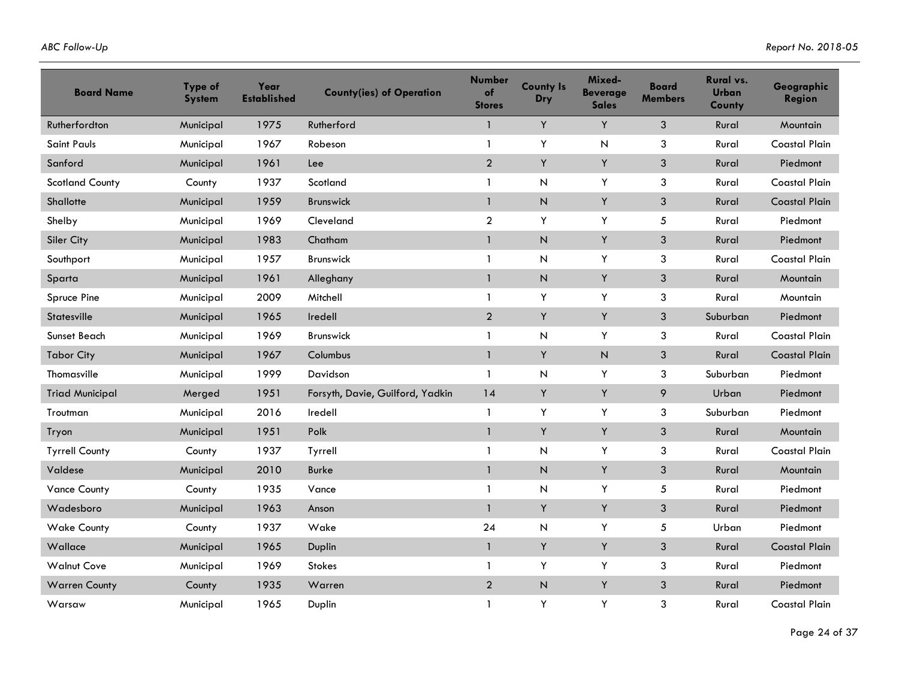| Board Name | Type of System | Year Established | County(ies) of Operation | Number of Stores | County Is Dry | Mixed-Beverage Sales | Board Members | Rural vs. Urban County | Geographic Region |
|---|---|---|---|---|---|---|---|---|---|
| Rutherfordton | Municipal | 1975 | Rutherford | 1 | Y | Y | 3 | Rural | Mountain |
| Saint Pauls | Municipal | 1967 | Robeson | 1 | Y | N | 3 | Rural | Coastal Plain |
| Sanford | Municipal | 1961 | Lee | 2 | Y | Y | 3 | Rural | Piedmont |
| Scotland County | County | 1937 | Scotland | 1 | N | Y | 3 | Rural | Coastal Plain |
| Shallotte | Municipal | 1959 | Brunswick | 1 | N | Y | 3 | Rural | Coastal Plain |
| Shelby | Municipal | 1969 | Cleveland | 2 | Y | Y | 5 | Rural | Piedmont |
| Siler City | Municipal | 1983 | Chatham | 1 | N | Y | 3 | Rural | Piedmont |
| Southport | Municipal | 1957 | Brunswick | 1 | N | Y | 3 | Rural | Coastal Plain |
| Sparta | Municipal | 1961 | Alleghany | 1 | N | Y | 3 | Rural | Mountain |
| Spruce Pine | Municipal | 2009 | Mitchell | 1 | Y | Y | 3 | Rural | Mountain |
| Statesville | Municipal | 1965 | Iredell | 2 | Y | Y | 3 | Suburban | Piedmont |
| Sunset Beach | Municipal | 1969 | Brunswick | 1 | N | Y | 3 | Rural | Coastal Plain |
| Tabor City | Municipal | 1967 | Columbus | 1 | Y | N | 3 | Rural | Coastal Plain |
| Thomasville | Municipal | 1999 | Davidson | 1 | N | Y | 3 | Suburban | Piedmont |
| Triad Municipal | Merged | 1951 | Forsyth, Davie, Guilford, Yadkin | 14 | Y | Y | 9 | Urban | Piedmont |
| Troutman | Municipal | 2016 | Iredell | 1 | Y | Y | 3 | Suburban | Piedmont |
| Tryon | Municipal | 1951 | Polk | 1 | Y | Y | 3 | Rural | Mountain |
| Tyrrell County | County | 1937 | Tyrrell | 1 | N | Y | 3 | Rural | Coastal Plain |
| Valdese | Municipal | 2010 | Burke | 1 | N | Y | 3 | Rural | Mountain |
| Vance County | County | 1935 | Vance | 1 | N | Y | 5 | Rural | Piedmont |
| Wadesboro | Municipal | 1963 | Anson | 1 | Y | Y | 3 | Rural | Piedmont |
| Wake County | County | 1937 | Wake | 24 | N | Y | 5 | Urban | Piedmont |
| Wallace | Municipal | 1965 | Duplin | 1 | Y | Y | 3 | Rural | Coastal Plain |
| Walnut Cove | Municipal | 1969 | Stokes | 1 | Y | Y | 3 | Rural | Piedmont |
| Warren County | County | 1935 | Warren | 2 | N | Y | 3 | Rural | Piedmont |
| Warsaw | Municipal | 1965 | Duplin | 1 | Y | Y | 3 | Rural | Coastal Plain |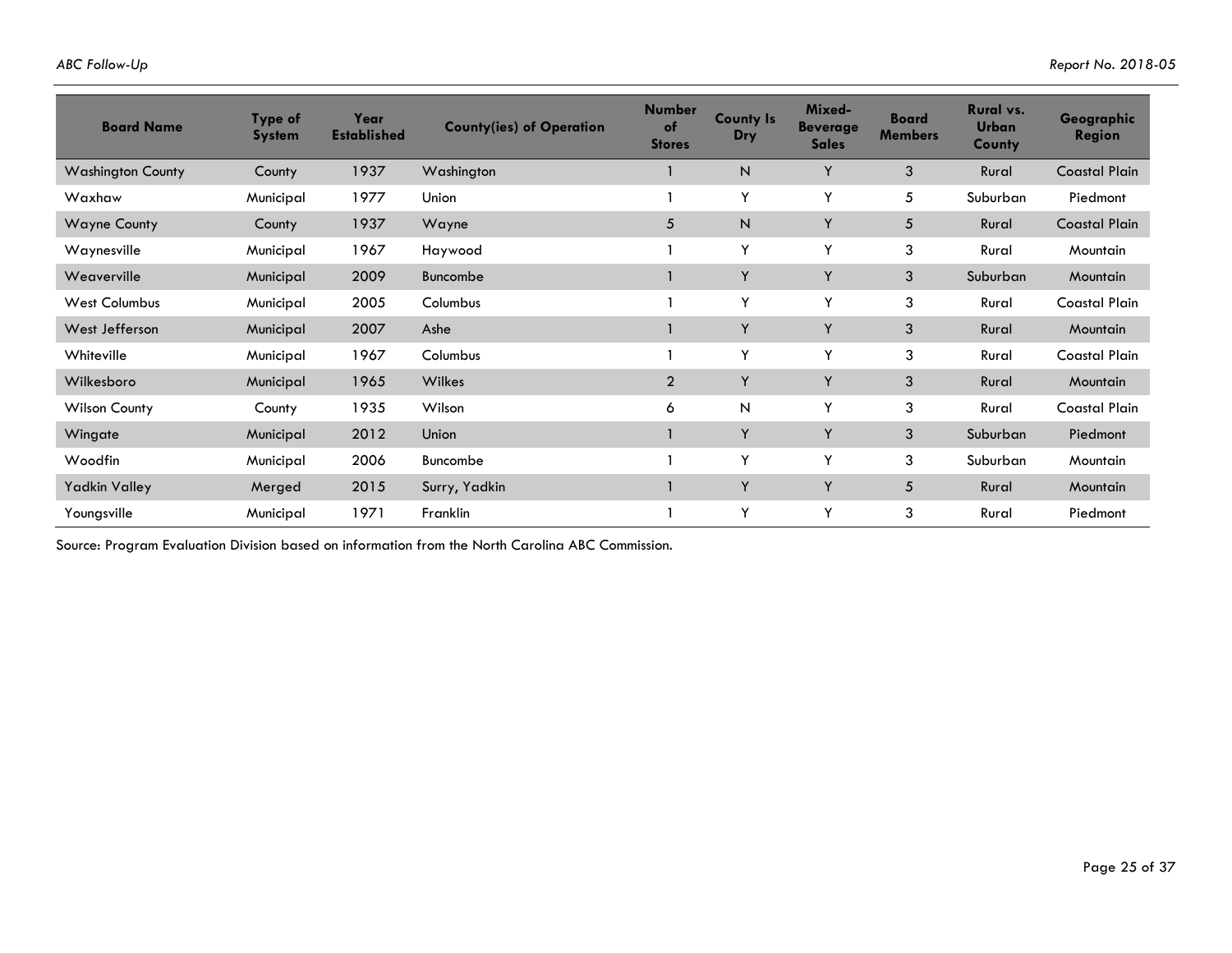| Board Name | Type of System | Year Established | County(ies) of Operation | Number of Stores | County Is Dry | Mixed-Beverage Sales | Board Members | Rural vs. Urban County | Geographic Region |
|---|---|---|---|---|---|---|---|---|---|
| Washington County | County | 1937 | Washington | 1 | N | Y | 3 | Rural | Coastal Plain |
| Waxhaw | Municipal | 1977 | Union | 1 | Y | Y | 5 | Suburban | Piedmont |
| Wayne County | County | 1937 | Wayne | 5 | N | Y | 5 | Rural | Coastal Plain |
| Waynesville | Municipal | 1967 | Haywood | 1 | Y | Y | 3 | Rural | Mountain |
| Weaverville | Municipal | 2009 | Buncombe | 1 | Y | Y | 3 | Suburban | Mountain |
| West Columbus | Municipal | 2005 | Columbus | 1 | Y | Y | 3 | Rural | Coastal Plain |
| West Jefferson | Municipal | 2007 | Ashe | 1 | Y | Y | 3 | Rural | Mountain |
| Whiteville | Municipal | 1967 | Columbus | 1 | Y | Y | 3 | Rural | Coastal Plain |
| Wilkesboro | Municipal | 1965 | Wilkes | 2 | Y | Y | 3 | Rural | Mountain |
| Wilson County | County | 1935 | Wilson | 6 | N | Y | 3 | Rural | Coastal Plain |
| Wingate | Municipal | 2012 | Union | 1 | Y | Y | 3 | Suburban | Piedmont |
| Woodfin | Municipal | 2006 | Buncombe | 1 | Y | Y | 3 | Suburban | Mountain |
| Yadkin Valley | Merged | 2015 | Surry, Yadkin | 1 | Y | Y | 5 | Rural | Mountain |
| Youngsville | Municipal | 1971 | Franklin | 1 | Y | Y | 3 | Rural | Piedmont |

Source: Program Evaluation Division based on information from the North Carolina ABC Commission.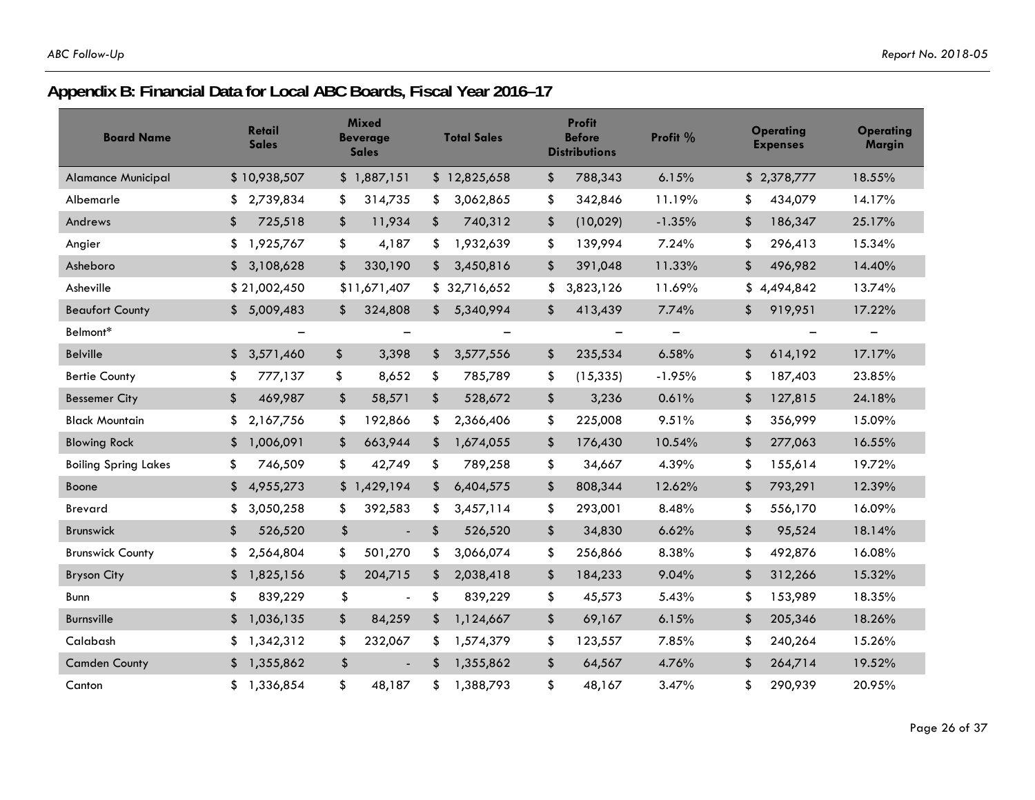## Appendix B: Financial Data for Local ABC Boards, Fiscal Year 2016–17

| Board Name | Retail Sales | Mixed Beverage Sales | Total Sales | Profit Before Distributions | Profit % | Operating Expenses | Operating Margin |
|---|---|---|---|---|---|---|---|
| Alamance Municipal | $ 10,938,507 | $ 1,887,151 | $ 12,825,658 | $ 788,343 | 6.15% | $ 2,378,777 | 18.55% |
| Albemarle | $ 2,739,834 | $ 314,735 | $ 3,062,865 | $ 342,846 | 11.19% | $ 434,079 | 14.17% |
| Andrews | $ 725,518 | $ 11,934 | $ 740,312 | $ (10,029) | -1.35% | $ 186,347 | 25.17% |
| Angier | $ 1,925,767 | $ 4,187 | $ 1,932,639 | $ 139,994 | 7.24% | $ 296,413 | 15.34% |
| Asheboro | $ 3,108,628 | $ 330,190 | $ 3,450,816 | $ 391,048 | 11.33% | $ 496,982 | 14.40% |
| Asheville | $ 21,002,450 | $11,671,407 | $ 32,716,652 | $ 3,823,126 | 11.69% | $ 4,494,842 | 13.74% |
| Beaufort County | $ 5,009,483 | $ 324,808 | $ 5,340,994 | $ 413,439 | 7.74% | $ 919,951 | 17.22% |
| Belmont* | – | – | – | – | – | – | – |
| Belville | $ 3,571,460 | $ 3,398 | $ 3,577,556 | $ 235,534 | 6.58% | $ 614,192 | 17.17% |
| Bertie County | $ 777,137 | $ 8,652 | $ 785,789 | $ (15,335) | -1.95% | $ 187,403 | 23.85% |
| Bessemer City | $ 469,987 | $ 58,571 | $ 528,672 | $ 3,236 | 0.61% | $ 127,815 | 24.18% |
| Black Mountain | $ 2,167,756 | $ 192,866 | $ 2,366,406 | $ 225,008 | 9.51% | $ 356,999 | 15.09% |
| Blowing Rock | $ 1,006,091 | $ 663,944 | $ 1,674,055 | $ 176,430 | 10.54% | $ 277,063 | 16.55% |
| Boiling Spring Lakes | $ 746,509 | $ 42,749 | $ 789,258 | $ 34,667 | 4.39% | $ 155,614 | 19.72% |
| Boone | $ 4,955,273 | $ 1,429,194 | $ 6,404,575 | $ 808,344 | 12.62% | $ 793,291 | 12.39% |
| Brevard | $ 3,050,258 | $ 392,583 | $ 3,457,114 | $ 293,001 | 8.48% | $ 556,170 | 16.09% |
| Brunswick | $ 526,520 | $ - | $ 526,520 | $ 34,830 | 6.62% | $ 95,524 | 18.14% |
| Brunswick County | $ 2,564,804 | $ 501,270 | $ 3,066,074 | $ 256,866 | 8.38% | $ 492,876 | 16.08% |
| Bryson City | $ 1,825,156 | $ 204,715 | $ 2,038,418 | $ 184,233 | 9.04% | $ 312,266 | 15.32% |
| Bunn | $ 839,229 | $ - | $ 839,229 | $ 45,573 | 5.43% | $ 153,989 | 18.35% |
| Burnsville | $ 1,036,135 | $ 84,259 | $ 1,124,667 | $ 69,167 | 6.15% | $ 205,346 | 18.26% |
| Calabash | $ 1,342,312 | $ 232,067 | $ 1,574,379 | $ 123,557 | 7.85% | $ 240,264 | 15.26% |
| Camden County | $ 1,355,862 | $ - | $ 1,355,862 | $ 64,567 | 4.76% | $ 264,714 | 19.52% |
| Canton | $ 1,336,854 | $ 48,187 | $ 1,388,793 | $ 48,167 | 3.47% | $ 290,939 | 20.95% |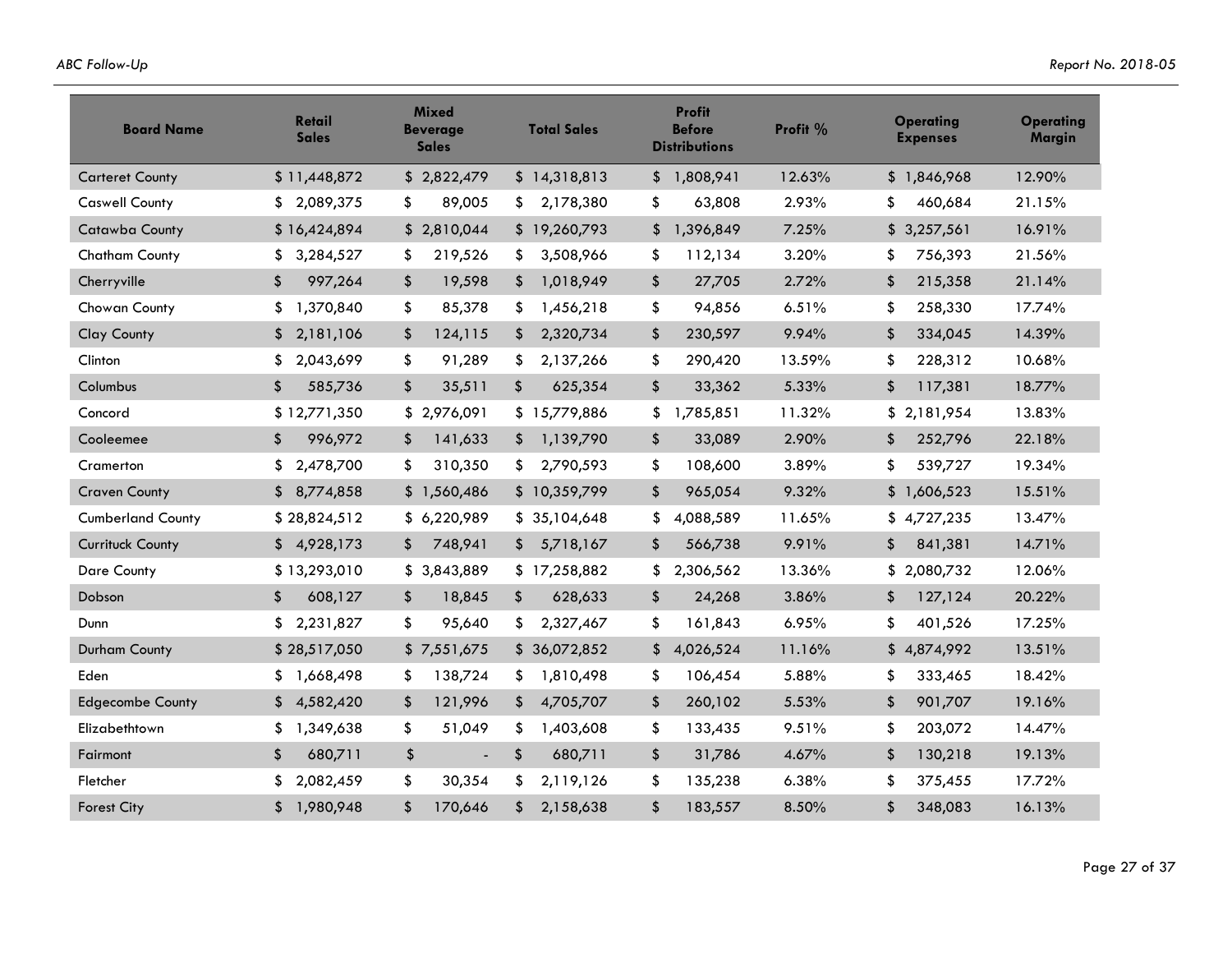| Board Name | Retail Sales | Mixed Beverage Sales | Total Sales | Profit Before Distributions | Profit % | Operating Expenses | Operating Margin |
|---|---|---|---|---|---|---|---|
| Carteret County | $ 11,448,872 | $ 2,822,479 | $ 14,318,813 | $ 1,808,941 | 12.63% | $ 1,846,968 | 12.90% |
| Caswell County | $ 2,089,375 | $ 89,005 | $ 2,178,380 | $ 63,808 | 2.93% | $ 460,684 | 21.15% |
| Catawba County | $ 16,424,894 | $ 2,810,044 | $ 19,260,793 | $ 1,396,849 | 7.25% | $ 3,257,561 | 16.91% |
| Chatham County | $ 3,284,527 | $ 219,526 | $ 3,508,966 | $ 112,134 | 3.20% | $ 756,393 | 21.56% |
| Cherryville | $ 997,264 | $ 19,598 | $ 1,018,949 | $ 27,705 | 2.72% | $ 215,358 | 21.14% |
| Chowan County | $ 1,370,840 | $ 85,378 | $ 1,456,218 | $ 94,856 | 6.51% | $ 258,330 | 17.74% |
| Clay County | $ 2,181,106 | $ 124,115 | $ 2,320,734 | $ 230,597 | 9.94% | $ 334,045 | 14.39% |
| Clinton | $ 2,043,699 | $ 91,289 | $ 2,137,266 | $ 290,420 | 13.59% | $ 228,312 | 10.68% |
| Columbus | $ 585,736 | $ 35,511 | $ 625,354 | $ 33,362 | 5.33% | $ 117,381 | 18.77% |
| Concord | $ 12,771,350 | $ 2,976,091 | $ 15,779,886 | $ 1,785,851 | 11.32% | $ 2,181,954 | 13.83% |
| Cooleemee | $ 996,972 | $ 141,633 | $ 1,139,790 | $ 33,089 | 2.90% | $ 252,796 | 22.18% |
| Cramerton | $ 2,478,700 | $ 310,350 | $ 2,790,593 | $ 108,600 | 3.89% | $ 539,727 | 19.34% |
| Craven County | $ 8,774,858 | $ 1,560,486 | $ 10,359,799 | $ 965,054 | 9.32% | $ 1,606,523 | 15.51% |
| Cumberland County | $ 28,824,512 | $ 6,220,989 | $ 35,104,648 | $ 4,088,589 | 11.65% | $ 4,727,235 | 13.47% |
| Currituck County | $ 4,928,173 | $ 748,941 | $ 5,718,167 | $ 566,738 | 9.91% | $ 841,381 | 14.71% |
| Dare County | $ 13,293,010 | $ 3,843,889 | $ 17,258,882 | $ 2,306,562 | 13.36% | $ 2,080,732 | 12.06% |
| Dobson | $ 608,127 | $ 18,845 | $ 628,633 | $ 24,268 | 3.86% | $ 127,124 | 20.22% |
| Dunn | $ 2,231,827 | $ 95,640 | $ 2,327,467 | $ 161,843 | 6.95% | $ 401,526 | 17.25% |
| Durham County | $ 28,517,050 | $ 7,551,675 | $ 36,072,852 | $ 4,026,524 | 11.16% | $ 4,874,992 | 13.51% |
| Eden | $ 1,668,498 | $ 138,724 | $ 1,810,498 | $ 106,454 | 5.88% | $ 333,465 | 18.42% |
| Edgecombe County | $ 4,582,420 | $ 121,996 | $ 4,705,707 | $ 260,102 | 5.53% | $ 901,707 | 19.16% |
| Elizabethtown | $ 1,349,638 | $ 51,049 | $ 1,403,608 | $ 133,435 | 9.51% | $ 203,072 | 14.47% |
| Fairmont | $ 680,711 | $ - | $ 680,711 | $ 31,786 | 4.67% | $ 130,218 | 19.13% |
| Fletcher | $ 2,082,459 | $ 30,354 | $ 2,119,126 | $ 135,238 | 6.38% | $ 375,455 | 17.72% |
| Forest City | $ 1,980,948 | $ 170,646 | $ 2,158,638 | $ 183,557 | 8.50% | $ 348,083 | 16.13% |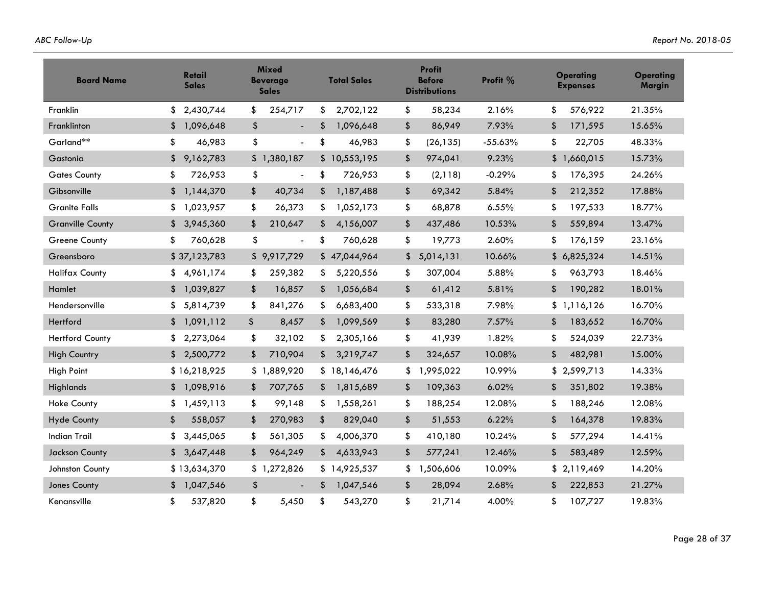| Board Name | Retail Sales | Mixed Beverage Sales | Total Sales | Profit Before Distributions | Profit % | Operating Expenses | Operating Margin |
|---|---|---|---|---|---|---|---|
| Franklin | $ 2,430,744 | $ 254,717 | $ 2,702,122 | $ 58,234 | 2.16% | $ 576,922 | 21.35% |
| Franklinton | $ 1,096,648 | $ - | $ 1,096,648 | $ 86,949 | 7.93% | $ 171,595 | 15.65% |
| Garland** | $ 46,983 | $ - | $ 46,983 | $ (26,135) | -55.63% | $ 22,705 | 48.33% |
| Gastonia | $ 9,162,783 | $ 1,380,187 | $ 10,553,195 | $ 974,041 | 9.23% | $ 1,660,015 | 15.73% |
| Gates County | $ 726,953 | $ - | $ 726,953 | $ (2,118) | -0.29% | $ 176,395 | 24.26% |
| Gibsonville | $ 1,144,370 | $ 40,734 | $ 1,187,488 | $ 69,342 | 5.84% | $ 212,352 | 17.88% |
| Granite Falls | $ 1,023,957 | $ 26,373 | $ 1,052,173 | $ 68,878 | 6.55% | $ 197,533 | 18.77% |
| Granville County | $ 3,945,360 | $ 210,647 | $ 4,156,007 | $ 437,486 | 10.53% | $ 559,894 | 13.47% |
| Greene County | $ 760,628 | $ - | $ 760,628 | $ 19,773 | 2.60% | $ 176,159 | 23.16% |
| Greensboro | $ 37,123,783 | $ 9,917,729 | $ 47,044,964 | $ 5,014,131 | 10.66% | $ 6,825,324 | 14.51% |
| Halifax County | $ 4,961,174 | $ 259,382 | $ 5,220,556 | $ 307,004 | 5.88% | $ 963,793 | 18.46% |
| Hamlet | $ 1,039,827 | $ 16,857 | $ 1,056,684 | $ 61,412 | 5.81% | $ 190,282 | 18.01% |
| Hendersonville | $ 5,814,739 | $ 841,276 | $ 6,683,400 | $ 533,318 | 7.98% | $ 1,116,126 | 16.70% |
| Hertford | $ 1,091,112 | $ 8,457 | $ 1,099,569 | $ 83,280 | 7.57% | $ 183,652 | 16.70% |
| Hertford County | $ 2,273,064 | $ 32,102 | $ 2,305,166 | $ 41,939 | 1.82% | $ 524,039 | 22.73% |
| High Country | $ 2,500,772 | $ 710,904 | $ 3,219,747 | $ 324,657 | 10.08% | $ 482,981 | 15.00% |
| High Point | $ 16,218,925 | $ 1,889,920 | $ 18,146,476 | $ 1,995,022 | 10.99% | $ 2,599,713 | 14.33% |
| Highlands | $ 1,098,916 | $ 707,765 | $ 1,815,689 | $ 109,363 | 6.02% | $ 351,802 | 19.38% |
| Hoke County | $ 1,459,113 | $ 99,148 | $ 1,558,261 | $ 188,254 | 12.08% | $ 188,246 | 12.08% |
| Hyde County | $ 558,057 | $ 270,983 | $ 829,040 | $ 51,553 | 6.22% | $ 164,378 | 19.83% |
| Indian Trail | $ 3,445,065 | $ 561,305 | $ 4,006,370 | $ 410,180 | 10.24% | $ 577,294 | 14.41% |
| Jackson County | $ 3,647,448 | $ 964,249 | $ 4,633,943 | $ 577,241 | 12.46% | $ 583,489 | 12.59% |
| Johnston County | $ 13,634,370 | $ 1,272,826 | $ 14,925,537 | $ 1,506,606 | 10.09% | $ 2,119,469 | 14.20% |
| Jones County | $ 1,047,546 | $ - | $ 1,047,546 | $ 28,094 | 2.68% | $ 222,853 | 21.27% |
| Kenansville | $ 537,820 | $ 5,450 | $ 543,270 | $ 21,714 | 4.00% | $ 107,727 | 19.83% |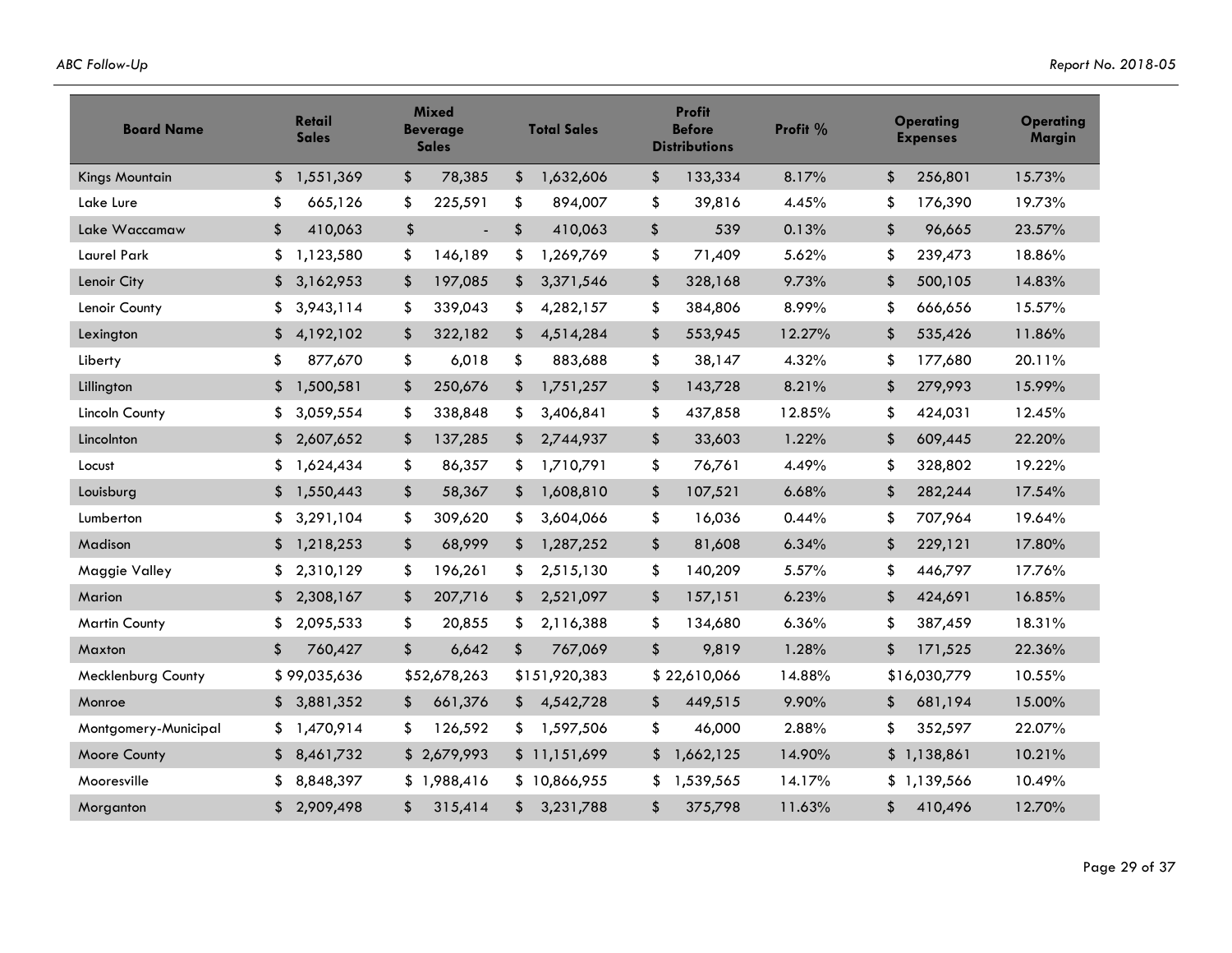| Board Name | Retail Sales | Mixed Beverage Sales | Total Sales | Profit Before Distributions | Profit % | Operating Expenses | Operating Margin |
|---|---|---|---|---|---|---|---|
| Kings Mountain | $ 1,551,369 | $ 78,385 | $ 1,632,606 | $ 133,334 | 8.17% | $ 256,801 | 15.73% |
| Lake Lure | $ 665,126 | $ 225,591 | $ 894,007 | $ 39,816 | 4.45% | $ 176,390 | 19.73% |
| Lake Waccamaw | $ 410,063 | $ - | $ 410,063 | $ 539 | 0.13% | $ 96,665 | 23.57% |
| Laurel Park | $ 1,123,580 | $ 146,189 | $ 1,269,769 | $ 71,409 | 5.62% | $ 239,473 | 18.86% |
| Lenoir City | $ 3,162,953 | $ 197,085 | $ 3,371,546 | $ 328,168 | 9.73% | $ 500,105 | 14.83% |
| Lenoir County | $ 3,943,114 | $ 339,043 | $ 4,282,157 | $ 384,806 | 8.99% | $ 666,656 | 15.57% |
| Lexington | $ 4,192,102 | $ 322,182 | $ 4,514,284 | $ 553,945 | 12.27% | $ 535,426 | 11.86% |
| Liberty | $ 877,670 | $ 6,018 | $ 883,688 | $ 38,147 | 4.32% | $ 177,680 | 20.11% |
| Lillington | $ 1,500,581 | $ 250,676 | $ 1,751,257 | $ 143,728 | 8.21% | $ 279,993 | 15.99% |
| Lincoln County | $ 3,059,554 | $ 338,848 | $ 3,406,841 | $ 437,858 | 12.85% | $ 424,031 | 12.45% |
| Lincolnton | $ 2,607,652 | $ 137,285 | $ 2,744,937 | $ 33,603 | 1.22% | $ 609,445 | 22.20% |
| Locust | $ 1,624,434 | $ 86,357 | $ 1,710,791 | $ 76,761 | 4.49% | $ 328,802 | 19.22% |
| Louisburg | $ 1,550,443 | $ 58,367 | $ 1,608,810 | $ 107,521 | 6.68% | $ 282,244 | 17.54% |
| Lumberton | $ 3,291,104 | $ 309,620 | $ 3,604,066 | $ 16,036 | 0.44% | $ 707,964 | 19.64% |
| Madison | $ 1,218,253 | $ 68,999 | $ 1,287,252 | $ 81,608 | 6.34% | $ 229,121 | 17.80% |
| Maggie Valley | $ 2,310,129 | $ 196,261 | $ 2,515,130 | $ 140,209 | 5.57% | $ 446,797 | 17.76% |
| Marion | $ 2,308,167 | $ 207,716 | $ 2,521,097 | $ 157,151 | 6.23% | $ 424,691 | 16.85% |
| Martin County | $ 2,095,533 | $ 20,855 | $ 2,116,388 | $ 134,680 | 6.36% | $ 387,459 | 18.31% |
| Maxton | $ 760,427 | $ 6,642 | $ 767,069 | $ 9,819 | 1.28% | $ 171,525 | 22.36% |
| Mecklenburg County | $ 99,035,636 | $52,678,263 | $151,920,383 | $ 22,610,066 | 14.88% | $16,030,779 | 10.55% |
| Monroe | $ 3,881,352 | $ 661,376 | $ 4,542,728 | $ 449,515 | 9.90% | $ 681,194 | 15.00% |
| Montgomery-Municipal | $ 1,470,914 | $ 126,592 | $ 1,597,506 | $ 46,000 | 2.88% | $ 352,597 | 22.07% |
| Moore County | $ 8,461,732 | $ 2,679,993 | $ 11,151,699 | $ 1,662,125 | 14.90% | $ 1,138,861 | 10.21% |
| Mooresville | $ 8,848,397 | $ 1,988,416 | $ 10,866,955 | $ 1,539,565 | 14.17% | $ 1,139,566 | 10.49% |
| Morganton | $ 2,909,498 | $ 315,414 | $ 3,231,788 | $ 375,798 | 11.63% | $ 410,496 | 12.70% |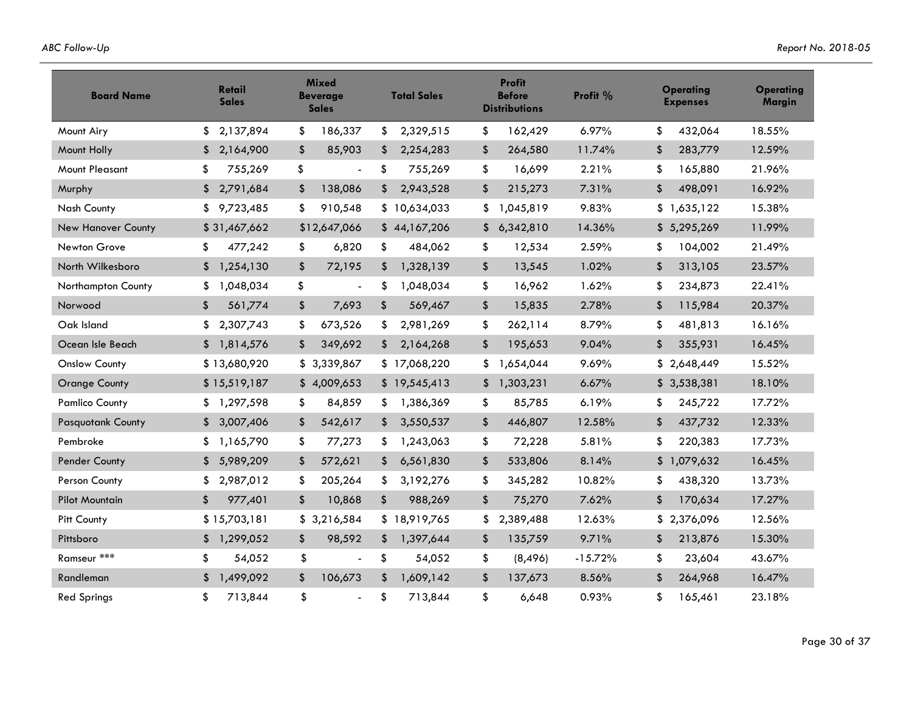| Board Name | Retail Sales | Mixed Beverage Sales | Total Sales | Profit Before Distributions | Profit % | Operating Expenses | Operating Margin |
|---|---|---|---|---|---|---|---|
| Mount Airy | $ 2,137,894 | $ 186,337 | $ 2,329,515 | $ 162,429 | 6.97% | $ 432,064 | 18.55% |
| Mount Holly | $ 2,164,900 | $ 85,903 | $ 2,254,283 | $ 264,580 | 11.74% | $ 283,779 | 12.59% |
| Mount Pleasant | $ 755,269 | $ - | $ 755,269 | $ 16,699 | 2.21% | $ 165,880 | 21.96% |
| Murphy | $ 2,791,684 | $ 138,086 | $ 2,943,528 | $ 215,273 | 7.31% | $ 498,091 | 16.92% |
| Nash County | $ 9,723,485 | $ 910,548 | $ 10,634,033 | $ 1,045,819 | 9.83% | $ 1,635,122 | 15.38% |
| New Hanover County | $ 31,467,662 | $12,647,066 | $ 44,167,206 | $ 6,342,810 | 14.36% | $ 5,295,269 | 11.99% |
| Newton Grove | $ 477,242 | $ 6,820 | $ 484,062 | $ 12,534 | 2.59% | $ 104,002 | 21.49% |
| North Wilkesboro | $ 1,254,130 | $ 72,195 | $ 1,328,139 | $ 13,545 | 1.02% | $ 313,105 | 23.57% |
| Northampton County | $ 1,048,034 | $ - | $ 1,048,034 | $ 16,962 | 1.62% | $ 234,873 | 22.41% |
| Norwood | $ 561,774 | $ 7,693 | $ 569,467 | $ 15,835 | 2.78% | $ 115,984 | 20.37% |
| Oak Island | $ 2,307,743 | $ 673,526 | $ 2,981,269 | $ 262,114 | 8.79% | $ 481,813 | 16.16% |
| Ocean Isle Beach | $ 1,814,576 | $ 349,692 | $ 2,164,268 | $ 195,653 | 9.04% | $ 355,931 | 16.45% |
| Onslow County | $ 13,680,920 | $ 3,339,867 | $ 17,068,220 | $ 1,654,044 | 9.69% | $ 2,648,449 | 15.52% |
| Orange County | $ 15,519,187 | $ 4,009,653 | $ 19,545,413 | $ 1,303,231 | 6.67% | $ 3,538,381 | 18.10% |
| Pamlico County | $ 1,297,598 | $ 84,859 | $ 1,386,369 | $ 85,785 | 6.19% | $ 245,722 | 17.72% |
| Pasquotank County | $ 3,007,406 | $ 542,617 | $ 3,550,537 | $ 446,807 | 12.58% | $ 437,732 | 12.33% |
| Pembroke | $ 1,165,790 | $ 77,273 | $ 1,243,063 | $ 72,228 | 5.81% | $ 220,383 | 17.73% |
| Pender County | $ 5,989,209 | $ 572,621 | $ 6,561,830 | $ 533,806 | 8.14% | $ 1,079,632 | 16.45% |
| Person County | $ 2,987,012 | $ 205,264 | $ 3,192,276 | $ 345,282 | 10.82% | $ 438,320 | 13.73% |
| Pilot Mountain | $ 977,401 | $ 10,868 | $ 988,269 | $ 75,270 | 7.62% | $ 170,634 | 17.27% |
| Pitt County | $ 15,703,181 | $ 3,216,584 | $ 18,919,765 | $ 2,389,488 | 12.63% | $ 2,376,096 | 12.56% |
| Pittsboro | $ 1,299,052 | $ 98,592 | $ 1,397,644 | $ 135,759 | 9.71% | $ 213,876 | 15.30% |
| Ramseur *** | $ 54,052 | $ - | $ 54,052 | $ (8,496) | -15.72% | $ 23,604 | 43.67% |
| Randleman | $ 1,499,092 | $ 106,673 | $ 1,609,142 | $ 137,673 | 8.56% | $ 264,968 | 16.47% |
| Red Springs | $ 713,844 | $ - | $ 713,844 | $ 6,648 | 0.93% | $ 165,461 | 23.18% |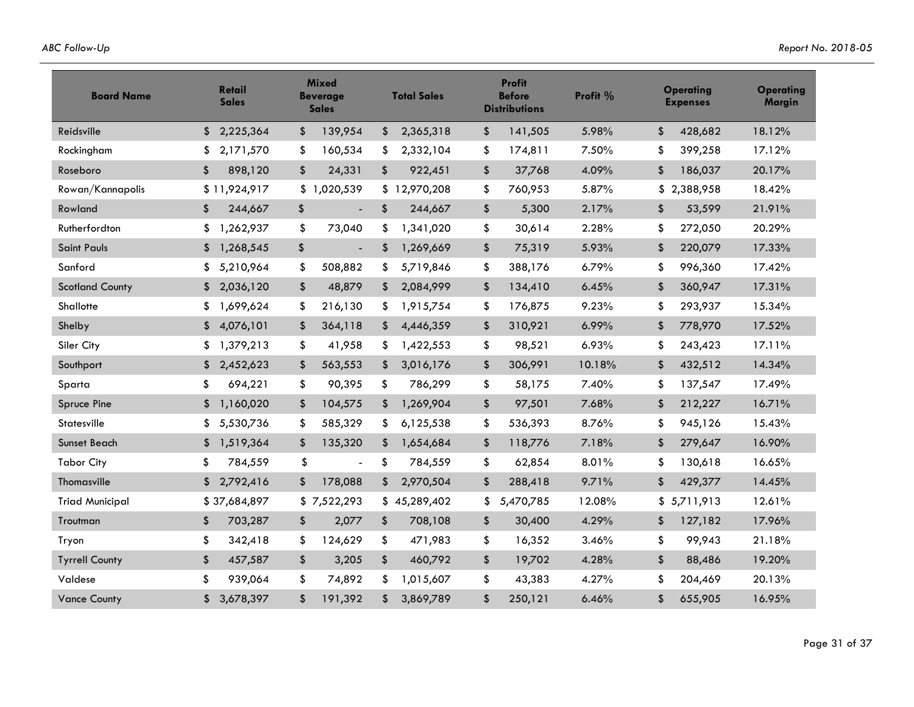| Board Name | Retail Sales | Mixed Beverage Sales | Total Sales | Profit Before Distributions | Profit % | Operating Expenses | Operating Margin |
| --- | --- | --- | --- | --- | --- | --- | --- |
| Reidsville | $ 2,225,364 | $ 139,954 | $ 2,365,318 | $ 141,505 | 5.98% | $ 428,682 | 18.12% |
| Rockingham | $ 2,171,570 | $ 160,534 | $ 2,332,104 | $ 174,811 | 7.50% | $ 399,258 | 17.12% |
| Roseboro | $ 898,120 | $ 24,331 | $ 922,451 | $ 37,768 | 4.09% | $ 186,037 | 20.17% |
| Rowan/Kannapolis | $ 11,924,917 | $ 1,020,539 | $ 12,970,208 | $ 760,953 | 5.87% | $ 2,388,958 | 18.42% |
| Rowland | $ 244,667 | $ - | $ 244,667 | $ 5,300 | 2.17% | $ 53,599 | 21.91% |
| Rutherfordton | $ 1,262,937 | $ 73,040 | $ 1,341,020 | $ 30,614 | 2.28% | $ 272,050 | 20.29% |
| Saint Pauls | $ 1,268,545 | $ - | $ 1,269,669 | $ 75,319 | 5.93% | $ 220,079 | 17.33% |
| Sanford | $ 5,210,964 | $ 508,882 | $ 5,719,846 | $ 388,176 | 6.79% | $ 996,360 | 17.42% |
| Scotland County | $ 2,036,120 | $ 48,879 | $ 2,084,999 | $ 134,410 | 6.45% | $ 360,947 | 17.31% |
| Shallotte | $ 1,699,624 | $ 216,130 | $ 1,915,754 | $ 176,875 | 9.23% | $ 293,937 | 15.34% |
| Shelby | $ 4,076,101 | $ 364,118 | $ 4,446,359 | $ 310,921 | 6.99% | $ 778,970 | 17.52% |
| Siler City | $ 1,379,213 | $ 41,958 | $ 1,422,553 | $ 98,521 | 6.93% | $ 243,423 | 17.11% |
| Southport | $ 2,452,623 | $ 563,553 | $ 3,016,176 | $ 306,991 | 10.18% | $ 432,512 | 14.34% |
| Sparta | $ 694,221 | $ 90,395 | $ 786,299 | $ 58,175 | 7.40% | $ 137,547 | 17.49% |
| Spruce Pine | $ 1,160,020 | $ 104,575 | $ 1,269,904 | $ 97,501 | 7.68% | $ 212,227 | 16.71% |
| Statesville | $ 5,530,736 | $ 585,329 | $ 6,125,538 | $ 536,393 | 8.76% | $ 945,126 | 15.43% |
| Sunset Beach | $ 1,519,364 | $ 135,320 | $ 1,654,684 | $ 118,776 | 7.18% | $ 279,647 | 16.90% |
| Tabor City | $ 784,559 | $ - | $ 784,559 | $ 62,854 | 8.01% | $ 130,618 | 16.65% |
| Thomasville | $ 2,792,416 | $ 178,088 | $ 2,970,504 | $ 288,418 | 9.71% | $ 429,377 | 14.45% |
| Triad Municipal | $ 37,684,897 | $ 7,522,293 | $ 45,289,402 | $ 5,470,785 | 12.08% | $ 5,711,913 | 12.61% |
| Troutman | $ 703,287 | $ 2,077 | $ 708,108 | $ 30,400 | 4.29% | $ 127,182 | 17.96% |
| Tryon | $ 342,418 | $ 124,629 | $ 471,983 | $ 16,352 | 3.46% | $ 99,943 | 21.18% |
| Tyrrell County | $ 457,587 | $ 3,205 | $ 460,792 | $ 19,702 | 4.28% | $ 88,486 | 19.20% |
| Valdese | $ 939,064 | $ 74,892 | $ 1,015,607 | $ 43,383 | 4.27% | $ 204,469 | 20.13% |
| Vance County | $ 3,678,397 | $ 191,392 | $ 3,869,789 | $ 250,121 | 6.46% | $ 655,905 | 16.95% |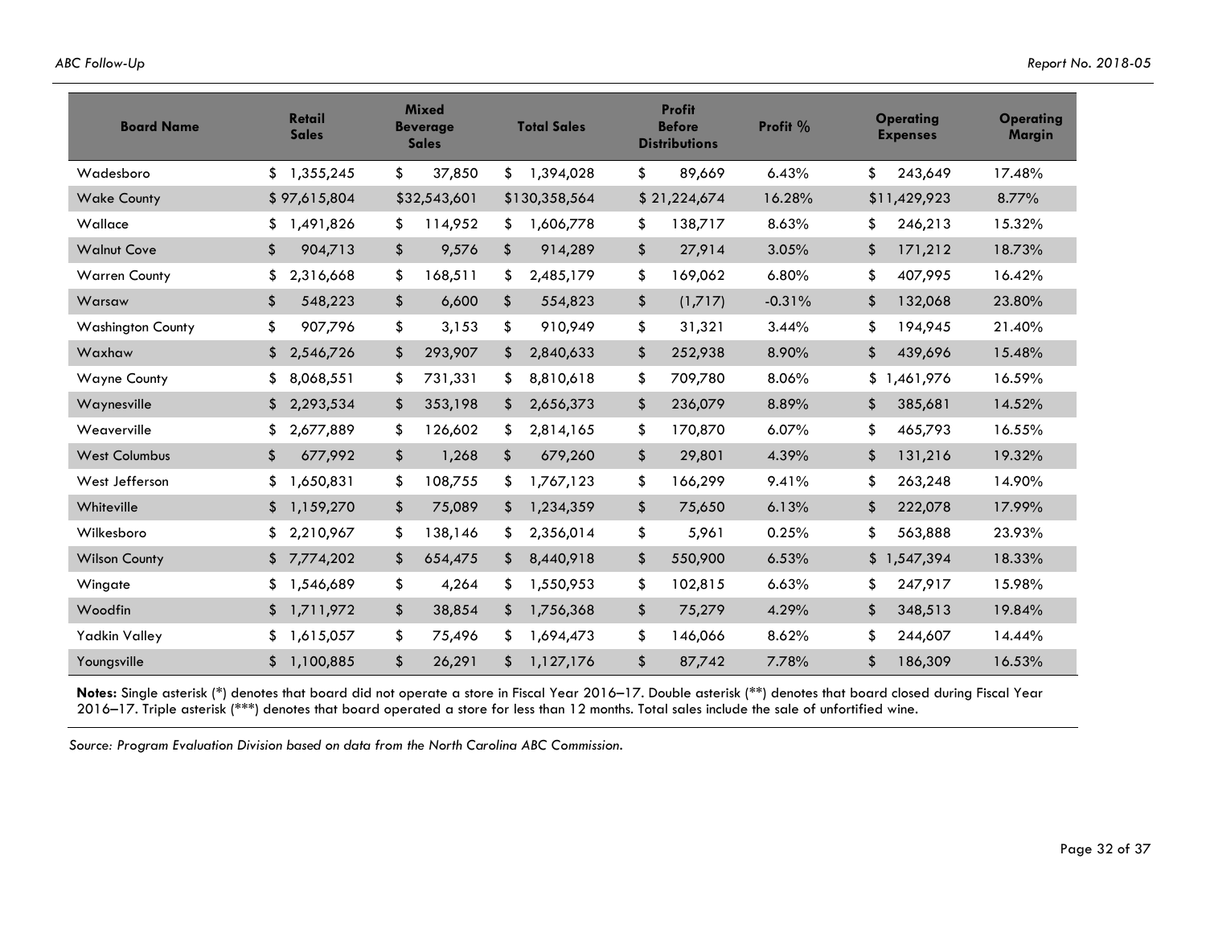| Board Name | Retail Sales | Mixed Beverage Sales | Total Sales | Profit Before Distributions | Profit % | Operating Expenses | Operating Margin |
|---|---|---|---|---|---|---|---|
| Wadesboro | $ 1,355,245 | $ 37,850 | $ 1,394,028 | $ 89,669 | 6.43% | $ 243,649 | 17.48% |
| Wake County | $ 97,615,804 | $32,543,601 | $130,358,564 | $ 21,224,674 | 16.28% | $11,429,923 | 8.77% |
| Wallace | $ 1,491,826 | $ 114,952 | $ 1,606,778 | $ 138,717 | 8.63% | $ 246,213 | 15.32% |
| Walnut Cove | $ 904,713 | $ 9,576 | $ 914,289 | $ 27,914 | 3.05% | $ 171,212 | 18.73% |
| Warren County | $ 2,316,668 | $ 168,511 | $ 2,485,179 | $ 169,062 | 6.80% | $ 407,995 | 16.42% |
| Warsaw | $ 548,223 | $ 6,600 | $ 554,823 | $ (1,717) | -0.31% | $ 132,068 | 23.80% |
| Washington County | $ 907,796 | $ 3,153 | $ 910,949 | $ 31,321 | 3.44% | $ 194,945 | 21.40% |
| Waxhaw | $ 2,546,726 | $ 293,907 | $ 2,840,633 | $ 252,938 | 8.90% | $ 439,696 | 15.48% |
| Wayne County | $ 8,068,551 | $ 731,331 | $ 8,810,618 | $ 709,780 | 8.06% | $ 1,461,976 | 16.59% |
| Waynesville | $ 2,293,534 | $ 353,198 | $ 2,656,373 | $ 236,079 | 8.89% | $ 385,681 | 14.52% |
| Weaverville | $ 2,677,889 | $ 126,602 | $ 2,814,165 | $ 170,870 | 6.07% | $ 465,793 | 16.55% |
| West Columbus | $ 677,992 | $ 1,268 | $ 679,260 | $ 29,801 | 4.39% | $ 131,216 | 19.32% |
| West Jefferson | $ 1,650,831 | $ 108,755 | $ 1,767,123 | $ 166,299 | 9.41% | $ 263,248 | 14.90% |
| Whiteville | $ 1,159,270 | $ 75,089 | $ 1,234,359 | $ 75,650 | 6.13% | $ 222,078 | 17.99% |
| Wilkesboro | $ 2,210,967 | $ 138,146 | $ 2,356,014 | $ 5,961 | 0.25% | $ 563,888 | 23.93% |
| Wilson County | $ 7,774,202 | $ 654,475 | $ 8,440,918 | $ 550,900 | 6.53% | $ 1,547,394 | 18.33% |
| Wingate | $ 1,546,689 | $ 4,264 | $ 1,550,953 | $ 102,815 | 6.63% | $ 247,917 | 15.98% |
| Woodfin | $ 1,711,972 | $ 38,854 | $ 1,756,368 | $ 75,279 | 4.29% | $ 348,513 | 19.84% |
| Yadkin Valley | $ 1,615,057 | $ 75,496 | $ 1,694,473 | $ 146,066 | 8.62% | $ 244,607 | 14.44% |
| Youngsville | $ 1,100,885 | $ 26,291 | $ 1,127,176 | $ 87,742 | 7.78% | $ 186,309 | 16.53% |

**Notes:** Single asterisk (*) denotes that board did not operate a store in Fiscal Year 2016–17. Double asterisk (**) denotes that board closed during Fiscal Year 2016–17. Triple asterisk (***) denotes that board operated a store for less than 12 months. Total sales include the sale of unfortified wine.

*Source: Program Evaluation Division based on data from the North Carolina ABC Commission.*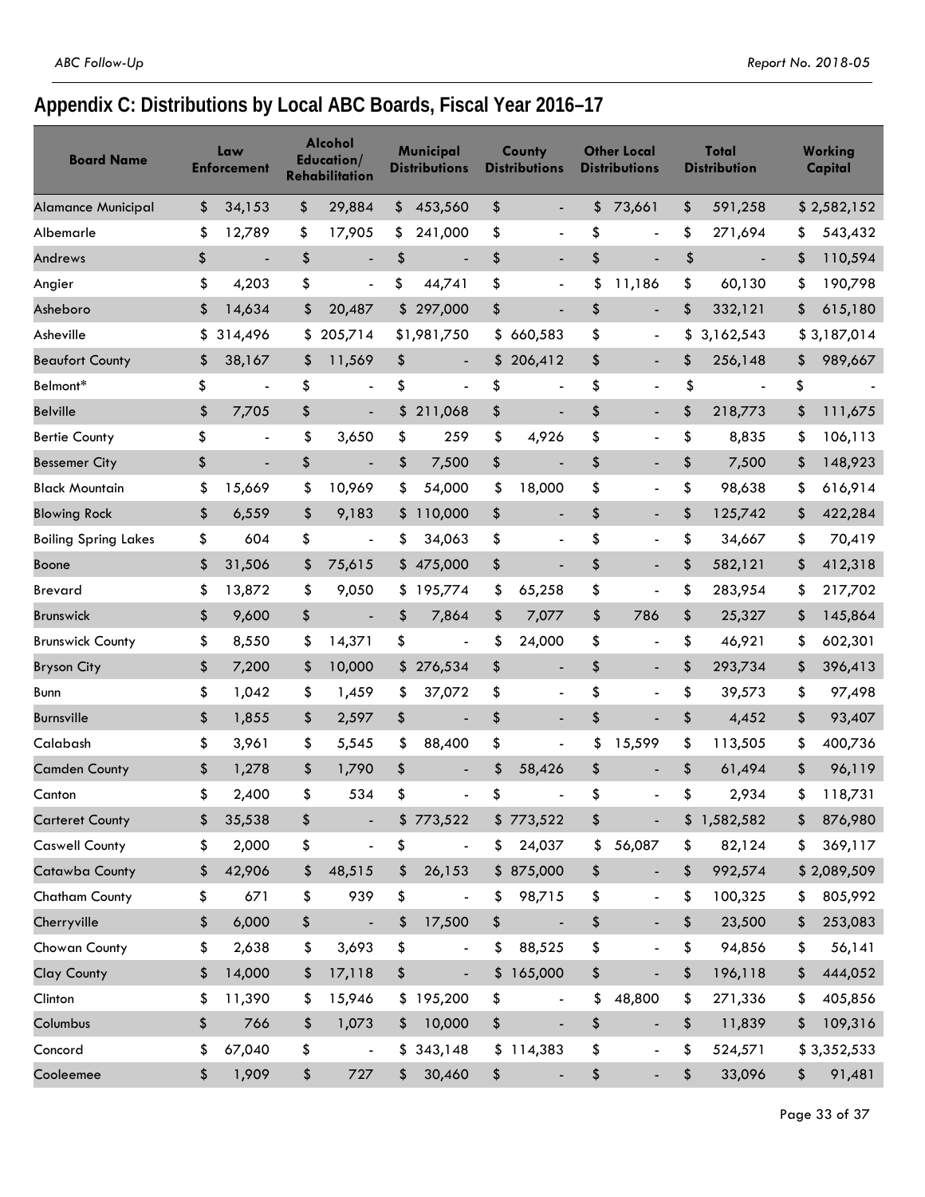## Appendix C: Distributions by Local ABC Boards, Fiscal Year 2016–17

| Board Name | Law Enforcement | Alcohol Education/ Rehabilitation | Municipal Distributions | County Distributions | Other Local Distributions | Total Distribution | Working Capital |
|---|---|---|---|---|---|---|---|
| Alamance Municipal | $ 34,153 | $ 29,884 | $ 453,560 | $ - | $ 73,661 | $ 591,258 | $ 2,582,152 |
| Albemarle | $ 12,789 | $ 17,905 | $ 241,000 | $ - | $ - | $ 271,694 | $ 543,432 |
| Andrews | $ - | $ - | $ - | $ - | $ - | $ - | $ 110,594 |
| Angier | $ 4,203 | $ - | $ 44,741 | $ - | $ 11,186 | $ 60,130 | $ 190,798 |
| Asheboro | $ 14,634 | $ 20,487 | $ 297,000 | $ - | $ - | $ 332,121 | $ 615,180 |
| Asheville | $ 314,496 | $ 205,714 | $1,981,750 | $ 660,583 | $ - | $ 3,162,543 | $ 3,187,014 |
| Beaufort County | $ 38,167 | $ 11,569 | $ - | $ 206,412 | $ - | $ 256,148 | $ 989,667 |
| Belmont* | $ - | $ - | $ - | $ - | $ - | $ - | $ - |
| Belville | $ 7,705 | $ - | $ 211,068 | $ - | $ - | $ 218,773 | $ 111,675 |
| Bertie County | $ - | $ 3,650 | $ 259 | $ 4,926 | $ - | $ 8,835 | $ 106,113 |
| Bessemer City | $ - | $ - | $ 7,500 | $ - | $ - | $ 7,500 | $ 148,923 |
| Black Mountain | $ 15,669 | $ 10,969 | $ 54,000 | $ 18,000 | $ - | $ 98,638 | $ 616,914 |
| Blowing Rock | $ 6,559 | $ 9,183 | $ 110,000 | $ - | $ - | $ 125,742 | $ 422,284 |
| Boiling Spring Lakes | $ 604 | $ - | $ 34,063 | $ - | $ - | $ 34,667 | $ 70,419 |
| Boone | $ 31,506 | $ 75,615 | $ 475,000 | $ - | $ - | $ 582,121 | $ 412,318 |
| Brevard | $ 13,872 | $ 9,050 | $ 195,774 | $ 65,258 | $ - | $ 283,954 | $ 217,702 |
| Brunswick | $ 9,600 | $ - | $ 7,864 | $ 7,077 | $ 786 | $ 25,327 | $ 145,864 |
| Brunswick County | $ 8,550 | $ 14,371 | $ - | $ 24,000 | $ - | $ 46,921 | $ 602,301 |
| Bryson City | $ 7,200 | $ 10,000 | $ 276,534 | $ - | $ - | $ 293,734 | $ 396,413 |
| Bunn | $ 1,042 | $ 1,459 | $ 37,072 | $ - | $ - | $ 39,573 | $ 97,498 |
| Burnsville | $ 1,855 | $ 2,597 | $ - | $ - | $ - | $ 4,452 | $ 93,407 |
| Calabash | $ 3,961 | $ 5,545 | $ 88,400 | $ - | $ 15,599 | $ 113,505 | $ 400,736 |
| Camden County | $ 1,278 | $ 1,790 | $ - | $ 58,426 | $ - | $ 61,494 | $ 96,119 |
| Canton | $ 2,400 | $ 534 | $ - | $ - | $ - | $ 2,934 | $ 118,731 |
| Carteret County | $ 35,538 | $ - | $ 773,522 | $ 773,522 | $ - | $ 1,582,582 | $ 876,980 |
| Caswell County | $ 2,000 | $ - | $ - | $ 24,037 | $ 56,087 | $ 82,124 | $ 369,117 |
| Catawba County | $ 42,906 | $ 48,515 | $ 26,153 | $ 875,000 | $ - | $ 992,574 | $ 2,089,509 |
| Chatham County | $ 671 | $ 939 | $ - | $ 98,715 | $ - | $ 100,325 | $ 805,992 |
| Cherryville | $ 6,000 | $ - | $ 17,500 | $ - | $ - | $ 23,500 | $ 253,083 |
| Chowan County | $ 2,638 | $ 3,693 | $ - | $ 88,525 | $ - | $ 94,856 | $ 56,141 |
| Clay County | $ 14,000 | $ 17,118 | $ - | $ 165,000 | $ - | $ 196,118 | $ 444,052 |
| Clinton | $ 11,390 | $ 15,946 | $ 195,200 | $ - | $ 48,800 | $ 271,336 | $ 405,856 |
| Columbus | $ 766 | $ 1,073 | $ 10,000 | $ - | $ - | $ 11,839 | $ 109,316 |
| Concord | $ 67,040 | $ - | $ 343,148 | $ 114,383 | $ - | $ 524,571 | $ 3,352,533 |
| Cooleemee | $ 1,909 | $ 727 | $ 30,460 | $ - | $ - | $ 33,096 | $ 91,481 |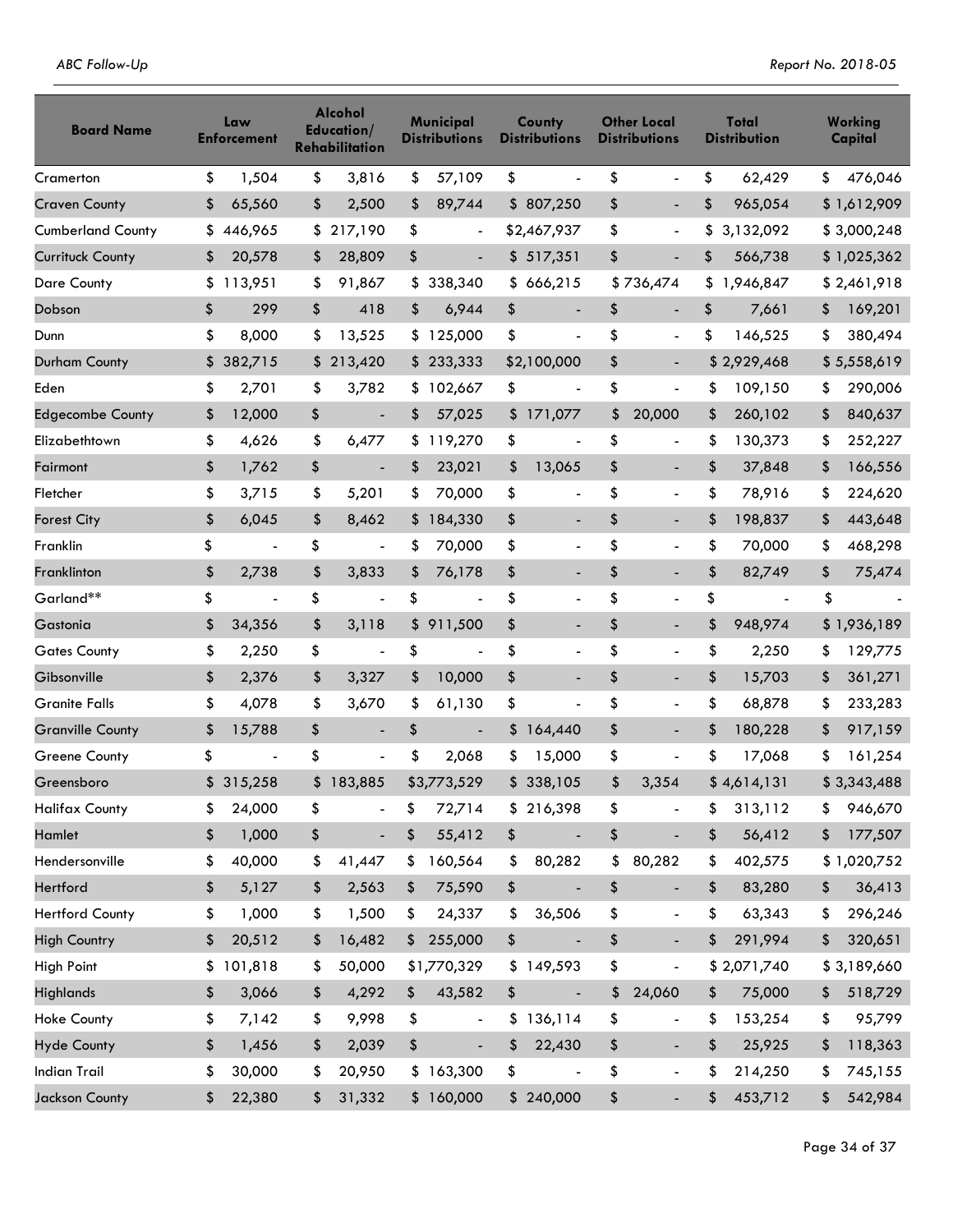| Board Name | Law Enforcement | Alcohol Education/ Rehabilitation | Municipal Distributions | County Distributions | Other Local Distributions | Total Distribution | Working Capital |
|---|---|---|---|---|---|---|---|
| Cramerton | $ 1,504 | $ 3,816 | $ 57,109 | $ - | $ - | $ 62,429 | $ 476,046 |
| Craven County | $ 65,560 | $ 2,500 | $ 89,744 | $ 807,250 | $ - | $ 965,054 | $ 1,612,909 |
| Cumberland County | $ 446,965 | $ 217,190 | $ - | $2,467,937 | $ - | $ 3,132,092 | $ 3,000,248 |
| Currituck County | $ 20,578 | $ 28,809 | $ - | $ 517,351 | $ - | $ 566,738 | $ 1,025,362 |
| Dare County | $ 113,951 | $ 91,867 | $ 338,340 | $ 666,215 | $ 736,474 | $ 1,946,847 | $ 2,461,918 |
| Dobson | $ 299 | $ 418 | $ 6,944 | $ - | $ - | $ 7,661 | $ 169,201 |
| Dunn | $ 8,000 | $ 13,525 | $ 125,000 | $ - | $ - | $ 146,525 | $ 380,494 |
| Durham County | $ 382,715 | $ 213,420 | $ 233,333 | $2,100,000 | $ - | $ 2,929,468 | $ 5,558,619 |
| Eden | $ 2,701 | $ 3,782 | $ 102,667 | $ - | $ - | $ 109,150 | $ 290,006 |
| Edgecombe County | $ 12,000 | $ - | $ 57,025 | $ 171,077 | $ 20,000 | $ 260,102 | $ 840,637 |
| Elizabethtown | $ 4,626 | $ 6,477 | $ 119,270 | $ - | $ - | $ 130,373 | $ 252,227 |
| Fairmont | $ 1,762 | $ - | $ 23,021 | $ 13,065 | $ - | $ 37,848 | $ 166,556 |
| Fletcher | $ 3,715 | $ 5,201 | $ 70,000 | $ - | $ - | $ 78,916 | $ 224,620 |
| Forest City | $ 6,045 | $ 8,462 | $ 184,330 | $ - | $ - | $ 198,837 | $ 443,648 |
| Franklin | $ - | $ - | $ 70,000 | $ - | $ - | $ 70,000 | $ 468,298 |
| Franklinton | $ 2,738 | $ 3,833 | $ 76,178 | $ - | $ - | $ 82,749 | $ 75,474 |
| Garland** | $ - | $ - | $ - | $ - | $ - | $ - | $ - |
| Gastonia | $ 34,356 | $ 3,118 | $ 911,500 | $ - | $ - | $ 948,974 | $ 1,936,189 |
| Gates County | $ 2,250 | $ - | $ - | $ - | $ - | $ 2,250 | $ 129,775 |
| Gibsonville | $ 2,376 | $ 3,327 | $ 10,000 | $ - | $ - | $ 15,703 | $ 361,271 |
| Granite Falls | $ 4,078 | $ 3,670 | $ 61,130 | $ - | $ - | $ 68,878 | $ 233,283 |
| Granville County | $ 15,788 | $ - | $ - | $ 164,440 | $ - | $ 180,228 | $ 917,159 |
| Greene County | $ - | $ - | $ 2,068 | $ 15,000 | $ - | $ 17,068 | $ 161,254 |
| Greensboro | $ 315,258 | $ 183,885 | $3,773,529 | $ 338,105 | $ 3,354 | $ 4,614,131 | $ 3,343,488 |
| Halifax County | $ 24,000 | $ - | $ 72,714 | $ 216,398 | $ - | $ 313,112 | $ 946,670 |
| Hamlet | $ 1,000 | $ - | $ 55,412 | $ - | $ - | $ 56,412 | $ 177,507 |
| Hendersonville | $ 40,000 | $ 41,447 | $ 160,564 | $ 80,282 | $ 80,282 | $ 402,575 | $ 1,020,752 |
| Hertford | $ 5,127 | $ 2,563 | $ 75,590 | $ - | $ - | $ 83,280 | $ 36,413 |
| Hertford County | $ 1,000 | $ 1,500 | $ 24,337 | $ 36,506 | $ - | $ 63,343 | $ 296,246 |
| High Country | $ 20,512 | $ 16,482 | $ 255,000 | $ - | $ - | $ 291,994 | $ 320,651 |
| High Point | $ 101,818 | $ 50,000 | $1,770,329 | $ 149,593 | $ - | $ 2,071,740 | $ 3,189,660 |
| Highlands | $ 3,066 | $ 4,292 | $ 43,582 | $ - | $ 24,060 | $ 75,000 | $ 518,729 |
| Hoke County | $ 7,142 | $ 9,998 | $ - | $ 136,114 | $ - | $ 153,254 | $ 95,799 |
| Hyde County | $ 1,456 | $ 2,039 | $ - | $ 22,430 | $ - | $ 25,925 | $ 118,363 |
| Indian Trail | $ 30,000 | $ 20,950 | $ 163,300 | $ - | $ - | $ 214,250 | $ 745,155 |
| Jackson County | $ 22,380 | $ 31,332 | $ 160,000 | $ 240,000 | $ - | $ 453,712 | $ 542,984 |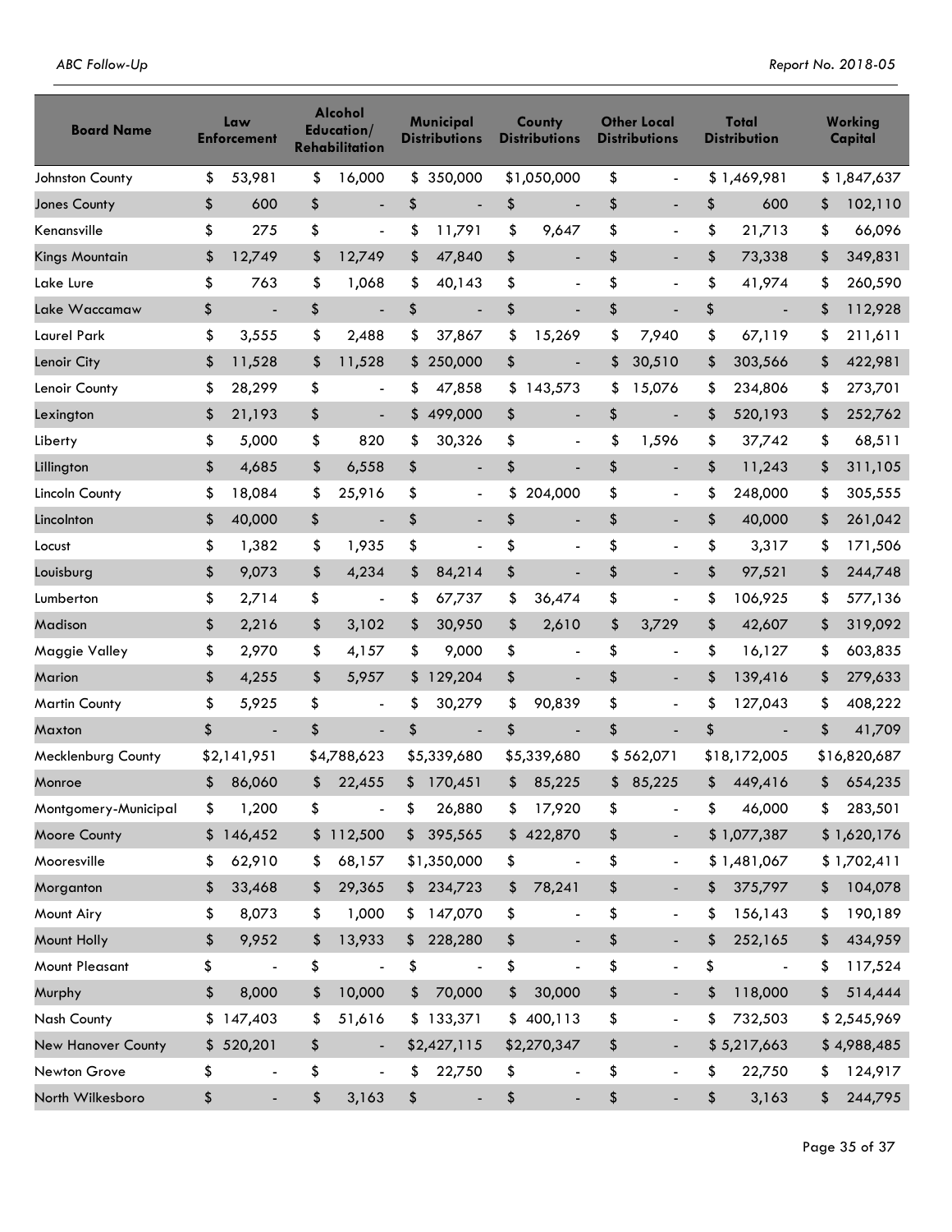| Board Name | Law Enforcement | Alcohol Education/ Rehabilitation | Municipal Distributions | County Distributions | Other Local Distributions | Total Distribution | Working Capital |
|---|---|---|---|---|---|---|---|
| Johnston County | $ 53,981 | $ 16,000 | $ 350,000 | $1,050,000 | $ - | $ 1,469,981 | $ 1,847,637 |
| Jones County | $ 600 | $ - | $ - | $ - | $ - | $ 600 | $ 102,110 |
| Kenansville | $ 275 | $ - | $ 11,791 | $ 9,647 | $ - | $ 21,713 | $ 66,096 |
| Kings Mountain | $ 12,749 | $ 12,749 | $ 47,840 | $ - | $ - | $ 73,338 | $ 349,831 |
| Lake Lure | $ 763 | $ 1,068 | $ 40,143 | $ - | $ - | $ 41,974 | $ 260,590 |
| Lake Waccamaw | $ - | $ - | $ - | $ - | $ - | $ - | $ 112,928 |
| Laurel Park | $ 3,555 | $ 2,488 | $ 37,867 | $ 15,269 | $ 7,940 | $ 67,119 | $ 211,611 |
| Lenoir City | $ 11,528 | $ 11,528 | $ 250,000 | $ - | $ 30,510 | $ 303,566 | $ 422,981 |
| Lenoir County | $ 28,299 | $ - | $ 47,858 | $ 143,573 | $ 15,076 | $ 234,806 | $ 273,701 |
| Lexington | $ 21,193 | $ - | $ 499,000 | $ - | $ - | $ 520,193 | $ 252,762 |
| Liberty | $ 5,000 | $ 820 | $ 30,326 | $ - | $ 1,596 | $ 37,742 | $ 68,511 |
| Lillington | $ 4,685 | $ 6,558 | $ - | $ - | $ - | $ 11,243 | $ 311,105 |
| Lincoln County | $ 18,084 | $ 25,916 | $ - | $ 204,000 | $ - | $ 248,000 | $ 305,555 |
| Lincolnton | $ 40,000 | $ - | $ - | $ - | $ - | $ 40,000 | $ 261,042 |
| Locust | $ 1,382 | $ 1,935 | $ - | $ - | $ - | $ 3,317 | $ 171,506 |
| Louisburg | $ 9,073 | $ 4,234 | $ 84,214 | $ - | $ - | $ 97,521 | $ 244,748 |
| Lumberton | $ 2,714 | $ - | $ 67,737 | $ 36,474 | $ - | $ 106,925 | $ 577,136 |
| Madison | $ 2,216 | $ 3,102 | $ 30,950 | $ 2,610 | $ 3,729 | $ 42,607 | $ 319,092 |
| Maggie Valley | $ 2,970 | $ 4,157 | $ 9,000 | $ - | $ - | $ 16,127 | $ 603,835 |
| Marion | $ 4,255 | $ 5,957 | $ 129,204 | $ - | $ - | $ 139,416 | $ 279,633 |
| Martin County | $ 5,925 | $ - | $ 30,279 | $ 90,839 | $ - | $ 127,043 | $ 408,222 |
| Maxton | $ - | $ - | $ - | $ - | $ - | $ - | $ 41,709 |
| Mecklenburg County | $2,141,951 | $4,788,623 | $5,339,680 | $5,339,680 | $ 562,071 | $18,172,005 | $16,820,687 |
| Monroe | $ 86,060 | $ 22,455 | $ 170,451 | $ 85,225 | $ 85,225 | $ 449,416 | $ 654,235 |
| Montgomery-Municipal | $ 1,200 | $ - | $ 26,880 | $ 17,920 | $ - | $ 46,000 | $ 283,501 |
| Moore County | $ 146,452 | $ 112,500 | $ 395,565 | $ 422,870 | $ - | $ 1,077,387 | $ 1,620,176 |
| Mooresville | $ 62,910 | $ 68,157 | $1,350,000 | $ - | $ - | $ 1,481,067 | $ 1,702,411 |
| Morganton | $ 33,468 | $ 29,365 | $ 234,723 | $ 78,241 | $ - | $ 375,797 | $ 104,078 |
| Mount Airy | $ 8,073 | $ 1,000 | $ 147,070 | $ - | $ - | $ 156,143 | $ 190,189 |
| Mount Holly | $ 9,952 | $ 13,933 | $ 228,280 | $ - | $ - | $ 252,165 | $ 434,959 |
| Mount Pleasant | $ - | $ - | $ - | $ - | $ - | $ - | $ 117,524 |
| Murphy | $ 8,000 | $ 10,000 | $ 70,000 | $ 30,000 | $ - | $ 118,000 | $ 514,444 |
| Nash County | $ 147,403 | $ 51,616 | $ 133,371 | $ 400,113 | $ - | $ 732,503 | $ 2,545,969 |
| New Hanover County | $ 520,201 | $ - | $2,427,115 | $2,270,347 | $ - | $ 5,217,663 | $ 4,988,485 |
| Newton Grove | $ - | $ - | $ 22,750 | $ - | $ - | $ 22,750 | $ 124,917 |
| North Wilkesboro | $ - | $ 3,163 | $ - | $ - | $ - | $ 3,163 | $ 244,795 |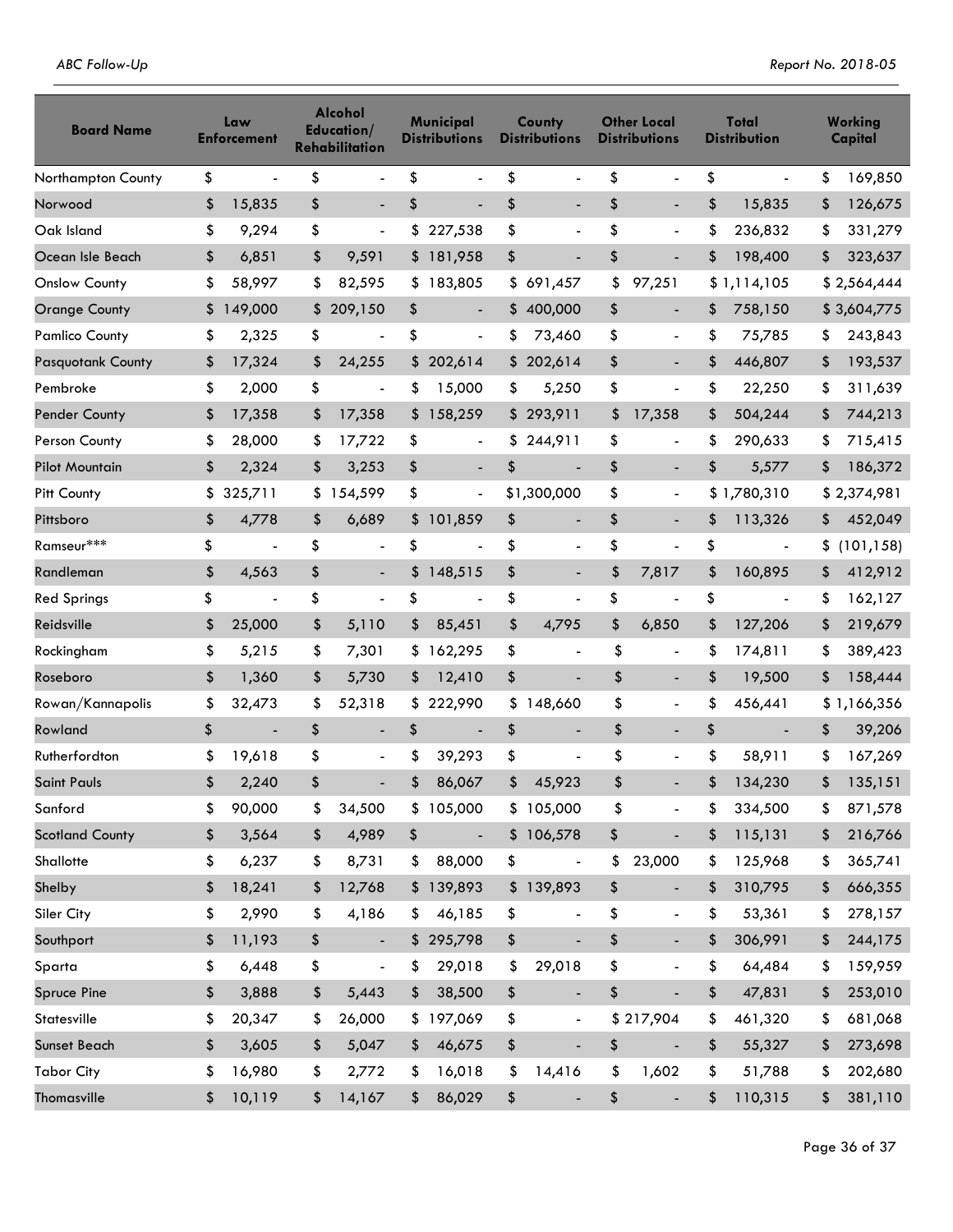| Board Name | Law Enforcement | Alcohol Education/ Rehabilitation | Municipal Distributions | County Distributions | Other Local Distributions | Total Distribution | Working Capital |
|---|---|---|---|---|---|---|---|
| Northampton County | $ - | $ - | $ - | $ - | $ - | $ - | $ 169,850 |
| Norwood | $ 15,835 | $ - | $ - | $ - | $ - | $ 15,835 | $ 126,675 |
| Oak Island | $ 9,294 | $ - | $ 227,538 | $ - | $ - | $ 236,832 | $ 331,279 |
| Ocean Isle Beach | $ 6,851 | $ 9,591 | $ 181,958 | $ - | $ - | $ 198,400 | $ 323,637 |
| Onslow County | $ 58,997 | $ 82,595 | $ 183,805 | $ 691,457 | $ 97,251 | $ 1,114,105 | $ 2,564,444 |
| Orange County | $ 149,000 | $ 209,150 | $ - | $ 400,000 | $ - | $ 758,150 | $ 3,604,775 |
| Pamlico County | $ 2,325 | $ - | $ - | $ 73,460 | $ - | $ 75,785 | $ 243,843 |
| Pasquotank County | $ 17,324 | $ 24,255 | $ 202,614 | $ 202,614 | $ - | $ 446,807 | $ 193,537 |
| Pembroke | $ 2,000 | $ - | $ 15,000 | $ 5,250 | $ - | $ 22,250 | $ 311,639 |
| Pender County | $ 17,358 | $ 17,358 | $ 158,259 | $ 293,911 | $ 17,358 | $ 504,244 | $ 744,213 |
| Person County | $ 28,000 | $ 17,722 | $ - | $ 244,911 | $ - | $ 290,633 | $ 715,415 |
| Pilot Mountain | $ 2,324 | $ 3,253 | $ - | $ - | $ - | $ 5,577 | $ 186,372 |
| Pitt County | $ 325,711 | $ 154,599 | $ - | $1,300,000 | $ - | $ 1,780,310 | $ 2,374,981 |
| Pittsboro | $ 4,778 | $ 6,689 | $ 101,859 | $ - | $ - | $ 113,326 | $ 452,049 |
| Ramseur*** | $ - | $ - | $ - | $ - | $ - | $ - | $ (101,158) |
| Randleman | $ 4,563 | $ - | $ 148,515 | $ - | $ 7,817 | $ 160,895 | $ 412,912 |
| Red Springs | $ - | $ - | $ - | $ - | $ - | $ - | $ 162,127 |
| Reidsville | $ 25,000 | $ 5,110 | $ 85,451 | $ 4,795 | $ 6,850 | $ 127,206 | $ 219,679 |
| Rockingham | $ 5,215 | $ 7,301 | $ 162,295 | $ - | $ - | $ 174,811 | $ 389,423 |
| Roseboro | $ 1,360 | $ 5,730 | $ 12,410 | $ - | $ - | $ 19,500 | $ 158,444 |
| Rowan/Kannapolis | $ 32,473 | $ 52,318 | $ 222,990 | $ 148,660 | $ - | $ 456,441 | $ 1,166,356 |
| Rowland | $ - | $ - | $ - | $ - | $ - | $ - | $ 39,206 |
| Rutherfordton | $ 19,618 | $ - | $ 39,293 | $ - | $ - | $ 58,911 | $ 167,269 |
| Saint Pauls | $ 2,240 | $ - | $ 86,067 | $ 45,923 | $ - | $ 134,230 | $ 135,151 |
| Sanford | $ 90,000 | $ 34,500 | $ 105,000 | $ 105,000 | $ - | $ 334,500 | $ 871,578 |
| Scotland County | $ 3,564 | $ 4,989 | $ - | $ 106,578 | $ - | $ 115,131 | $ 216,766 |
| Shallotte | $ 6,237 | $ 8,731 | $ 88,000 | $ - | $ 23,000 | $ 125,968 | $ 365,741 |
| Shelby | $ 18,241 | $ 12,768 | $ 139,893 | $ 139,893 | $ - | $ 310,795 | $ 666,355 |
| Siler City | $ 2,990 | $ 4,186 | $ 46,185 | $ - | $ - | $ 53,361 | $ 278,157 |
| Southport | $ 11,193 | $ - | $ 295,798 | $ - | $ - | $ 306,991 | $ 244,175 |
| Sparta | $ 6,448 | $ - | $ 29,018 | $ 29,018 | $ - | $ 64,484 | $ 159,959 |
| Spruce Pine | $ 3,888 | $ 5,443 | $ 38,500 | $ - | $ - | $ 47,831 | $ 253,010 |
| Statesville | $ 20,347 | $ 26,000 | $ 197,069 | $ - | $ 217,904 | $ 461,320 | $ 681,068 |
| Sunset Beach | $ 3,605 | $ 5,047 | $ 46,675 | $ - | $ - | $ 55,327 | $ 273,698 |
| Tabor City | $ 16,980 | $ 2,772 | $ 16,018 | $ 14,416 | $ 1,602 | $ 51,788 | $ 202,680 |
| Thomasville | $ 10,119 | $ 14,167 | $ 86,029 | $ - | $ - | $ 110,315 | $ 381,110 |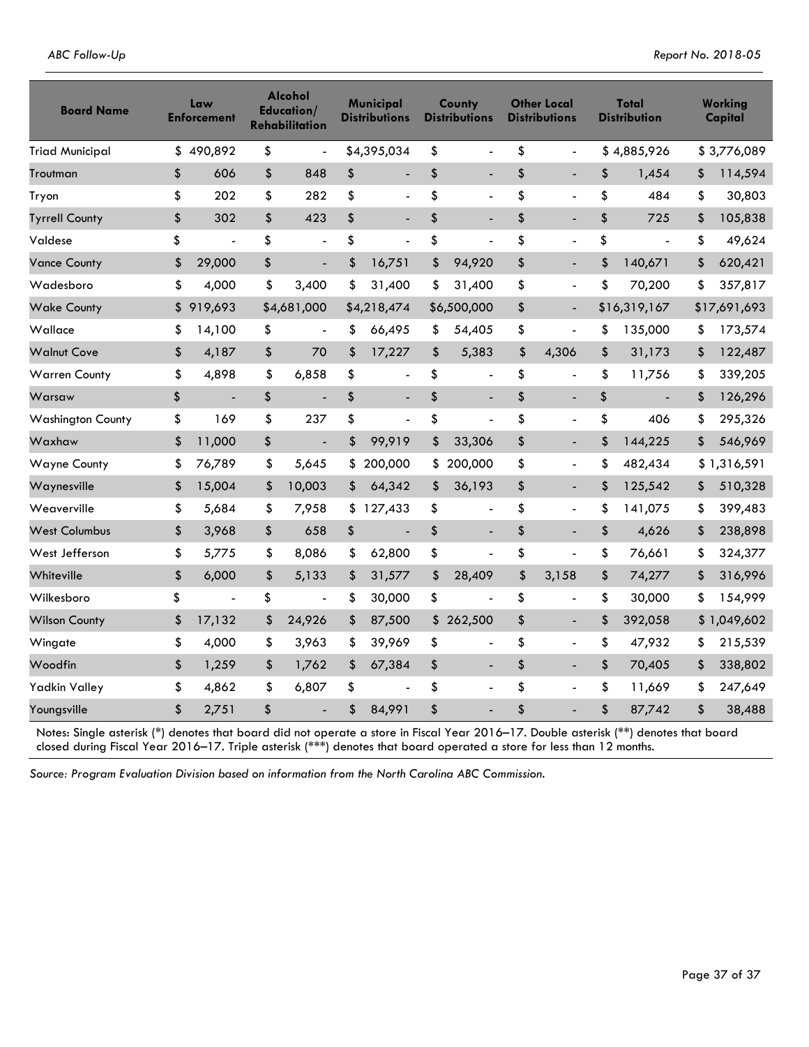| Board Name | Law Enforcement | Alcohol Education/ Rehabilitation | Municipal Distributions | County Distributions | Other Local Distributions | Total Distribution | Working Capital |
|---|---|---|---|---|---|---|---|
| Triad Municipal | $ 490,892 | $ - | $4,395,034 | $ - | $ - | $ 4,885,926 | $ 3,776,089 |
| Troutman | $ 606 | $ 848 | $ - | $ - | $ - | $ 1,454 | $ 114,594 |
| Tryon | $ 202 | $ 282 | $ - | $ - | $ - | $ 484 | $ 30,803 |
| Tyrrell County | $ 302 | $ 423 | $ - | $ - | $ - | $ 725 | $ 105,838 |
| Valdese | $ - | $ - | $ - | $ - | $ - | $ - | $ 49,624 |
| Vance County | $ 29,000 | $ - | $ 16,751 | $ 94,920 | $ - | $ 140,671 | $ 620,421 |
| Wadesboro | $ 4,000 | $ 3,400 | $ 31,400 | $ 31,400 | $ - | $ 70,200 | $ 357,817 |
| Wake County | $ 919,693 | $4,681,000 | $4,218,474 | $6,500,000 | $ - | $16,319,167 | $17,691,693 |
| Wallace | $ 14,100 | $ - | $ 66,495 | $ 54,405 | $ - | $ 135,000 | $ 173,574 |
| Walnut Cove | $ 4,187 | $ 70 | $ 17,227 | $ 5,383 | $ 4,306 | $ 31,173 | $ 122,487 |
| Warren County | $ 4,898 | $ 6,858 | $ - | $ - | $ - | $ 11,756 | $ 339,205 |
| Warsaw | $ - | $ - | $ - | $ - | $ - | $ - | $ 126,296 |
| Washington County | $ 169 | $ 237 | $ - | $ - | $ - | $ 406 | $ 295,326 |
| Waxhaw | $ 11,000 | $ - | $ 99,919 | $ 33,306 | $ - | $ 144,225 | $ 546,969 |
| Wayne County | $ 76,789 | $ 5,645 | $ 200,000 | $ 200,000 | $ - | $ 482,434 | $ 1,316,591 |
| Waynesville | $ 15,004 | $ 10,003 | $ 64,342 | $ 36,193 | $ - | $ 125,542 | $ 510,328 |
| Weaverville | $ 5,684 | $ 7,958 | $ 127,433 | $ - | $ - | $ 141,075 | $ 399,483 |
| West Columbus | $ 3,968 | $ 658 | $ - | $ - | $ - | $ 4,626 | $ 238,898 |
| West Jefferson | $ 5,775 | $ 8,086 | $ 62,800 | $ - | $ - | $ 76,661 | $ 324,377 |
| Whiteville | $ 6,000 | $ 5,133 | $ 31,577 | $ 28,409 | $ 3,158 | $ 74,277 | $ 316,996 |
| Wilkesboro | $ - | $ - | $ 30,000 | $ - | $ - | $ 30,000 | $ 154,999 |
| Wilson County | $ 17,132 | $ 24,926 | $ 87,500 | $ 262,500 | $ - | $ 392,058 | $ 1,049,602 |
| Wingate | $ 4,000 | $ 3,963 | $ 39,969 | $ - | $ - | $ 47,932 | $ 215,539 |
| Woodfin | $ 1,259 | $ 1,762 | $ 67,384 | $ - | $ - | $ 70,405 | $ 338,802 |
| Yadkin Valley | $ 4,862 | $ 6,807 | $ - | $ - | $ - | $ 11,669 | $ 247,649 |
| Youngsville | $ 2,751 | $ - | $ 84,991 | $ - | $ - | $ 87,742 | $ 38,488 |

Notes: Single asterisk (*) denotes that board did not operate a store in Fiscal Year 2016–17. Double asterisk (**) denotes that board closed during Fiscal Year 2016–17. Triple asterisk (***) denotes that board operated a store for less than 12 months.

*Source: Program Evaluation Division based on information from the North Carolina ABC Commission.*